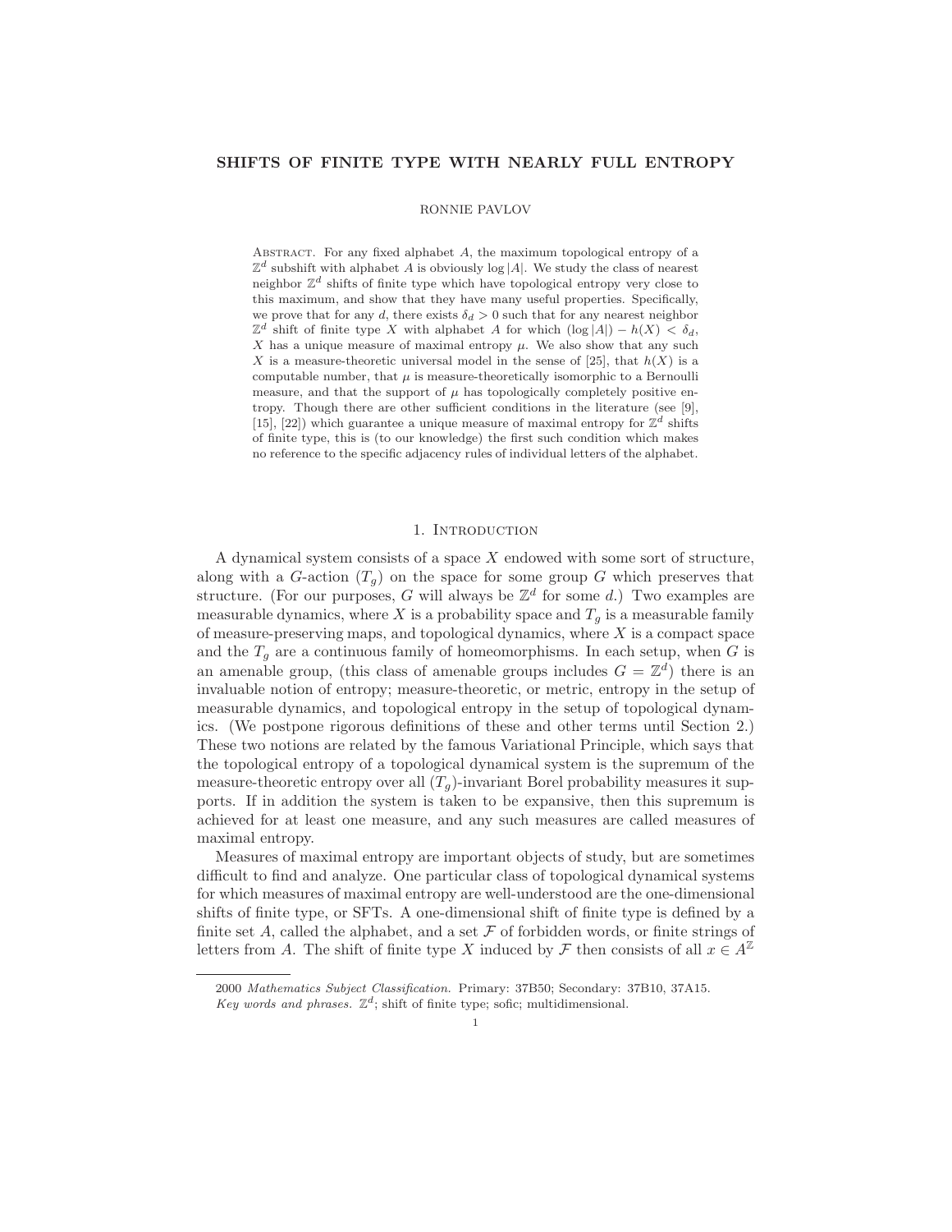# SHIFTS OF FINITE TYPE WITH NEARLY FULL ENTROPY

RONNIE PAVLOV

Abstract. For any fixed alphabet $A$, the maximum topological entropy of a $\mathbb{Z}^d$ subshift with alphabet $A$ is obviously $\log |A|$. We study the class of nearest neighbor $\mathbb{Z}^d$ shifts of finite type which have topological entropy very close to this maximum, and show that they have many useful properties. Specifically, we prove that for any $d$, there exists $\delta_d > 0$ such that for any nearest neighbor $\mathbb{Z}^d$ shift of finite type $X$ with alphabet $A$ for which $(\log |A|) - h(X) < \delta_d$, $X$ has a unique measure of maximal entropy $\mu$. We also show that any such $X$ is a measure-theoretic universal model in the sense of [25], that $h(X)$ is a computable number, that $\mu$ is measure-theoretically isomorphic to a Bernoulli measure, and that the support of $\mu$ has topologically completely positive entropy. Though there are other sufficient conditions in the literature (see [9], [15], [22]) which guarantee a unique measure of maximal entropy for $\mathbb{Z}^d$ shifts of finite type, this is (to our knowledge) the first such condition which makes no reference to the specific adjacency rules of individual letters of the alphabet.

## 1. Introduction

A dynamical system consists of a space $X$ endowed with some sort of structure, along with a $G$-action $(T_g)$ on the space for some group $G$ which preserves that structure. (For our purposes, $G$ will always be $\mathbb{Z}^d$ for some $d$.) Two examples are measurable dynamics, where $X$ is a probability space and $T_g$ is a measurable family of measure-preserving maps, and topological dynamics, where $X$ is a compact space and the $T_g$ are a continuous family of homeomorphisms. In each setup, when $G$ is an amenable group, (this class of amenable groups includes $G = \mathbb{Z}^d$) there is an invaluable notion of entropy; measure-theoretic, or metric, entropy in the setup of measurable dynamics, and topological entropy in the setup of topological dynamics. (We postpone rigorous definitions of these and other terms until Section 2.) These two notions are related by the famous Variational Principle, which says that the topological entropy of a topological dynamical system is the supremum of the measure-theoretic entropy over all $(T_g)$-invariant Borel probability measures it supports. If in addition the system is taken to be expansive, then this supremum is achieved for at least one measure, and any such measures are called measures of maximal entropy.

Measures of maximal entropy are important objects of study, but are sometimes difficult to find and analyze. One particular class of topological dynamical systems for which measures of maximal entropy are well-understood are the one-dimensional shifts of finite type, or SFTs. A one-dimensional shift of finite type is defined by a finite set $A$, called the alphabet, and a set $\mathcal{F}$ of forbidden words, or finite strings of letters from $A$. The shift of finite type $X$ induced by $\mathcal{F}$ then consists of all $x \in A^{\mathbb{Z}}$

---

2000 *Mathematics Subject Classification.* Primary: 37B50; Secondary: 37B10, 37A15.

*Key words and phrases.* $\mathbb{Z}^d$; shift of finite type; sofic; multidimensional.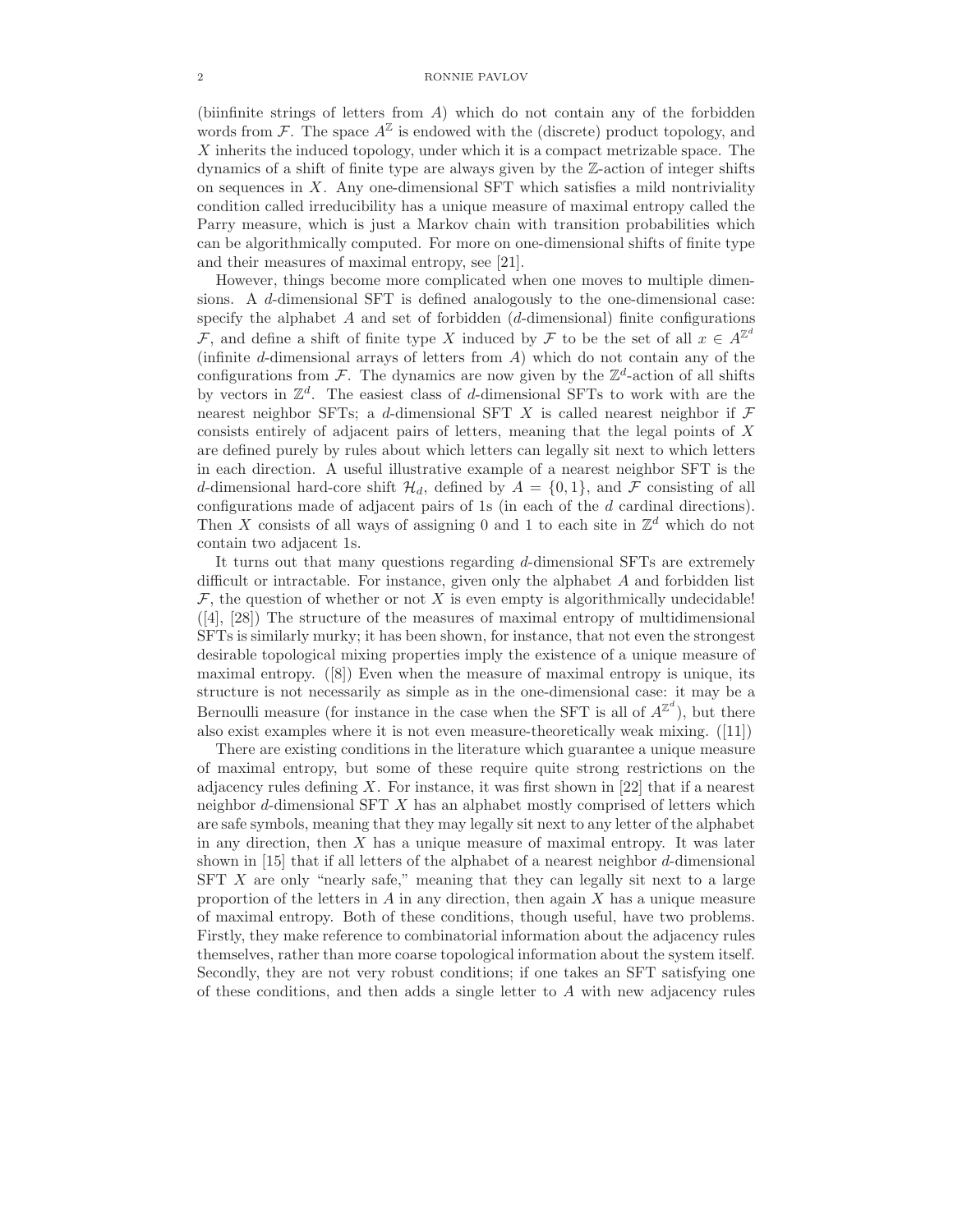(biinfinite strings of letters from $A$) which do not contain any of the forbidden words from $\mathcal{F}$. The space $A^{\mathbb{Z}}$ is endowed with the (discrete) product topology, and $X$ inherits the induced topology, under which it is a compact metrizable space. The dynamics of a shift of finite type are always given by the $\mathbb{Z}$-action of integer shifts on sequences in $X$. Any one-dimensional SFT which satisfies a mild nontriviality condition called irreducibility has a unique measure of maximal entropy called the Parry measure, which is just a Markov chain with transition probabilities which can be algorithmically computed. For more on one-dimensional shifts of finite type and their measures of maximal entropy, see [21].

However, things become more complicated when one moves to multiple dimensions. A $d$-dimensional SFT is defined analogously to the one-dimensional case: specify the alphabet $A$ and set of forbidden ($d$-dimensional) finite configurations $\mathcal{F}$, and define a shift of finite type $X$ induced by $\mathcal{F}$ to be the set of all $x \in A^{\mathbb{Z}^d}$ (infinite $d$-dimensional arrays of letters from $A$) which do not contain any of the configurations from $\mathcal{F}$. The dynamics are now given by the $\mathbb{Z}^d$-action of all shifts by vectors in $\mathbb{Z}^d$. The easiest class of $d$-dimensional SFTs to work with are the nearest neighbor SFTs; a $d$-dimensional SFT $X$ is called nearest neighbor if $\mathcal{F}$ consists entirely of adjacent pairs of letters, meaning that the legal points of $X$ are defined purely by rules about which letters can legally sit next to which letters in each direction. A useful illustrative example of a nearest neighbor SFT is the $d$-dimensional hard-core shift $\mathcal{H}_d$, defined by $A = \{0, 1\}$, and $\mathcal{F}$ consisting of all configurations made of adjacent pairs of 1s (in each of the $d$ cardinal directions). Then $X$ consists of all ways of assigning 0 and 1 to each site in $\mathbb{Z}^d$ which do not contain two adjacent 1s.

It turns out that many questions regarding $d$-dimensional SFTs are extremely difficult or intractable. For instance, given only the alphabet $A$ and forbidden list $\mathcal{F}$, the question of whether or not $X$ is even empty is algorithmically undecidable! ([4], [28]) The structure of the measures of maximal entropy of multidimensional SFTs is similarly murky; it has been shown, for instance, that not even the strongest desirable topological mixing properties imply the existence of a unique measure of maximal entropy. ([8]) Even when the measure of maximal entropy is unique, its structure is not necessarily as simple as in the one-dimensional case: it may be a Bernoulli measure (for instance in the case when the SFT is all of $A^{\mathbb{Z}^d}$), but there also exist examples where it is not even measure-theoretically weak mixing. ([11])

There are existing conditions in the literature which guarantee a unique measure of maximal entropy, but some of these require quite strong restrictions on the adjacency rules defining $X$. For instance, it was first shown in [22] that if a nearest neighbor $d$-dimensional SFT $X$ has an alphabet mostly comprised of letters which are safe symbols, meaning that they may legally sit next to any letter of the alphabet in any direction, then $X$ has a unique measure of maximal entropy. It was later shown in [15] that if all letters of the alphabet of a nearest neighbor $d$-dimensional SFT $X$ are only "nearly safe," meaning that they can legally sit next to a large proportion of the letters in $A$ in any direction, then again $X$ has a unique measure of maximal entropy. Both of these conditions, though useful, have two problems. Firstly, they make reference to combinatorial information about the adjacency rules themselves, rather than more coarse topological information about the system itself. Secondly, they are not very robust conditions; if one takes an SFT satisfying one of these conditions, and then adds a single letter to $A$ with new adjacency rules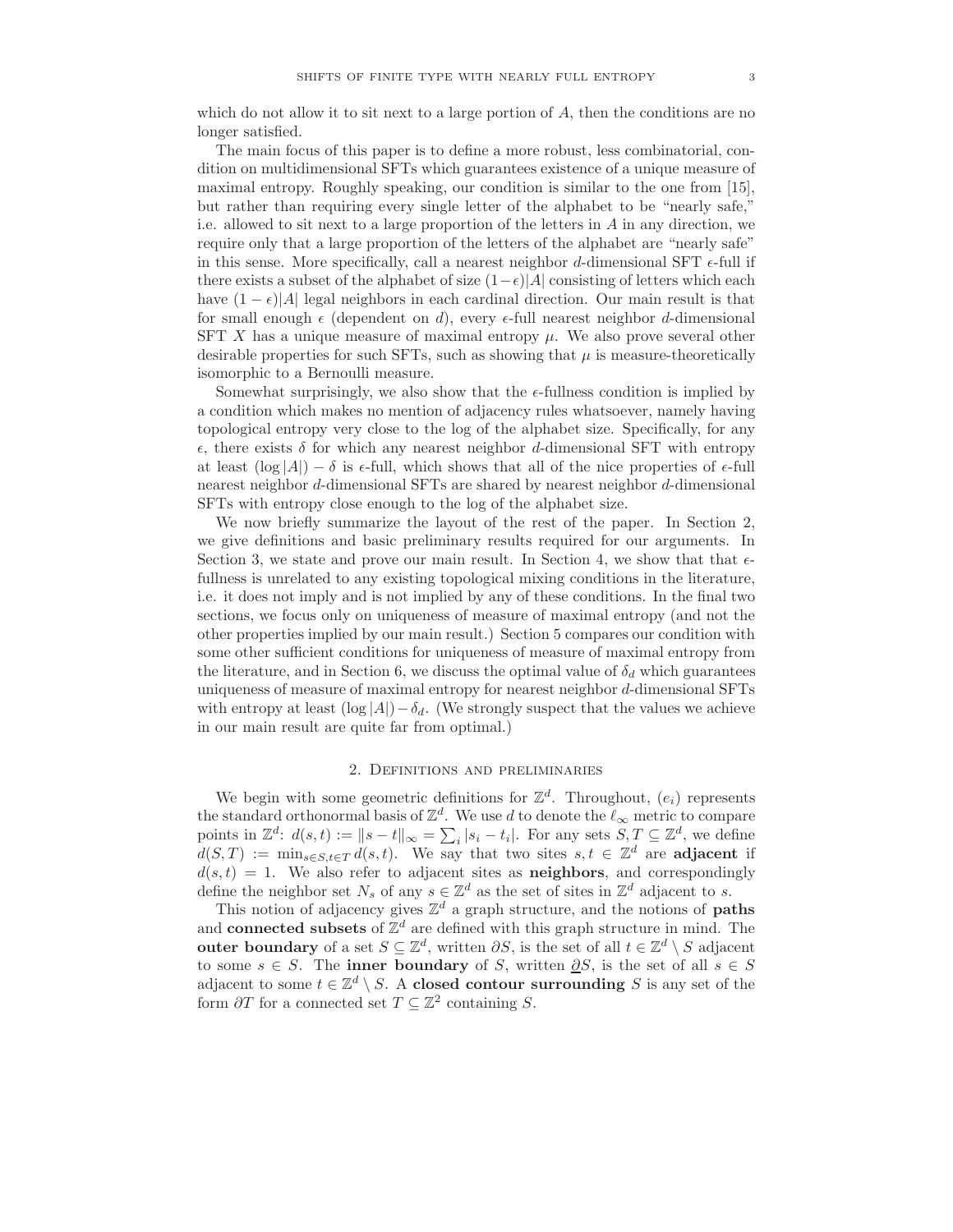which do not allow it to sit next to a large portion of $A$, then the conditions are no longer satisfied.

The main focus of this paper is to define a more robust, less combinatorial, condition on multidimensional SFTs which guarantees existence of a unique measure of maximal entropy. Roughly speaking, our condition is similar to the one from [15], but rather than requiring every single letter of the alphabet to be "nearly safe," i.e. allowed to sit next to a large proportion of the letters in $A$ in any direction, we require only that a large proportion of the letters of the alphabet are "nearly safe" in this sense. More specifically, call a nearest neighbor $d$-dimensional SFT $\epsilon$-full if there exists a subset of the alphabet of size $(1-\epsilon)|A|$ consisting of letters which each have $(1-\epsilon)|A|$ legal neighbors in each cardinal direction. Our main result is that for small enough $\epsilon$ (dependent on $d$), every $\epsilon$-full nearest neighbor $d$-dimensional SFT $X$ has a unique measure of maximal entropy $\mu$. We also prove several other desirable properties for such SFTs, such as showing that $\mu$ is measure-theoretically isomorphic to a Bernoulli measure.

Somewhat surprisingly, we also show that the $\epsilon$-fullness condition is implied by a condition which makes no mention of adjacency rules whatsoever, namely having topological entropy very close to the log of the alphabet size. Specifically, for any $\epsilon$, there exists $\delta$ for which any nearest neighbor $d$-dimensional SFT with entropy at least $(\log|A|) - \delta$ is $\epsilon$-full, which shows that all of the nice properties of $\epsilon$-full nearest neighbor $d$-dimensional SFTs are shared by nearest neighbor $d$-dimensional SFTs with entropy close enough to the log of the alphabet size.

We now briefly summarize the layout of the rest of the paper. In Section 2, we give definitions and basic preliminary results required for our arguments. In Section 3, we state and prove our main result. In Section 4, we show that that $\epsilon$-fullness is unrelated to any existing topological mixing conditions in the literature, i.e. it does not imply and is not implied by any of these conditions. In the final two sections, we focus only on uniqueness of measure of maximal entropy (and not the other properties implied by our main result.) Section 5 compares our condition with some other sufficient conditions for uniqueness of measure of maximal entropy from the literature, and in Section 6, we discuss the optimal value of $\delta_d$ which guarantees uniqueness of measure of maximal entropy for nearest neighbor $d$-dimensional SFTs with entropy at least $(\log|A|) - \delta_d$. (We strongly suspect that the values we achieve in our main result are quite far from optimal.)

## 2. Definitions and preliminaries

We begin with some geometric definitions for $\mathbb{Z}^d$. Throughout, $(e_i)$ represents the standard orthonormal basis of $\mathbb{Z}^d$. We use $d$ to denote the $\ell_\infty$ metric to compare points in $\mathbb{Z}^d$: $d(s,t) := \|s-t\|_\infty = \sum_i |s_i - t_i|$. For any sets $S, T \subseteq \mathbb{Z}^d$, we define $d(S,T) := \min_{s \in S, t \in T} d(s,t)$. We say that two sites $s, t \in \mathbb{Z}^d$ are **adjacent** if $d(s,t) = 1$. We also refer to adjacent sites as **neighbors**, and correspondingly define the neighbor set $N_s$ of any $s \in \mathbb{Z}^d$ as the set of sites in $\mathbb{Z}^d$ adjacent to $s$.

This notion of adjacency gives $\mathbb{Z}^d$ a graph structure, and the notions of **paths** and **connected subsets** of $\mathbb{Z}^d$ are defined with this graph structure in mind. The **outer boundary** of a set $S \subseteq \mathbb{Z}^d$, written $\partial S$, is the set of all $t \in \mathbb{Z}^d \setminus S$ adjacent to some $s \in S$. The **inner boundary** of $S$, written $\underline{\partial} S$, is the set of all $s \in S$ adjacent to some $t \in \mathbb{Z}^d \setminus S$. A **closed contour surrounding** $S$ is any set of the form $\partial T$ for a connected set $T \subseteq \mathbb{Z}^2$ containing $S$.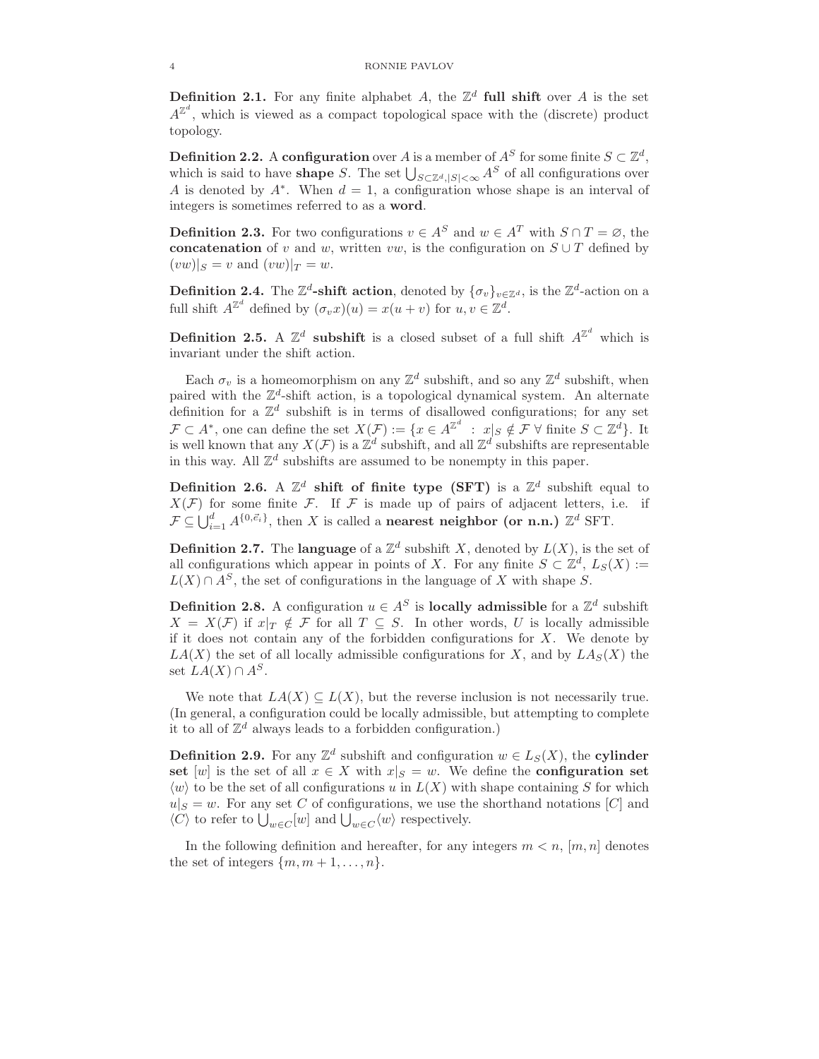**Definition 2.1.** For any finite alphabet $A$, the $\mathbb{Z}^d$ **full shift** over $A$ is the set $A^{\mathbb{Z}^d}$, which is viewed as a compact topological space with the (discrete) product topology.

**Definition 2.2.** A **configuration** over $A$ is a member of $A^S$ for some finite $S \subset \mathbb{Z}^d$, which is said to have **shape** $S$. The set $\bigcup_{S \subset \mathbb{Z}^d, |S| < \infty} A^S$ of all configurations over $A$ is denoted by $A^*$. When $d = 1$, a configuration whose shape is an interval of integers is sometimes referred to as a **word**.

**Definition 2.3.** For two configurations $v \in A^S$ and $w \in A^T$ with $S \cap T = \varnothing$, the **concatenation** of $v$ and $w$, written $vw$, is the configuration on $S \cup T$ defined by $(vw)|_S = v$ and $(vw)|_T = w$.

**Definition 2.4.** The $\mathbb{Z}^d$**-shift action**, denoted by $\{\sigma_v\}_{v \in \mathbb{Z}^d}$, is the $\mathbb{Z}^d$-action on a full shift $A^{\mathbb{Z}^d}$ defined by $(\sigma_v x)(u) = x(u + v)$ for $u, v \in \mathbb{Z}^d$.

**Definition 2.5.** A $\mathbb{Z}^d$ **subshift** is a closed subset of a full shift $A^{\mathbb{Z}^d}$ which is invariant under the shift action.

Each $\sigma_v$ is a homeomorphism on any $\mathbb{Z}^d$ subshift, and so any $\mathbb{Z}^d$ subshift, when paired with the $\mathbb{Z}^d$-shift action, is a topological dynamical system. An alternate definition for a $\mathbb{Z}^d$ subshift is in terms of disallowed configurations; for any set $\mathcal{F} \subset A^*$, one can define the set $X(\mathcal{F}) := \{x \in A^{\mathbb{Z}^d} \ : \ x|_S \notin \mathcal{F} \ \forall \text{ finite } S \subset \mathbb{Z}^d\}$. It is well known that any $X(\mathcal{F})$ is a $\mathbb{Z}^d$ subshift, and all $\mathbb{Z}^d$ subshifts are representable in this way. All $\mathbb{Z}^d$ subshifts are assumed to be nonempty in this paper.

**Definition 2.6.** A $\mathbb{Z}^d$ **shift of finite type (SFT)** is a $\mathbb{Z}^d$ subshift equal to $X(\mathcal{F})$ for some finite $\mathcal{F}$. If $\mathcal{F}$ is made up of pairs of adjacent letters, i.e. if $\mathcal{F} \subseteq \bigcup_{i=1}^{d} A^{\{0, \vec{e}_i\}}$, then $X$ is called a **nearest neighbor (or n.n.)** $\mathbb{Z}^d$ SFT.

**Definition 2.7.** The **language** of a $\mathbb{Z}^d$ subshift $X$, denoted by $L(X)$, is the set of all configurations which appear in points of $X$. For any finite $S \subset \mathbb{Z}^d$, $L_S(X) := L(X) \cap A^S$, the set of configurations in the language of $X$ with shape $S$.

**Definition 2.8.** A configuration $u \in A^S$ is **locally admissible** for a $\mathbb{Z}^d$ subshift $X = X(\mathcal{F})$ if $x|_T \notin \mathcal{F}$ for all $T \subseteq S$. In other words, $U$ is locally admissible if it does not contain any of the forbidden configurations for $X$. We denote by $LA(X)$ the set of all locally admissible configurations for $X$, and by $LA_S(X)$ the set $LA(X) \cap A^S$.

We note that $LA(X) \subseteq L(X)$, but the reverse inclusion is not necessarily true. (In general, a configuration could be locally admissible, but attempting to complete it to all of $\mathbb{Z}^d$ always leads to a forbidden configuration.)

**Definition 2.9.** For any $\mathbb{Z}^d$ subshift and configuration $w \in L_S(X)$, the **cylinder set** $[w]$ is the set of all $x \in X$ with $x|_S = w$. We define the **configuration set** $\langle w \rangle$ to be the set of all configurations $u$ in $L(X)$ with shape containing $S$ for which $u|_S = w$. For any set $C$ of configurations, we use the shorthand notations $[C]$ and $\langle C \rangle$ to refer to $\bigcup_{w \in C} [w]$ and $\bigcup_{w \in C} \langle w \rangle$ respectively.

In the following definition and hereafter, for any integers $m < n$, $[m, n]$ denotes the set of integers $\{m, m+1, \ldots, n\}$.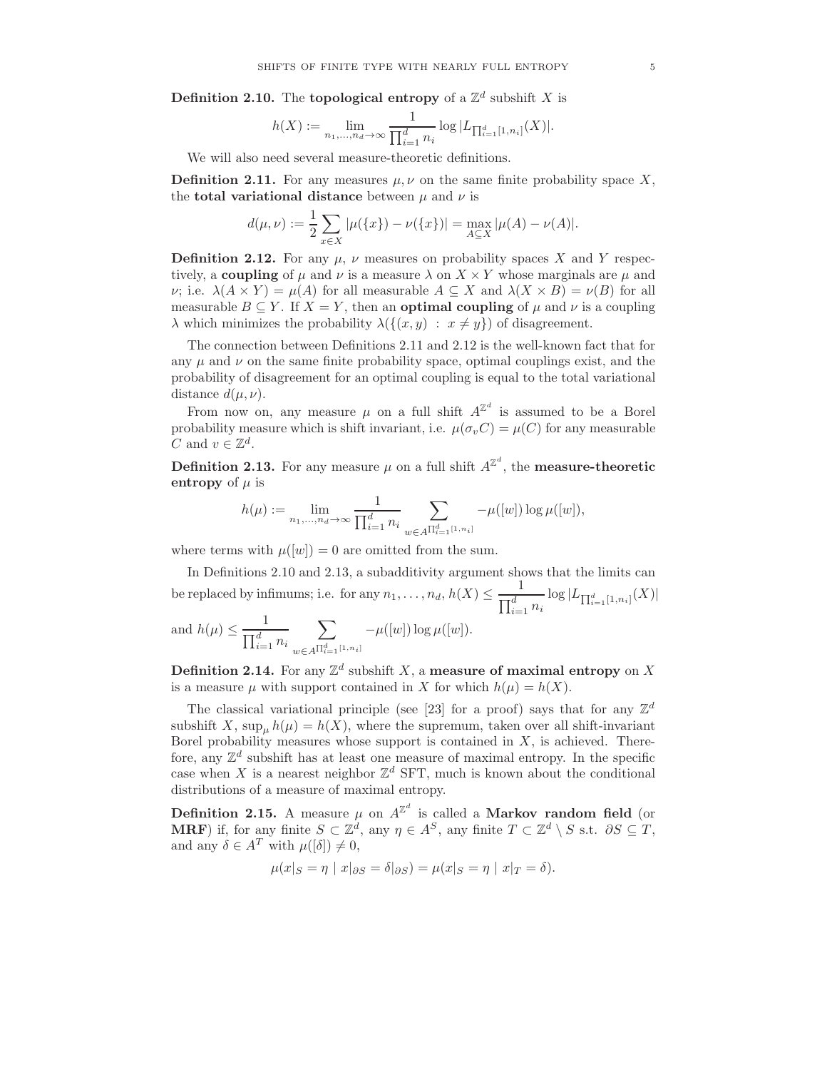**Definition 2.10.** The **topological entropy** of a $\mathbb{Z}^d$ subshift $X$ is

$$h(X) := \lim_{n_1,\ldots,n_d\to\infty} \frac{1}{\prod_{i=1}^d n_i} \log |L_{\prod_{i=1}^d [1,n_i]}(X)|.$$

We will also need several measure-theoretic definitions.

**Definition 2.11.** For any measures $\mu, \nu$ on the same finite probability space $X$, the **total variational distance** between $\mu$ and $\nu$ is

$$d(\mu,\nu) := \frac{1}{2}\sum_{x\in X} |\mu(\{x\}) - \nu(\{x\})| = \max_{A\subseteq X} |\mu(A) - \nu(A)|.$$

**Definition 2.12.** For any $\mu$, $\nu$ measures on probability spaces $X$ and $Y$ respectively, a **coupling** of $\mu$ and $\nu$ is a measure $\lambda$ on $X \times Y$ whose marginals are $\mu$ and $\nu$; i.e. $\lambda(A \times Y) = \mu(A)$ for all measurable $A \subseteq X$ and $\lambda(X \times B) = \nu(B)$ for all measurable $B \subseteq Y$. If $X = Y$, then an **optimal coupling** of $\mu$ and $\nu$ is a coupling $\lambda$ which minimizes the probability $\lambda(\{(x,y) \,:\, x \neq y\})$ of disagreement.

The connection between Definitions 2.11 and 2.12 is the well-known fact that for any $\mu$ and $\nu$ on the same finite probability space, optimal couplings exist, and the probability of disagreement for an optimal coupling is equal to the total variational distance $d(\mu,\nu)$.

From now on, any measure $\mu$ on a full shift $A^{\mathbb{Z}^d}$ is assumed to be a Borel probability measure which is shift invariant, i.e. $\mu(\sigma_v C) = \mu(C)$ for any measurable $C$ and $v \in \mathbb{Z}^d$.

**Definition 2.13.** For any measure $\mu$ on a full shift $A^{\mathbb{Z}^d}$, the **measure-theoretic entropy** of $\mu$ is

$$h(\mu) := \lim_{n_1,\ldots,n_d\to\infty} \frac{1}{\prod_{i=1}^d n_i} \sum_{w\in A^{\prod_{i=1}^d [1,n_i]}} -\mu([w])\log\mu([w]),$$

where terms with $\mu([w]) = 0$ are omitted from the sum.

In Definitions 2.10 and 2.13, a subadditivity argument shows that the limits can be replaced by infimums; i.e. for any $n_1, \ldots, n_d$, $h(X) \leq \frac{1}{\prod_{i=1}^d n_i} \log |L_{\prod_{i=1}^d [1,n_i]}(X)|$ and $h(\mu) \leq \frac{1}{\prod_{i=1}^d n_i} \sum_{w\in A^{\prod_{i=1}^d [1,n_i]}} -\mu([w])\log\mu([w])$.

**Definition 2.14.** For any $\mathbb{Z}^d$ subshift $X$, a **measure of maximal entropy** on $X$ is a measure $\mu$ with support contained in $X$ for which $h(\mu) = h(X)$.

The classical variational principle (see [23] for a proof) says that for any $\mathbb{Z}^d$ subshift $X$, $\sup_\mu h(\mu) = h(X)$, where the supremum, taken over all shift-invariant Borel probability measures whose support is contained in $X$, is achieved. Therefore, any $\mathbb{Z}^d$ subshift has at least one measure of maximal entropy. In the specific case when $X$ is a nearest neighbor $\mathbb{Z}^d$ SFT, much is known about the conditional distributions of a measure of maximal entropy.

**Definition 2.15.** A measure $\mu$ on $A^{\mathbb{Z}^d}$ is called a **Markov random field** (or **MRF**) if, for any finite $S \subset \mathbb{Z}^d$, any $\eta \in A^S$, any finite $T \subset \mathbb{Z}^d \setminus S$ s.t. $\partial S \subseteq T$, and any $\delta \in A^T$ with $\mu([\delta]) \neq 0$,

$$\mu(x|_S = \eta \mid x|_{\partial S} = \delta|_{\partial S}) = \mu(x|_S = \eta \mid x|_T = \delta).$$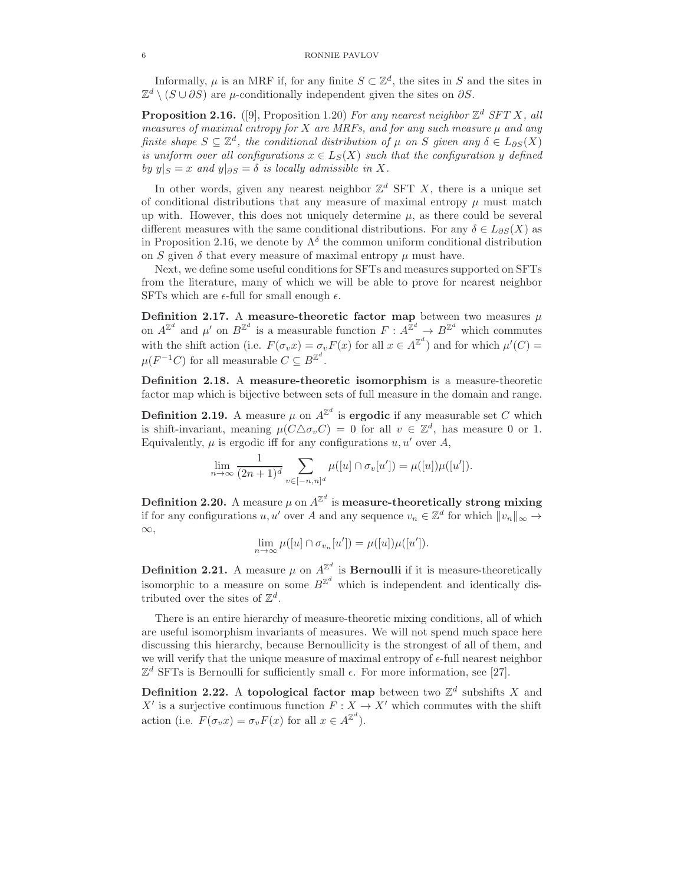Informally, $\mu$ is an MRF if, for any finite $S \subset \mathbb{Z}^d$, the sites in $S$ and the sites in $\mathbb{Z}^d \setminus (S \cup \partial S)$ are $\mu$-conditionally independent given the sites on $\partial S$.

**Proposition 2.16.** ([9], Proposition 1.20) *For any nearest neighbor $\mathbb{Z}^d$ SFT $X$, all measures of maximal entropy for $X$ are MRFs, and for any such measure $\mu$ and any finite shape $S \subseteq \mathbb{Z}^d$, the conditional distribution of $\mu$ on $S$ given any $\delta \in L_{\partial S}(X)$ is uniform over all configurations $x \in L_S(X)$ such that the configuration $y$ defined by $y|_S = x$ and $y|_{\partial S} = \delta$ is locally admissible in $X$.*

In other words, given any nearest neighbor $\mathbb{Z}^d$ SFT $X$, there is a unique set of conditional distributions that any measure of maximal entropy $\mu$ must match up with. However, this does not uniquely determine $\mu$, as there could be several different measures with the same conditional distributions. For any $\delta \in L_{\partial S}(X)$ as in Proposition 2.16, we denote by $\Lambda^\delta$ the common uniform conditional distribution on $S$ given $\delta$ that every measure of maximal entropy $\mu$ must have.

Next, we define some useful conditions for SFTs and measures supported on SFTs from the literature, many of which we will be able to prove for nearest neighbor SFTs which are $\epsilon$-full for small enough $\epsilon$.

**Definition 2.17.** A **measure-theoretic factor map** between two measures $\mu$ on $A^{\mathbb{Z}^d}$ and $\mu'$ on $B^{\mathbb{Z}^d}$ is a measurable function $F : A^{\mathbb{Z}^d} \to B^{\mathbb{Z}^d}$ which commutes with the shift action (i.e. $F(\sigma_v x) = \sigma_v F(x)$ for all $x \in A^{\mathbb{Z}^d}$) and for which $\mu'(C) = \mu(F^{-1}C)$ for all measurable $C \subseteq B^{\mathbb{Z}^d}$.

**Definition 2.18.** A **measure-theoretic isomorphism** is a measure-theoretic factor map which is bijective between sets of full measure in the domain and range.

**Definition 2.19.** A measure $\mu$ on $A^{\mathbb{Z}^d}$ is **ergodic** if any measurable set $C$ which is shift-invariant, meaning $\mu(C \triangle \sigma_v C) = 0$ for all $v \in \mathbb{Z}^d$, has measure 0 or 1. Equivalently, $\mu$ is ergodic iff for any configurations $u, u'$ over $A$,

$$\lim_{n\to\infty} \frac{1}{(2n+1)^d} \sum_{v \in [-n,n]^d} \mu([u] \cap \sigma_v[u']) = \mu([u])\mu([u']).$$

**Definition 2.20.** A measure $\mu$ on $A^{\mathbb{Z}^d}$ is **measure-theoretically strong mixing** if for any configurations $u, u'$ over $A$ and any sequence $v_n \in \mathbb{Z}^d$ for which $\|v_n\|_\infty \to \infty$,

$$\lim_{n\to\infty} \mu([u] \cap \sigma_{v_n}[u']) = \mu([u])\mu([u']).$$

**Definition 2.21.** A measure $\mu$ on $A^{\mathbb{Z}^d}$ is **Bernoulli** if it is measure-theoretically isomorphic to a measure on some $B^{\mathbb{Z}^d}$ which is independent and identically distributed over the sites of $\mathbb{Z}^d$.

There is an entire hierarchy of measure-theoretic mixing conditions, all of which are useful isomorphism invariants of measures. We will not spend much space here discussing this hierarchy, because Bernoullicity is the strongest of all of them, and we will verify that the unique measure of maximal entropy of $\epsilon$-full nearest neighbor $\mathbb{Z}^d$ SFTs is Bernoulli for sufficiently small $\epsilon$. For more information, see [27].

**Definition 2.22.** A **topological factor map** between two $\mathbb{Z}^d$ subshifts $X$ and $X'$ is a surjective continuous function $F : X \to X'$ which commutes with the shift action (i.e. $F(\sigma_v x) = \sigma_v F(x)$ for all $x \in A^{\mathbb{Z}^d}$).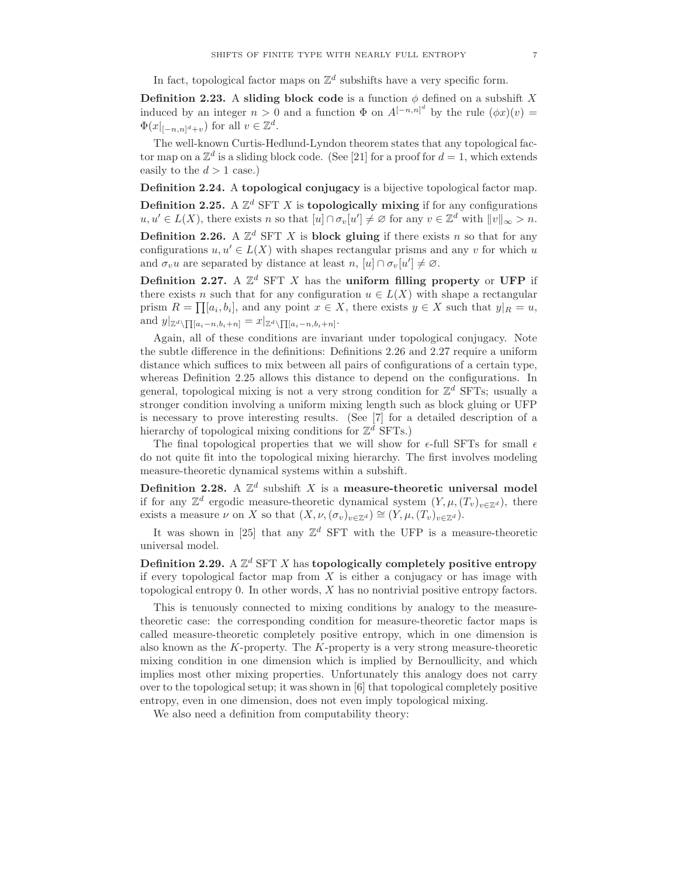In fact, topological factor maps on $\mathbb{Z}^d$ subshifts have a very specific form.

**Definition 2.23.** A **sliding block code** is a function $\phi$ defined on a subshift $X$ induced by an integer $n > 0$ and a function $\Phi$ on $A^{[-n,n]^d}$ by the rule $(\phi x)(v) = \Phi(x|_{[-n,n]^d+v})$ for all $v \in \mathbb{Z}^d$.

The well-known Curtis-Hedlund-Lyndon theorem states that any topological factor map on a $\mathbb{Z}^d$ is a sliding block code. (See [21] for a proof for $d = 1$, which extends easily to the $d > 1$ case.)

**Definition 2.24.** A **topological conjugacy** is a bijective topological factor map.

**Definition 2.25.** A $\mathbb{Z}^d$ SFT $X$ is **topologically mixing** if for any configurations $u, u' \in L(X)$, there exists $n$ so that $[u] \cap \sigma_v[u'] \neq \varnothing$ for any $v \in \mathbb{Z}^d$ with $\|v\|_\infty > n$.

**Definition 2.26.** A $\mathbb{Z}^d$ SFT $X$ is **block gluing** if there exists $n$ so that for any configurations $u, u' \in L(X)$ with shapes rectangular prisms and any $v$ for which $u$ and $\sigma_v u$ are separated by distance at least $n$, $[u] \cap \sigma_v[u'] \neq \varnothing$.

**Definition 2.27.** A $\mathbb{Z}^d$ SFT $X$ has the **uniform filling property** or **UFP** if there exists $n$ such that for any configuration $u \in L(X)$ with shape a rectangular prism $R = \prod[a_i, b_i]$, and any point $x \in X$, there exists $y \in X$ such that $y|_R = u$, and $y|_{\mathbb{Z}^d \setminus \prod[a_i-n,b_i+n]} = x|_{\mathbb{Z}^d \setminus \prod[a_i-n,b_i+n]}$.

Again, all of these conditions are invariant under topological conjugacy. Note the subtle difference in the definitions: Definitions 2.26 and 2.27 require a uniform distance which suffices to mix between all pairs of configurations of a certain type, whereas Definition 2.25 allows this distance to depend on the configurations. In general, topological mixing is not a very strong condition for $\mathbb{Z}^d$ SFTs; usually a stronger condition involving a uniform mixing length such as block gluing or UFP is necessary to prove interesting results. (See [7] for a detailed description of a hierarchy of topological mixing conditions for $\mathbb{Z}^d$ SFTs.)

The final topological properties that we will show for $\epsilon$-full SFTs for small $\epsilon$ do not quite fit into the topological mixing hierarchy. The first involves modeling measure-theoretic dynamical systems within a subshift.

**Definition 2.28.** A $\mathbb{Z}^d$ subshift $X$ is a **measure-theoretic universal model** if for any $\mathbb{Z}^d$ ergodic measure-theoretic dynamical system $(Y, \mu, (T_v)_{v\in\mathbb{Z}^d})$, there exists a measure $\nu$ on $X$ so that $(X, \nu, (\sigma_v)_{v\in\mathbb{Z}^d}) \cong (Y, \mu, (T_v)_{v\in\mathbb{Z}^d})$.

It was shown in [25] that any $\mathbb{Z}^d$ SFT with the UFP is a measure-theoretic universal model.

**Definition 2.29.** A $\mathbb{Z}^d$ SFT $X$ has **topologically completely positive entropy** if every topological factor map from $X$ is either a conjugacy or has image with topological entropy 0. In other words, $X$ has no nontrivial positive entropy factors.

This is tenuously connected to mixing conditions by analogy to the measure-theoretic case: the corresponding condition for measure-theoretic factor maps is called measure-theoretic completely positive entropy, which in one dimension is also known as the $K$-property. The $K$-property is a very strong measure-theoretic mixing condition in one dimension which is implied by Bernoullicity, and which implies most other mixing properties. Unfortunately this analogy does not carry over to the topological setup; it was shown in [6] that topological completely positive entropy, even in one dimension, does not even imply topological mixing.

We also need a definition from computability theory: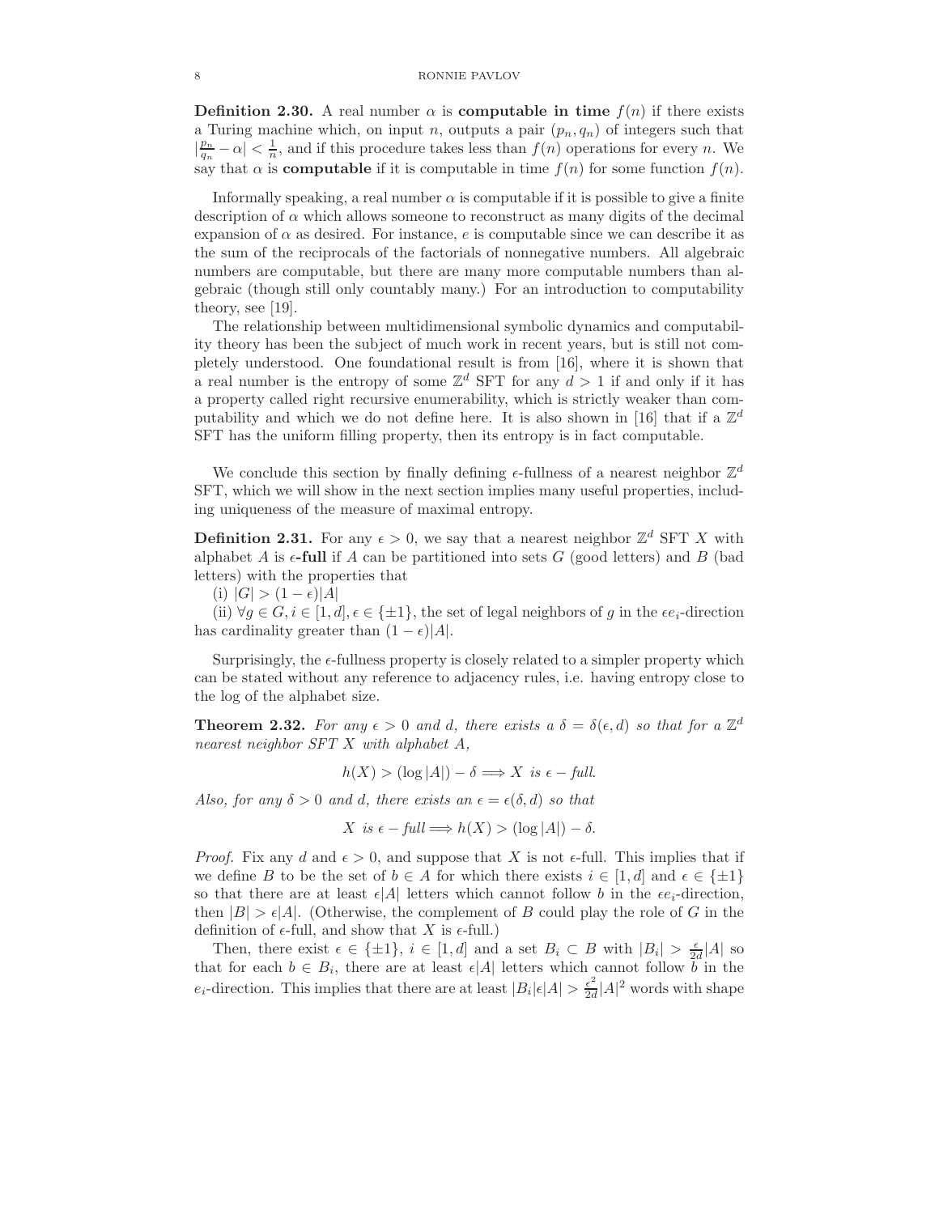**Definition 2.30.** A real number $\alpha$ is **computable in time** $f(n)$ if there exists a Turing machine which, on input $n$, outputs a pair $(p_n, q_n)$ of integers such that $|\frac{p_n}{q_n} - \alpha| < \frac{1}{n}$, and if this procedure takes less than $f(n)$ operations for every $n$. We say that $\alpha$ is **computable** if it is computable in time $f(n)$ for some function $f(n)$.

Informally speaking, a real number $\alpha$ is computable if it is possible to give a finite description of $\alpha$ which allows someone to reconstruct as many digits of the decimal expansion of $\alpha$ as desired. For instance, $e$ is computable since we can describe it as the sum of the reciprocals of the factorials of nonnegative numbers. All algebraic numbers are computable, but there are many more computable numbers than algebraic (though still only countably many.) For an introduction to computability theory, see [19].

The relationship between multidimensional symbolic dynamics and computability theory has been the subject of much work in recent years, but is still not completely understood. One foundational result is from [16], where it is shown that a real number is the entropy of some $\mathbb{Z}^d$ SFT for any $d > 1$ if and only if it has a property called right recursive enumerability, which is strictly weaker than computability and which we do not define here. It is also shown in [16] that if a $\mathbb{Z}^d$ SFT has the uniform filling property, then its entropy is in fact computable.

We conclude this section by finally defining $\epsilon$-fullness of a nearest neighbor $\mathbb{Z}^d$ SFT, which we will show in the next section implies many useful properties, including uniqueness of the measure of maximal entropy.

**Definition 2.31.** For any $\epsilon > 0$, we say that a nearest neighbor $\mathbb{Z}^d$ SFT $X$ with alphabet $A$ is **$\epsilon$-full** if $A$ can be partitioned into sets $G$ (good letters) and $B$ (bad letters) with the properties that

(i) $|G| > (1-\epsilon)|A|$

(ii) $\forall g \in G, i \in [1,d], \epsilon \in \{\pm 1\}$, the set of legal neighbors of $g$ in the $\epsilon e_i$-direction has cardinality greater than $(1-\epsilon)|A|$.

Surprisingly, the $\epsilon$-fullness property is closely related to a simpler property which can be stated without any reference to adjacency rules, i.e. having entropy close to the log of the alphabet size.

**Theorem 2.32.** *For any $\epsilon > 0$ and $d$, there exists a $\delta = \delta(\epsilon, d)$ so that for a $\mathbb{Z}^d$ nearest neighbor SFT $X$ with alphabet $A$,*

$$h(X) > (\log |A|) - \delta \Longrightarrow X \text{ is } \epsilon - full.$$

*Also, for any $\delta > 0$ and $d$, there exists an $\epsilon = \epsilon(\delta, d)$ so that*

$$X \text{ is } \epsilon - full \Longrightarrow h(X) > (\log |A|) - \delta.$$

*Proof.* Fix any $d$ and $\epsilon > 0$, and suppose that $X$ is not $\epsilon$-full. This implies that if we define $B$ to be the set of $b \in A$ for which there exists $i \in [1,d]$ and $\epsilon \in \{\pm 1\}$ so that there are at least $\epsilon|A|$ letters which cannot follow $b$ in the $\epsilon e_i$-direction, then $|B| > \epsilon|A|$. (Otherwise, the complement of $B$ could play the role of $G$ in the definition of $\epsilon$-full, and show that $X$ is $\epsilon$-full.)

Then, there exist $\epsilon \in \{\pm 1\}$, $i \in [1,d]$ and a set $B_i \subset B$ with $|B_i| > \frac{\epsilon}{2d}|A|$ so that for each $b \in B_i$, there are at least $\epsilon|A|$ letters which cannot follow $b$ in the $e_i$-direction. This implies that there are at least $|B_i|\epsilon|A| > \frac{\epsilon^2}{2d}|A|^2$ words with shape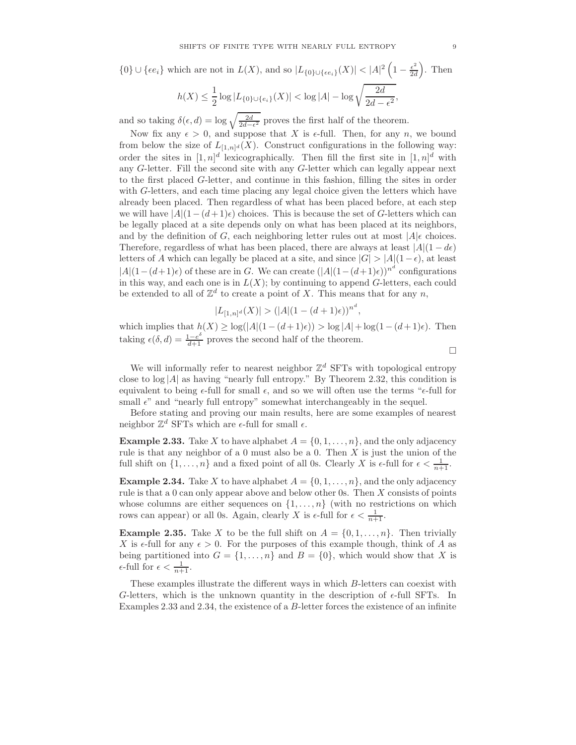$\{0\} \cup \{\epsilon e_i\}$ which are not in $L(X)$, and so $|L_{\{0\}\cup\{\epsilon e_i\}}(X)| < |A|^2 \left(1 - \frac{\epsilon^2}{2d}\right)$. Then

$$h(X) \leq \frac{1}{2} \log |L_{\{0\}\cup\{e_i\}}(X)| < \log |A| - \log \sqrt{\frac{2d}{2d - \epsilon^2}},$$

and so taking $\delta(\epsilon, d) = \log \sqrt{\frac{2d}{2d-\epsilon^2}}$ proves the first half of the theorem.

Now fix any $\epsilon > 0$, and suppose that $X$ is $\epsilon$-full. Then, for any $n$, we bound from below the size of $L_{[1,n]^d}(X)$. Construct configurations in the following way: order the sites in $[1, n]^d$ lexicographically. Then fill the first site in $[1, n]^d$ with any $G$-letter. Fill the second site with any $G$-letter which can legally appear next to the first placed $G$-letter, and continue in this fashion, filling the sites in order with $G$-letters, and each time placing any legal choice given the letters which have already been placed. Then regardless of what has been placed before, at each step we will have $|A|(1-(d+1)\epsilon)$ choices. This is because the set of $G$-letters which can be legally placed at a site depends only on what has been placed at its neighbors, and by the definition of $G$, each neighboring letter rules out at most $|A|\epsilon$ choices. Therefore, regardless of what has been placed, there are always at least $|A|(1 - d\epsilon)$ letters of $A$ which can legally be placed at a site, and since $|G| > |A|(1 - \epsilon)$, at least $|A|(1-(d+1)\epsilon)$ of these are in $G$. We can create $(|A|(1-(d+1)\epsilon))^{n^d}$ configurations in this way, and each one is in $L(X)$; by continuing to append $G$-letters, each could be extended to all of $\mathbb{Z}^d$ to create a point of $X$. This means that for any $n$,

$$|L_{[1,n]^d}(X)| > (|A|(1 - (d + 1)\epsilon))^{n^d},$$

which implies that $h(X) \geq \log(|A|(1-(d+1)\epsilon)) > \log |A| + \log(1-(d+1)\epsilon)$. Then taking $\epsilon(\delta, d) = \frac{1-e^{\delta}}{d+1}$ proves the second half of the theorem. □

We will informally refer to nearest neighbor $\mathbb{Z}^d$ SFTs with topological entropy close to $\log |A|$ as having "nearly full entropy." By Theorem 2.32, this condition is equivalent to being $\epsilon$-full for small $\epsilon$, and so we will often use the terms "$\epsilon$-full for small $\epsilon$" and "nearly full entropy" somewhat interchangeably in the sequel.

Before stating and proving our main results, here are some examples of nearest neighbor $\mathbb{Z}^d$ SFTs which are $\epsilon$-full for small $\epsilon$.

**Example 2.33.** Take $X$ to have alphabet $A = \{0, 1, \ldots, n\}$, and the only adjacency rule is that any neighbor of a 0 must also be a 0. Then $X$ is just the union of the full shift on $\{1, \ldots, n\}$ and a fixed point of all 0s. Clearly $X$ is $\epsilon$-full for $\epsilon < \frac{1}{n+1}$.

**Example 2.34.** Take $X$ to have alphabet $A = \{0, 1, \ldots, n\}$, and the only adjacency rule is that a 0 can only appear above and below other 0s. Then $X$ consists of points whose columns are either sequences on $\{1, \ldots, n\}$ (with no restrictions on which rows can appear) or all 0s. Again, clearly $X$ is $\epsilon$-full for $\epsilon < \frac{1}{n+1}$.

**Example 2.35.** Take $X$ to be the full shift on $A = \{0, 1, \ldots, n\}$. Then trivially $X$ is $\epsilon$-full for any $\epsilon > 0$. For the purposes of this example though, think of $A$ as being partitioned into $G = \{1, \ldots, n\}$ and $B = \{0\}$, which would show that $X$ is $\epsilon$-full for $\epsilon < \frac{1}{n+1}$.

These examples illustrate the different ways in which $B$-letters can coexist with $G$-letters, which is the unknown quantity in the description of $\epsilon$-full SFTs. In Examples 2.33 and 2.34, the existence of a $B$-letter forces the existence of an infinite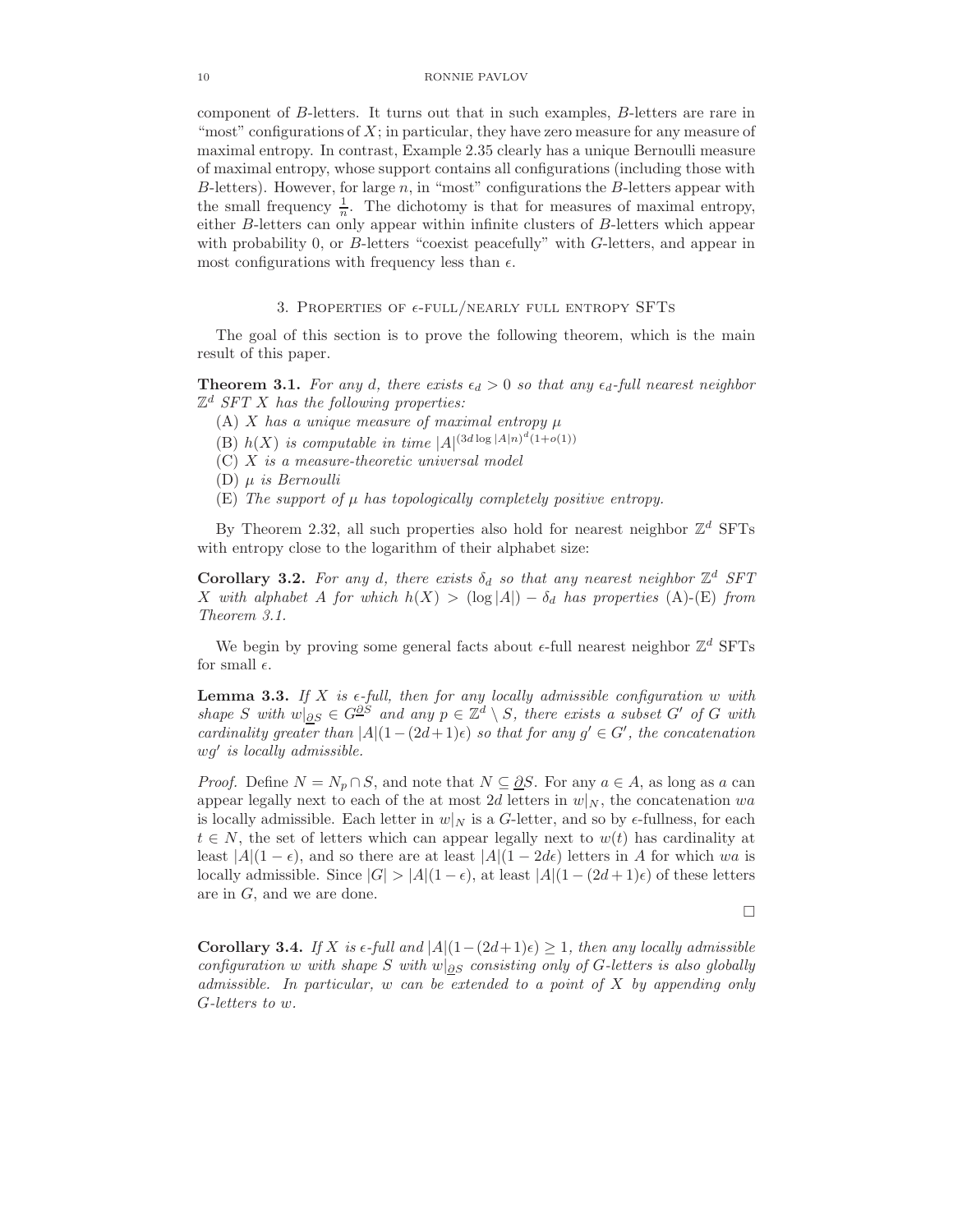component of $B$-letters. It turns out that in such examples, $B$-letters are rare in "most" configurations of $X$; in particular, they have zero measure for any measure of maximal entropy. In contrast, Example 2.35 clearly has a unique Bernoulli measure of maximal entropy, whose support contains all configurations (including those with $B$-letters). However, for large $n$, in "most" configurations the $B$-letters appear with the small frequency $\frac{1}{n}$. The dichotomy is that for measures of maximal entropy, either $B$-letters can only appear within infinite clusters of $B$-letters which appear with probability 0, or $B$-letters "coexist peacefully" with $G$-letters, and appear in most configurations with frequency less than $\epsilon$.

## 3. Properties of $\epsilon$-full/nearly full entropy SFTs

The goal of this section is to prove the following theorem, which is the main result of this paper.

**Theorem 3.1.** *For any $d$, there exists $\epsilon_d > 0$ so that any $\epsilon_d$-full nearest neighbor $\mathbb{Z}^d$ SFT $X$ has the following properties:*

(A) *$X$ has a unique measure of maximal entropy $\mu$*

(B) *$h(X)$ is computable in time $|A|^{(3d \log |A| n)^d (1+o(1))}$*

(C) *$X$ is a measure-theoretic universal model*

(D) *$\mu$ is Bernoulli*

(E) *The support of $\mu$ has topologically completely positive entropy.*

By Theorem 2.32, all such properties also hold for nearest neighbor $\mathbb{Z}^d$ SFTs with entropy close to the logarithm of their alphabet size:

**Corollary 3.2.** *For any $d$, there exists $\delta_d$ so that any nearest neighbor $\mathbb{Z}^d$ SFT $X$ with alphabet $A$ for which $h(X) > (\log |A|) - \delta_d$ has properties* (A)-(E) *from Theorem 3.1.*

We begin by proving some general facts about $\epsilon$-full nearest neighbor $\mathbb{Z}^d$ SFTs for small $\epsilon$.

**Lemma 3.3.** *If $X$ is $\epsilon$-full, then for any locally admissible configuration $w$ with shape $S$ with $w|_{\underline{\partial} S} \in G^{\underline{\partial} S}$ and any $p \in \mathbb{Z}^d \setminus S$, there exists a subset $G'$ of $G$ with cardinality greater than $|A|(1-(2d+1)\epsilon)$ so that for any $g' \in G'$, the concatenation $wg'$ is locally admissible.*

*Proof.* Define $N = N_p \cap S$, and note that $N \subseteq \underline{\partial} S$. For any $a \in A$, as long as $a$ can appear legally next to each of the at most $2d$ letters in $w|_N$, the concatenation $wa$ is locally admissible. Each letter in $w|_N$ is a $G$-letter, and so by $\epsilon$-fullness, for each $t \in N$, the set of letters which can appear legally next to $w(t)$ has cardinality at least $|A|(1-\epsilon)$, and so there are at least $|A|(1-2d\epsilon)$ letters in $A$ for which $wa$ is locally admissible. Since $|G| > |A|(1-\epsilon)$, at least $|A|(1-(2d+1)\epsilon)$ of these letters are in $G$, and we are done.

∎

**Corollary 3.4.** *If $X$ is $\epsilon$-full and $|A|(1-(2d+1)\epsilon) \geq 1$, then any locally admissible configuration $w$ with shape $S$ with $w|_{\underline{\partial} S}$ consisting only of $G$-letters is also globally admissible. In particular, $w$ can be extended to a point of $X$ by appending only $G$-letters to $w$.*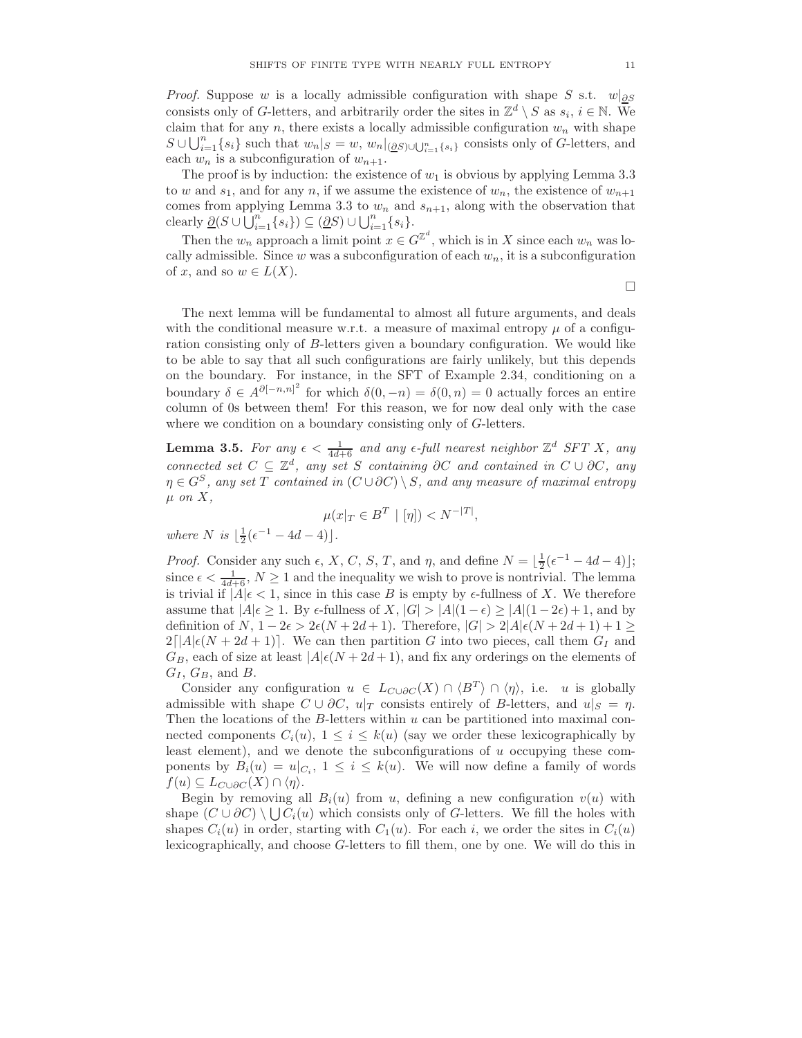*Proof.* Suppose $w$ is a locally admissible configuration with shape $S$ s.t. $w|_{\underline{\partial} S}$ consists only of $G$-letters, and arbitrarily order the sites in $\mathbb{Z}^d \setminus S$ as $s_i$, $i \in \mathbb{N}$. We claim that for any $n$, there exists a locally admissible configuration $w_n$ with shape $S \cup \bigcup_{i=1}^n \{s_i\}$ such that $w_n|_S = w$, $w_n|_{(\underline{\partial} S) \cup \bigcup_{i=1}^n \{s_i\}}$ consists only of $G$-letters, and each $w_n$ is a subconfiguration of $w_{n+1}$.

The proof is by induction: the existence of $w_1$ is obvious by applying Lemma 3.3 to $w$ and $s_1$, and for any $n$, if we assume the existence of $w_n$, the existence of $w_{n+1}$ comes from applying Lemma 3.3 to $w_n$ and $s_{n+1}$, along with the observation that clearly $\underline{\partial}(S \cup \bigcup_{i=1}^n \{s_i\}) \subseteq (\underline{\partial} S) \cup \bigcup_{i=1}^n \{s_i\}$.

Then the $w_n$ approach a limit point $x \in G^{\mathbb{Z}^d}$, which is in $X$ since each $w_n$ was locally admissible. Since $w$ was a subconfiguration of each $w_n$, it is a subconfiguration of $x$, and so $w \in L(X)$.

$\square$

The next lemma will be fundamental to almost all future arguments, and deals with the conditional measure w.r.t. a measure of maximal entropy $\mu$ of a configuration consisting only of $B$-letters given a boundary configuration. We would like to be able to say that all such configurations are fairly unlikely, but this depends on the boundary. For instance, in the SFT of Example 2.34, conditioning on a boundary $\delta \in A^{\partial[-n,n]^2}$ for which $\delta(0,-n) = \delta(0,n) = 0$ actually forces an entire column of 0s between them! For this reason, we for now deal only with the case where we condition on a boundary consisting only of $G$-letters.

**Lemma 3.5.** *For any $\epsilon < \frac{1}{4d+6}$ and any $\epsilon$-full nearest neighbor $\mathbb{Z}^d$ SFT $X$, any connected set $C \subseteq \mathbb{Z}^d$, any set $S$ containing $\partial C$ and contained in $C \cup \partial C$, any $\eta \in G^S$, any set $T$ contained in $(C \cup \partial C) \setminus S$, and any measure of maximal entropy $\mu$ on $X$,*

$$\mu(x|_T \in B^T \mid [\eta]) < N^{-|T|},$$

*where $N$ is $\lfloor \frac{1}{2}(\epsilon^{-1} - 4d - 4) \rfloor$.*

*Proof.* Consider any such $\epsilon$, $X$, $C$, $S$, $T$, and $\eta$, and define $N = \lfloor \frac{1}{2}(\epsilon^{-1} - 4d - 4) \rfloor$; since $\epsilon < \frac{1}{4d+6}$, $N \geq 1$ and the inequality we wish to prove is nontrivial. The lemma is trivial if $|A|\epsilon < 1$, since in this case $B$ is empty by $\epsilon$-fullness of $X$. We therefore assume that $|A|\epsilon \geq 1$. By $\epsilon$-fullness of $X$, $|G| > |A|(1-\epsilon) \geq |A|(1-2\epsilon) + 1$, and by definition of $N$, $1 - 2\epsilon > 2\epsilon(N + 2d + 1)$. Therefore, $|G| > 2|A|\epsilon(N + 2d + 1) + 1 \geq 2\lceil |A|\epsilon(N + 2d + 1) \rceil$. We can then partition $G$ into two pieces, call them $G_I$ and $G_B$, each of size at least $|A|\epsilon(N + 2d + 1)$, and fix any orderings on the elements of $G_I$, $G_B$, and $B$.

Consider any configuration $u \in L_{C \cup \partial C}(X) \cap \langle B^T \rangle \cap \langle \eta \rangle$, i.e. $u$ is globally admissible with shape $C \cup \partial C$, $u|_T$ consists entirely of $B$-letters, and $u|_S = \eta$. Then the locations of the $B$-letters within $u$ can be partitioned into maximal connected components $C_i(u)$, $1 \leq i \leq k(u)$ (say we order these lexicographically by least element), and we denote the subconfigurations of $u$ occupying these components by $B_i(u) = u|_{C_i}$, $1 \leq i \leq k(u)$. We will now define a family of words $f(u) \subseteq L_{C \cup \partial C}(X) \cap \langle \eta \rangle$.

Begin by removing all $B_i(u)$ from $u$, defining a new configuration $v(u)$ with shape $(C \cup \partial C) \setminus \bigcup C_i(u)$ which consists only of $G$-letters. We fill the holes with shapes $C_i(u)$ in order, starting with $C_1(u)$. For each $i$, we order the sites in $C_i(u)$ lexicographically, and choose $G$-letters to fill them, one by one. We will do this in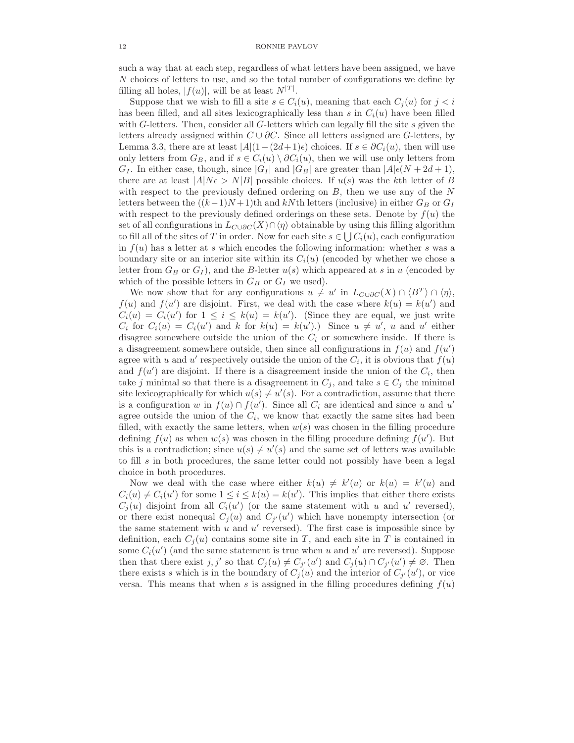such a way that at each step, regardless of what letters have been assigned, we have $N$ choices of letters to use, and so the total number of configurations we define by filling all holes, $|f(u)|$, will be at least $N^{|T|}$.

Suppose that we wish to fill a site $s \in C_i(u)$, meaning that each $C_j(u)$ for $j < i$ has been filled, and all sites lexicographically less than $s$ in $C_i(u)$ have been filled with $G$-letters. Then, consider all $G$-letters which can legally fill the site $s$ given the letters already assigned within $C \cup \partial C$. Since all letters assigned are $G$-letters, by Lemma 3.3, there are at least $|A|(1-(2d+1)\epsilon)$ choices. If $s \in \partial C_i(u)$, then will use only letters from $G_B$, and if $s \in C_i(u) \setminus \partial C_i(u)$, then we will use only letters from $G_I$. In either case, though, since $|G_I|$ and $|G_B|$ are greater than $|A|\epsilon(N + 2d + 1)$, there are at least $|A|N\epsilon > N|B|$ possible choices. If $u(s)$ was the $k$th letter of $B$ with respect to the previously defined ordering on $B$, then we use any of the $N$ letters between the $((k-1)N+1)$th and $kN$th letters (inclusive) in either $G_B$ or $G_I$ with respect to the previously defined orderings on these sets. Denote by $f(u)$ the set of all configurations in $L_{C\cup\partial C}(X)\cap\langle\eta\rangle$ obtainable by using this filling algorithm to fill all of the sites of $T$ in order. Now for each site $s \in \bigcup C_i(u)$, each configuration in $f(u)$ has a letter at $s$ which encodes the following information: whether $s$ was a boundary site or an interior site within its $C_i(u)$ (encoded by whether we chose a letter from $G_B$ or $G_I$), and the $B$-letter $u(s)$ which appeared at $s$ in $u$ (encoded by which of the possible letters in $G_B$ or $G_I$ we used).

We now show that for any configurations $u \neq u'$ in $L_{C\cup\partial C}(X) \cap \langle B^T\rangle \cap \langle\eta\rangle$, $f(u)$ and $f(u')$ are disjoint. First, we deal with the case where $k(u) = k(u')$ and $C_i(u) = C_i(u')$ for $1 \leq i \leq k(u) = k(u')$. (Since they are equal, we just write $C_i$ for $C_i(u) = C_i(u')$ and $k$ for $k(u) = k(u')$.) Since $u \neq u'$, $u$ and $u'$ either disagree somewhere outside the union of the $C_i$ or somewhere inside. If there is a disagreement somewhere outside, then since all configurations in $f(u)$ and $f(u')$ agree with $u$ and $u'$ respectively outside the union of the $C_i$, it is obvious that $f(u)$ and $f(u')$ are disjoint. If there is a disagreement inside the union of the $C_i$, then take $j$ minimal so that there is a disagreement in $C_j$, and take $s \in C_j$ the minimal site lexicographically for which $u(s) \neq u'(s)$. For a contradiction, assume that there is a configuration $w$ in $f(u) \cap f(u')$. Since all $C_i$ are identical and since $u$ and $u'$ agree outside the union of the $C_i$, we know that exactly the same sites had been filled, with exactly the same letters, when $w(s)$ was chosen in the filling procedure defining $f(u)$ as when $w(s)$ was chosen in the filling procedure defining $f(u')$. But this is a contradiction; since $u(s) \neq u'(s)$ and the same set of letters was available to fill $s$ in both procedures, the same letter could not possibly have been a legal choice in both procedures.

Now we deal with the case where either $k(u) \neq k'(u)$ or $k(u) = k'(u)$ and $C_i(u) \neq C_i(u')$ for some $1 \leq i \leq k(u) = k(u')$. This implies that either there exists $C_j(u)$ disjoint from all $C_i(u')$ (or the same statement with $u$ and $u'$ reversed), or there exist nonequal $C_j(u)$ and $C_{j'}(u')$ which have nonempty intersection (or the same statement with $u$ and $u'$ reversed). The first case is impossible since by definition, each $C_j(u)$ contains some site in $T$, and each site in $T$ is contained in some $C_i(u')$ (and the same statement is true when $u$ and $u'$ are reversed). Suppose then that there exist $j, j'$ so that $C_j(u) \neq C_{j'}(u')$ and $C_j(u) \cap C_{j'}(u') \neq \varnothing$. Then there exists $s$ which is in the boundary of $C_j(u)$ and the interior of $C_{j'}(u')$, or vice versa. This means that when $s$ is assigned in the filling procedures defining $f(u)$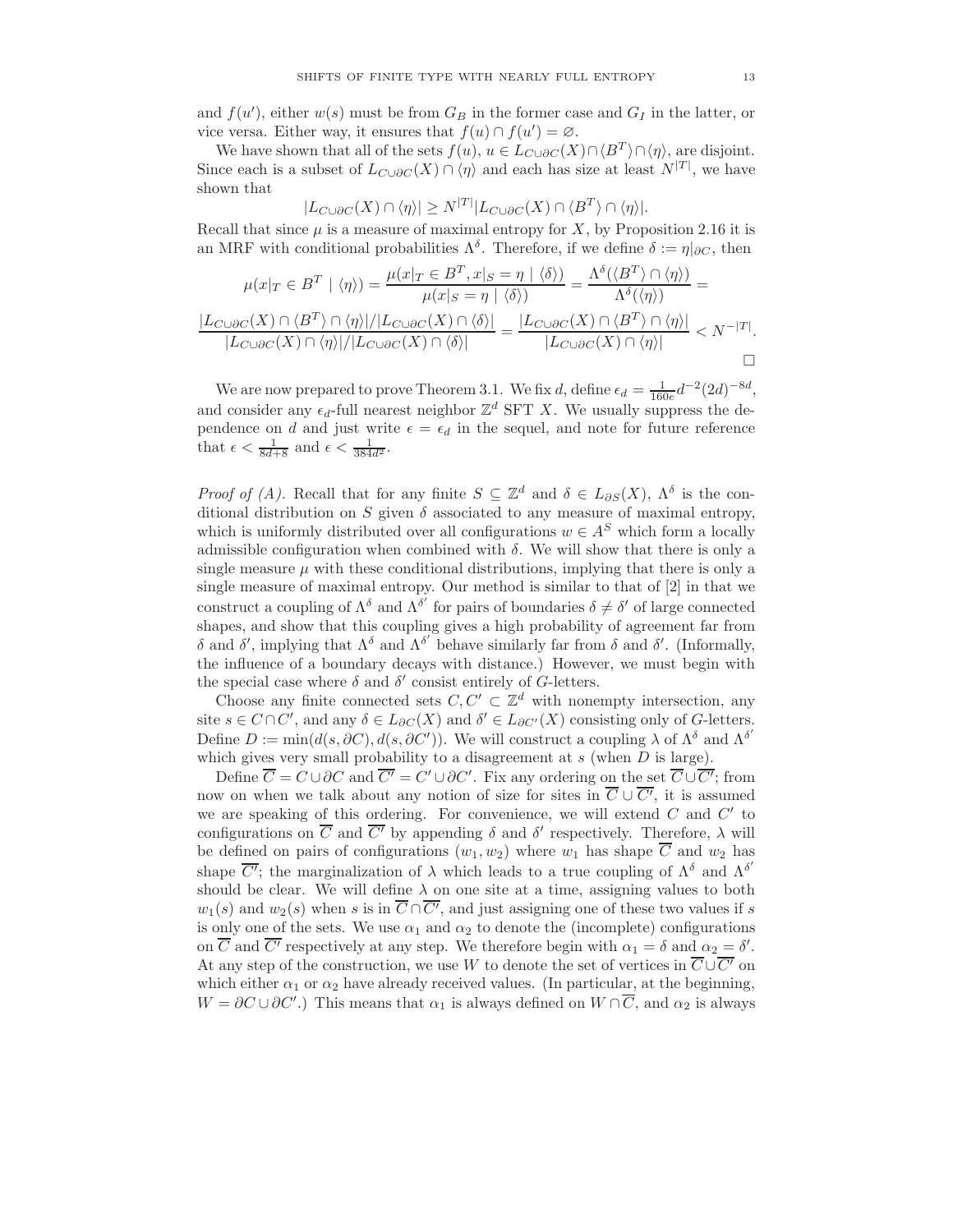and $f(u')$, either $w(s)$ must be from $G_B$ in the former case and $G_I$ in the latter, or vice versa. Either way, it ensures that $f(u) \cap f(u') = \varnothing$.

We have shown that all of the sets $f(u)$, $u \in L_{C \cup \partial C}(X) \cap \langle B^T \rangle \cap \langle \eta \rangle$, are disjoint. Since each is a subset of $L_{C \cup \partial C}(X) \cap \langle \eta \rangle$ and each has size at least $N^{|T|}$, we have shown that

$$|L_{C \cup \partial C}(X) \cap \langle \eta \rangle| \geq N^{|T|} |L_{C \cup \partial C}(X) \cap \langle B^T \rangle \cap \langle \eta \rangle|.$$

Recall that since $\mu$ is a measure of maximal entropy for $X$, by Proposition 2.16 it is an MRF with conditional probabilities $\Lambda^\delta$. Therefore, if we define $\delta := \eta|_{\partial C}$, then

$$\mu(x|_T \in B^T \mid \langle \eta \rangle) = \frac{\mu(x|_T \in B^T, x|_S = \eta \mid \langle \delta \rangle)}{\mu(x|_S = \eta \mid \langle \delta \rangle)} = \frac{\Lambda^\delta(\langle B^T \rangle \cap \langle \eta \rangle)}{\Lambda^\delta(\langle \eta \rangle)} =$$

$$\frac{|L_{C \cup \partial C}(X) \cap \langle B^T \rangle \cap \langle \eta \rangle| / |L_{C \cup \partial C}(X) \cap \langle \delta \rangle|}{|L_{C \cup \partial C}(X) \cap \langle \eta \rangle| / |L_{C \cup \partial C}(X) \cap \langle \delta \rangle|} = \frac{|L_{C \cup \partial C}(X) \cap \langle B^T \rangle \cap \langle \eta \rangle|}{|L_{C \cup \partial C}(X) \cap \langle \eta \rangle|} < N^{-|T|}.$$

□

We are now prepared to prove Theorem 3.1. We fix $d$, define $\epsilon_d = \frac{1}{160e} d^{-2} (2d)^{-8d}$, and consider any $\epsilon_d$-full nearest neighbor $\mathbb{Z}^d$ SFT $X$. We usually suppress the dependence on $d$ and just write $\epsilon = \epsilon_d$ in the sequel, and note for future reference that $\epsilon < \frac{1}{8d+8}$ and $\epsilon < \frac{1}{384d^2}$.

*Proof of (A).* Recall that for any finite $S \subseteq \mathbb{Z}^d$ and $\delta \in L_{\partial S}(X)$, $\Lambda^\delta$ is the conditional distribution on $S$ given $\delta$ associated to any measure of maximal entropy, which is uniformly distributed over all configurations $w \in A^S$ which form a locally admissible configuration when combined with $\delta$. We will show that there is only a single measure $\mu$ with these conditional distributions, implying that there is only a single measure of maximal entropy. Our method is similar to that of [2] in that we construct a coupling of $\Lambda^\delta$ and $\Lambda^{\delta'}$ for pairs of boundaries $\delta \neq \delta'$ of large connected shapes, and show that this coupling gives a high probability of agreement far from $\delta$ and $\delta'$, implying that $\Lambda^\delta$ and $\Lambda^{\delta'}$ behave similarly far from $\delta$ and $\delta'$. (Informally, the influence of a boundary decays with distance.) However, we must begin with the special case where $\delta$ and $\delta'$ consist entirely of $G$-letters.

Choose any finite connected sets $C, C' \subset \mathbb{Z}^d$ with nonempty intersection, any site $s \in C \cap C'$, and any $\delta \in L_{\partial C}(X)$ and $\delta' \in L_{\partial C'}(X)$ consisting only of $G$-letters. Define $D := \min(d(s, \partial C), d(s, \partial C'))$. We will construct a coupling $\lambda$ of $\Lambda^\delta$ and $\Lambda^{\delta'}$ which gives very small probability to a disagreement at $s$ (when $D$ is large).

Define $\overline{C} = C \cup \partial C$ and $\overline{C'} = C' \cup \partial C'$. Fix any ordering on the set $\overline{C} \cup \overline{C'}$; from now on when we talk about any notion of size for sites in $\overline{C} \cup \overline{C'}$, it is assumed we are speaking of this ordering. For convenience, we will extend $C$ and $C'$ to configurations on $\overline{C}$ and $\overline{C'}$ by appending $\delta$ and $\delta'$ respectively. Therefore, $\lambda$ will be defined on pairs of configurations $(w_1, w_2)$ where $w_1$ has shape $\overline{C}$ and $w_2$ has shape $\overline{C'}$; the marginalization of $\lambda$ which leads to a true coupling of $\Lambda^\delta$ and $\Lambda^{\delta'}$ should be clear. We will define $\lambda$ on one site at a time, assigning values to both $w_1(s)$ and $w_2(s)$ when $s$ is in $\overline{C} \cap \overline{C'}$, and just assigning one of these two values if $s$ is only one of the sets. We use $\alpha_1$ and $\alpha_2$ to denote the (incomplete) configurations on $\overline{C}$ and $\overline{C'}$ respectively at any step. We therefore begin with $\alpha_1 = \delta$ and $\alpha_2 = \delta'$. At any step of the construction, we use $W$ to denote the set of vertices in $\overline{C} \cup \overline{C'}$ on which either $\alpha_1$ or $\alpha_2$ have already received values. (In particular, at the beginning, $W = \partial C \cup \partial C'$.) This means that $\alpha_1$ is always defined on $W \cap \overline{C}$, and $\alpha_2$ is always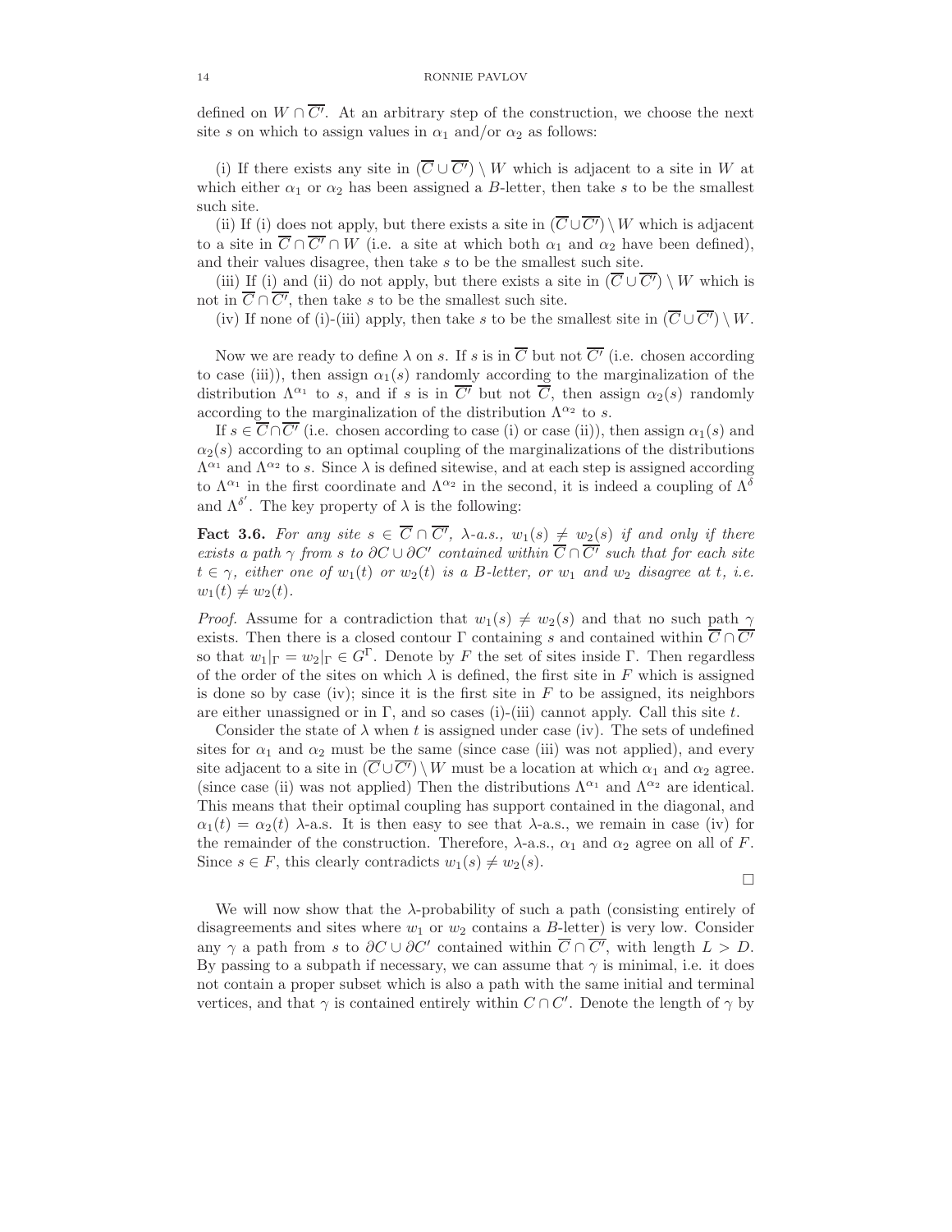defined on $W \cap \overline{C'}$. At an arbitrary step of the construction, we choose the next site $s$ on which to assign values in $\alpha_1$ and/or $\alpha_2$ as follows:

(i) If there exists any site in $(\overline{C} \cup \overline{C'}) \setminus W$ which is adjacent to a site in $W$ at which either $\alpha_1$ or $\alpha_2$ has been assigned a $B$-letter, then take $s$ to be the smallest such site.

(ii) If (i) does not apply, but there exists a site in $(\overline{C} \cup \overline{C'}) \setminus W$ which is adjacent to a site in $\overline{C} \cap \overline{C'} \cap W$ (i.e. a site at which both $\alpha_1$ and $\alpha_2$ have been defined), and their values disagree, then take $s$ to be the smallest such site.

(iii) If (i) and (ii) do not apply, but there exists a site in $(\overline{C} \cup \overline{C'}) \setminus W$ which is not in $\overline{C} \cap \overline{C'}$, then take $s$ to be the smallest such site.

(iv) If none of (i)-(iii) apply, then take $s$ to be the smallest site in $(\overline{C} \cup \overline{C'}) \setminus W$.

Now we are ready to define $\lambda$ on $s$. If $s$ is in $\overline{C}$ but not $\overline{C'}$ (i.e. chosen according to case (iii)), then assign $\alpha_1(s)$ randomly according to the marginalization of the distribution $\Lambda^{\alpha_1}$ to $s$, and if $s$ is in $\overline{C'}$ but not $\overline{C}$, then assign $\alpha_2(s)$ randomly according to the marginalization of the distribution $\Lambda^{\alpha_2}$ to $s$.

If $s \in \overline{C} \cap \overline{C'}$ (i.e. chosen according to case (i) or case (ii)), then assign $\alpha_1(s)$ and $\alpha_2(s)$ according to an optimal coupling of the marginalizations of the distributions $\Lambda^{\alpha_1}$ and $\Lambda^{\alpha_2}$ to $s$. Since $\lambda$ is defined sitewise, and at each step is assigned according to $\Lambda^{\alpha_1}$ in the first coordinate and $\Lambda^{\alpha_2}$ in the second, it is indeed a coupling of $\Lambda^{\delta}$ and $\Lambda^{\delta'}$. The key property of $\lambda$ is the following:

**Fact 3.6.** *For any site $s \in \overline{C} \cap \overline{C'}$, $\lambda$-a.s., $w_1(s) \neq w_2(s)$ if and only if there exists a path $\gamma$ from $s$ to $\partial C \cup \partial C'$ contained within $\overline{C} \cap \overline{C'}$ such that for each site $t \in \gamma$, either one of $w_1(t)$ or $w_2(t)$ is a $B$-letter, or $w_1$ and $w_2$ disagree at $t$, i.e. $w_1(t) \neq w_2(t)$.*

*Proof.* Assume for a contradiction that $w_1(s) \neq w_2(s)$ and that no such path $\gamma$ exists. Then there is a closed contour $\Gamma$ containing $s$ and contained within $\overline{C} \cap \overline{C'}$ so that $w_1|_\Gamma = w_2|_\Gamma \in G^\Gamma$. Denote by $F$ the set of sites inside $\Gamma$. Then regardless of the order of the sites on which $\lambda$ is defined, the first site in $F$ which is assigned is done so by case (iv); since it is the first site in $F$ to be assigned, its neighbors are either unassigned or in $\Gamma$, and so cases (i)-(iii) cannot apply. Call this site $t$.

Consider the state of $\lambda$ when $t$ is assigned under case (iv). The sets of undefined sites for $\alpha_1$ and $\alpha_2$ must be the same (since case (iii) was not applied), and every site adjacent to a site in $(\overline{C} \cup \overline{C'}) \setminus W$ must be a location at which $\alpha_1$ and $\alpha_2$ agree. (since case (ii) was not applied) Then the distributions $\Lambda^{\alpha_1}$ and $\Lambda^{\alpha_2}$ are identical. This means that their optimal coupling has support contained in the diagonal, and $\alpha_1(t) = \alpha_2(t)$ $\lambda$-a.s. It is then easy to see that $\lambda$-a.s., we remain in case (iv) for the remainder of the construction. Therefore, $\lambda$-a.s., $\alpha_1$ and $\alpha_2$ agree on all of $F$. Since $s \in F$, this clearly contradicts $w_1(s) \neq w_2(s)$.

□

We will now show that the $\lambda$-probability of such a path (consisting entirely of disagreements and sites where $w_1$ or $w_2$ contains a $B$-letter) is very low. Consider any $\gamma$ a path from $s$ to $\partial C \cup \partial C'$ contained within $\overline{C} \cap \overline{C'}$, with length $L > D$. By passing to a subpath if necessary, we can assume that $\gamma$ is minimal, i.e. it does not contain a proper subset which is also a path with the same initial and terminal vertices, and that $\gamma$ is contained entirely within $C \cap C'$. Denote the length of $\gamma$ by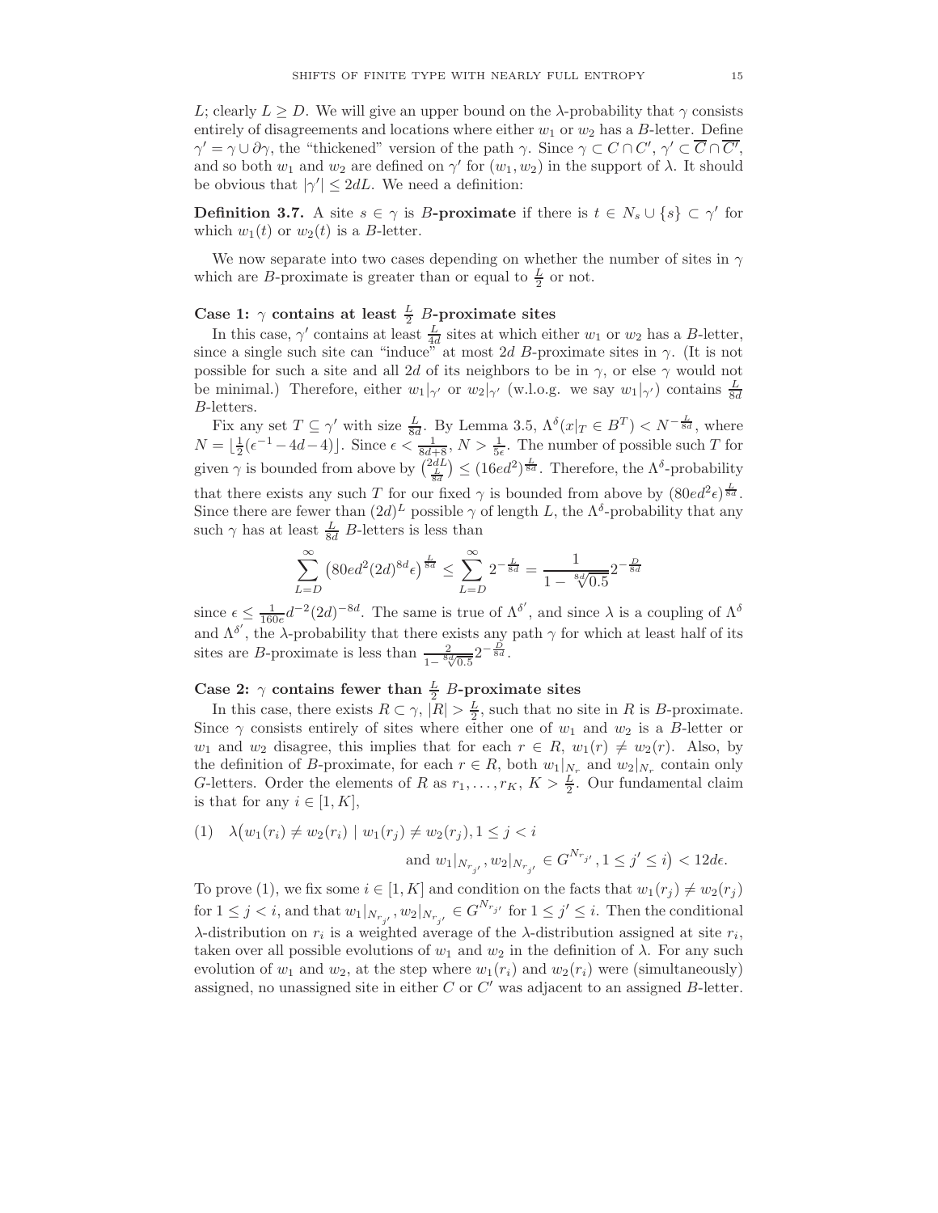$L$; clearly $L \geq D$. We will give an upper bound on the $\lambda$-probability that $\gamma$ consists entirely of disagreements and locations where either $w_1$ or $w_2$ has a $B$-letter. Define $\gamma' = \gamma \cup \partial\gamma$, the "thickened" version of the path $\gamma$. Since $\gamma \subset C \cap C'$, $\gamma' \subset \overline{C} \cap \overline{C'}$, and so both $w_1$ and $w_2$ are defined on $\gamma'$ for $(w_1, w_2)$ in the support of $\lambda$. It should be obvious that $|\gamma'| \leq 2dL$. We need a definition:

**Definition 3.7.** A site $s \in \gamma$ is **$B$-proximate** if there is $t \in N_s \cup \{s\} \subset \gamma'$ for which $w_1(t)$ or $w_2(t)$ is a $B$-letter.

We now separate into two cases depending on whether the number of sites in $\gamma$ which are $B$-proximate is greater than or equal to $\frac{L}{2}$ or not.

**Case 1: $\gamma$ contains at least $\frac{L}{2}$ $B$-proximate sites**

In this case, $\gamma'$ contains at least $\frac{L}{4d}$ sites at which either $w_1$ or $w_2$ has a $B$-letter, since a single such site can "induce" at most $2d$ $B$-proximate sites in $\gamma$. (It is not possible for such a site and all $2d$ of its neighbors to be in $\gamma$, or else $\gamma$ would not be minimal.) Therefore, either $w_1|_{\gamma'}$ or $w_2|_{\gamma'}$ (w.l.o.g. we say $w_1|_{\gamma'}$) contains $\frac{L}{8d}$ $B$-letters.

Fix any set $T \subseteq \gamma'$ with size $\frac{L}{8d}$. By Lemma 3.5, $\Lambda^\delta(x|_T \in B^T) < N^{-\frac{L}{8d}}$, where $N = \lfloor \frac{1}{2}(\epsilon^{-1} - 4d - 4) \rfloor$. Since $\epsilon < \frac{1}{8d+8}$, $N > \frac{1}{5\epsilon}$. The number of possible such $T$ for given $\gamma$ is bounded from above by $\binom{2dL}{\frac{L}{8d}} \leq (16ed^2)^{\frac{L}{8d}}$. Therefore, the $\Lambda^\delta$-probability that there exists any such $T$ for our fixed $\gamma$ is bounded from above by $(80ed^2\epsilon)^{\frac{L}{8d}}$. Since there are fewer than $(2d)^L$ possible $\gamma$ of length $L$, the $\Lambda^\delta$-probability that any such $\gamma$ has at least $\frac{L}{8d}$ $B$-letters is less than

$$\sum_{L=D}^{\infty} \left(80ed^2(2d)^{8d}\epsilon\right)^{\frac{L}{8d}} \leq \sum_{L=D}^{\infty} 2^{-\frac{L}{8d}} = \frac{1}{1 - \sqrt[8d]{0.5}} 2^{-\frac{D}{8d}}$$

since $\epsilon \leq \frac{1}{160e} d^{-2}(2d)^{-8d}$. The same is true of $\Lambda^{\delta'}$, and since $\lambda$ is a coupling of $\Lambda^\delta$ and $\Lambda^{\delta'}$, the $\lambda$-probability that there exists any path $\gamma$ for which at least half of its sites are $B$-proximate is less than $\frac{2}{1-\sqrt[8d]{0.5}} 2^{-\frac{D}{8d}}$.

**Case 2: $\gamma$ contains fewer than $\frac{L}{2}$ $B$-proximate sites**

In this case, there exists $R \subset \gamma$, $|R| > \frac{L}{2}$, such that no site in $R$ is $B$-proximate. Since $\gamma$ consists entirely of sites where either one of $w_1$ and $w_2$ is a $B$-letter or $w_1$ and $w_2$ disagree, this implies that for each $r \in R$, $w_1(r) \neq w_2(r)$. Also, by the definition of $B$-proximate, for each $r \in R$, both $w_1|_{N_r}$ and $w_2|_{N_r}$ contain only $G$-letters. Order the elements of $R$ as $r_1, \ldots, r_K$, $K > \frac{L}{2}$. Our fundamental claim is that for any $i \in [1, K]$,

$$(1) \quad \lambda\big(w_1(r_i) \neq w_2(r_i) \mid w_1(r_j) \neq w_2(r_j), 1 \leq j < i \text{ and } w_1|_{N_{r_{j'}}}, w_2|_{N_{r_{j'}}} \in G^{N_{r_{j'}}}, 1 \leq j' \leq i\big) < 12d\epsilon.$$

To prove (1), we fix some $i \in [1, K]$ and condition on the facts that $w_1(r_j) \neq w_2(r_j)$ for $1 \leq j < i$, and that $w_1|_{N_{r_{j'}}}, w_2|_{N_{r_{j'}}} \in G^{N_{r_{j'}}}$ for $1 \leq j' \leq i$. Then the conditional $\lambda$-distribution on $r_i$ is a weighted average of the $\lambda$-distribution assigned at site $r_i$, taken over all possible evolutions of $w_1$ and $w_2$ in the definition of $\lambda$. For any such evolution of $w_1$ and $w_2$, at the step where $w_1(r_i)$ and $w_2(r_i)$ were (simultaneously) assigned, no unassigned site in either $C$ or $C'$ was adjacent to an assigned $B$-letter.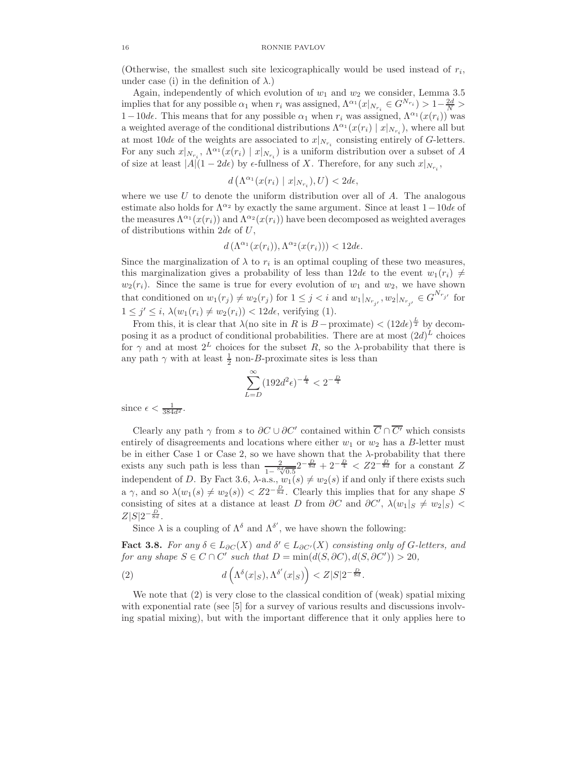(Otherwise, the smallest such site lexicographically would be used instead of $r_i$, under case (i) in the definition of $\lambda$.)

Again, independently of which evolution of $w_1$ and $w_2$ we consider, Lemma 3.5 implies that for any possible $\alpha_1$ when $r_i$ was assigned, $\Lambda^{\alpha_1}(x|_{N_{r_i}} \in G^{N_{r_i}}) > 1 - \frac{2d}{N} > 1 - 10d\epsilon$. This means that for any possible $\alpha_1$ when $r_i$ was assigned, $\Lambda^{\alpha_1}(x(r_i))$ was a weighted average of the conditional distributions $\Lambda^{\alpha_1}(x(r_i) \mid x|_{N_{r_i}})$, where all but at most $10d\epsilon$ of the weights are associated to $x|_{N_{r_i}}$ consisting entirely of $G$-letters. For any such $x|_{N_{r_i}}$, $\Lambda^{\alpha_1}(x(r_i) \mid x|_{N_{r_i}})$ is a uniform distribution over a subset of $A$ of size at least $|A|(1-2d\epsilon)$ by $\epsilon$-fullness of $X$. Therefore, for any such $x|_{N_{r_i}}$,

$$d\left(\Lambda^{\alpha_1}(x(r_i) \mid x|_{N_{r_i}}), U\right) < 2d\epsilon,$$

where we use $U$ to denote the uniform distribution over all of $A$. The analogous estimate also holds for $\Lambda^{\alpha_2}$ by exactly the same argument. Since at least $1-10d\epsilon$ of the measures $\Lambda^{\alpha_1}(x(r_i))$ and $\Lambda^{\alpha_2}(x(r_i))$ have been decomposed as weighted averages of distributions within $2d\epsilon$ of $U$,

$$d\left(\Lambda^{\alpha_1}(x(r_i)), \Lambda^{\alpha_2}(x(r_i))\right) < 12d\epsilon.$$

Since the marginalization of $\lambda$ to $r_i$ is an optimal coupling of these two measures, this marginalization gives a probability of less than $12d\epsilon$ to the event $w_1(r_i) \neq w_2(r_i)$. Since the same is true for every evolution of $w_1$ and $w_2$, we have shown that conditioned on $w_1(r_j) \neq w_2(r_j)$ for $1 \leq j < i$ and $w_1|_{N_{r_{j'}}}, w_2|_{N_{r_{j'}}} \in G^{N_{r_{j'}}}$ for $1 \leq j' \leq i$, $\lambda(w_1(r_i) \neq w_2(r_i)) < 12d\epsilon$, verifying (1).

From this, it is clear that $\lambda(\text{no site in } R \text{ is } B-\text{proximate}) < (12d\epsilon)^{\frac{L}{2}}$ by decomposing it as a product of conditional probabilities. There are at most $(2d)^L$ choices for $\gamma$ and at most $2^L$ choices for the subset $R$, so the $\lambda$-probability that there is any path $\gamma$ with at least $\frac{1}{2}$ non-$B$-proximate sites is less than

$$\sum_{L=D}^{\infty} (192d^2\epsilon)^{-\frac{L}{4}} < 2^{-\frac{D}{4}}$$

since $\epsilon < \frac{1}{384d^2}$.

Clearly any path $\gamma$ from $s$ to $\partial C \cup \partial C'$ contained within $\overline{C} \cap \overline{C'}$ which consists entirely of disagreements and locations where either $w_1$ or $w_2$ has a $B$-letter must be in either Case 1 or Case 2, so we have shown that the $\lambda$-probability that there exists any such path is less than $\frac{2}{1-\sqrt[8d]{0.5}} 2^{-\frac{D}{8d}} + 2^{-\frac{D}{4}} < Z 2^{-\frac{D}{8d}}$ for a constant $Z$ independent of $D$. By Fact 3.6, $\lambda$-a.s., $w_1(s) \neq w_2(s)$ if and only if there exists such a $\gamma$, and so $\lambda(w_1(s) \neq w_2(s)) < Z 2^{-\frac{D}{8d}}$. Clearly this implies that for any shape $S$ consisting of sites at a distance at least $D$ from $\partial C$ and $\partial C'$, $\lambda(w_1|_S \neq w_2|_S) < Z|S|2^{-\frac{D}{8d}}$.

Since $\lambda$ is a coupling of $\Lambda^{\delta}$ and $\Lambda^{\delta'}$, we have shown the following:

**Fact 3.8.** *For any $\delta \in L_{\partial C}(X)$ and $\delta' \in L_{\partial C'}(X)$ consisting only of $G$-letters, and for any shape $S \in C \cap C'$ such that $D = \min(d(S, \partial C), d(S, \partial C')) > 20$,*

$$d\left(\Lambda^{\delta}(x|_S), \Lambda^{\delta'}(x|_S)\right) < Z|S|2^{-\frac{D}{8d}}. \tag{2}$$

We note that (2) is very close to the classical condition of (weak) spatial mixing with exponential rate (see [5] for a survey of various results and discussions involving spatial mixing), but with the important difference that it only applies here to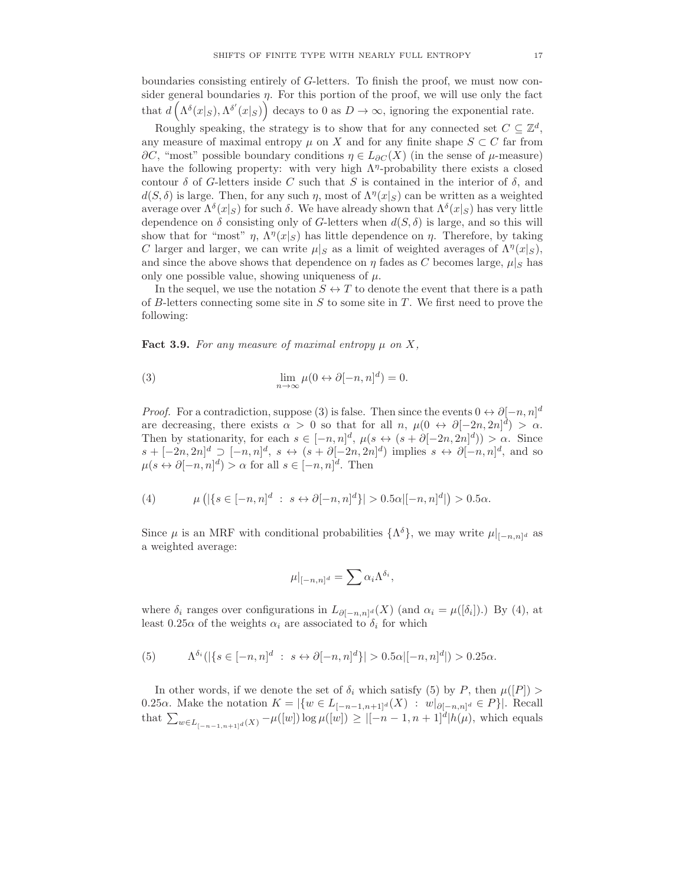boundaries consisting entirely of $G$-letters. To finish the proof, we must now consider general boundaries $\eta$. For this portion of the proof, we will use only the fact that $d\left(\Lambda^\delta(x|_S), \Lambda^{\delta'}(x|_S)\right)$ decays to 0 as $D \to \infty$, ignoring the exponential rate.

Roughly speaking, the strategy is to show that for any connected set $C \subseteq \mathbb{Z}^d$, any measure of maximal entropy $\mu$ on $X$ and for any finite shape $S \subset C$ far from $\partial C$, "most" possible boundary conditions $\eta \in L_{\partial C}(X)$ (in the sense of $\mu$-measure) have the following property: with very high $\Lambda^\eta$-probability there exists a closed contour $\delta$ of $G$-letters inside $C$ such that $S$ is contained in the interior of $\delta$, and $d(S, \delta)$ is large. Then, for any such $\eta$, most of $\Lambda^\eta(x|_S)$ can be written as a weighted average over $\Lambda^\delta(x|_S)$ for such $\delta$. We have already shown that $\Lambda^\delta(x|_S)$ has very little dependence on $\delta$ consisting only of $G$-letters when $d(S, \delta)$ is large, and so this will show that for "most" $\eta$, $\Lambda^\eta(x|_S)$ has little dependence on $\eta$. Therefore, by taking $C$ larger and larger, we can write $\mu|_S$ as a limit of weighted averages of $\Lambda^\eta(x|_S)$, and since the above shows that dependence on $\eta$ fades as $C$ becomes large, $\mu|_S$ has only one possible value, showing uniqueness of $\mu$.

In the sequel, we use the notation $S \leftrightarrow T$ to denote the event that there is a path of $B$-letters connecting some site in $S$ to some site in $T$. We first need to prove the following:

**Fact 3.9.** *For any measure of maximal entropy $\mu$ on $X$,*

$$\lim_{n\to\infty} \mu(0 \leftrightarrow \partial[-n,n]^d) = 0. \tag{3}$$

*Proof.* For a contradiction, suppose (3) is false. Then since the events $0 \leftrightarrow \partial[-n,n]^d$ are decreasing, there exists $\alpha > 0$ so that for all $n$, $\mu(0 \leftrightarrow \partial[-2n,2n]^d) > \alpha$. Then by stationarity, for each $s \in [-n,n]^d$, $\mu(s \leftrightarrow (s + \partial[-2n,2n]^d)) > \alpha$. Since $s + [-2n,2n]^d \supset [-n,n]^d$, $s \leftrightarrow (s + \partial[-2n,2n]^d)$ implies $s \leftrightarrow \partial[-n,n]^d$, and so $\mu(s \leftrightarrow \partial[-n,n]^d) > \alpha$ for all $s \in [-n,n]^d$. Then

$$\mu\left(|\{s \in [-n,n]^d \ : \ s \leftrightarrow \partial[-n,n]^d\}| > 0.5\alpha|[-n,n]^d|\right) > 0.5\alpha. \tag{4}$$

Since $\mu$ is an MRF with conditional probabilities $\{\Lambda^\delta\}$, we may write $\mu|_{[-n,n]^d}$ as a weighted average:

$$\mu|_{[-n,n]^d} = \sum \alpha_i \Lambda^{\delta_i},$$

where $\delta_i$ ranges over configurations in $L_{\partial[-n,n]^d}(X)$ (and $\alpha_i = \mu([\delta_i])$.) By (4), at least $0.25\alpha$ of the weights $\alpha_i$ are associated to $\delta_i$ for which

$$\Lambda^{\delta_i}(|\{s \in [-n,n]^d \ : \ s \leftrightarrow \partial[-n,n]^d\}| > 0.5\alpha|[-n,n]^d|) > 0.25\alpha. \tag{5}$$

In other words, if we denote the set of $\delta_i$ which satisfy (5) by $P$, then $\mu([P]) > 0.25\alpha$. Make the notation $K = |\{w \in L_{[-n-1,n+1]^d}(X) \ : \ w|_{\partial[-n,n]^d} \in P\}|$. Recall that $\sum_{w \in L_{[-n-1,n+1]^d}(X)} -\mu([w]) \log \mu([w]) \geq |[-n-1,n+1]^d| h(\mu)$, which equals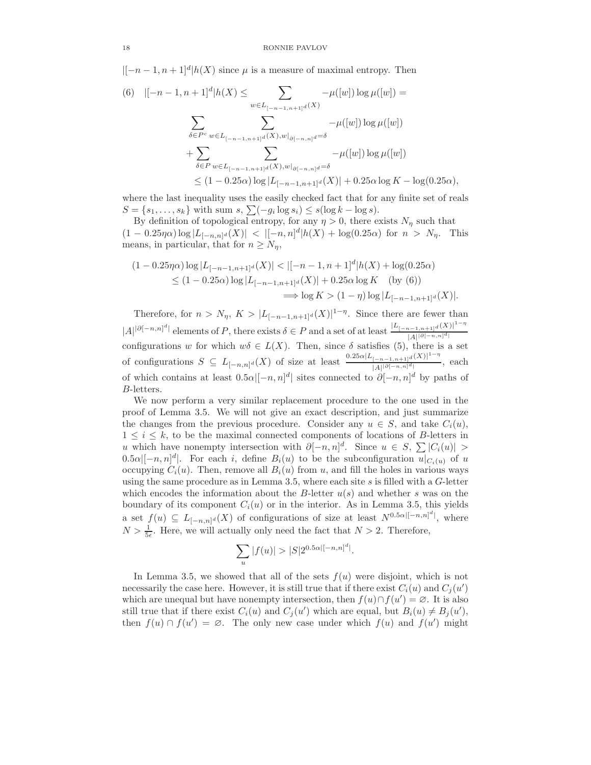$|[-n-1,n+1]^d|h(X)$ since $\mu$ is a measure of maximal entropy. Then

$$
\begin{aligned}
(6) \quad |[-n-1,n+1]^d|h(X) \leq & \sum_{w \in L_{[-n-1,n+1]^d}(X)} -\mu([w]) \log \mu([w]) = \\
& \sum_{\delta \in P^c} \sum_{w \in L_{[-n-1,n+1]^d}(X), w|_{\partial[-n,n]^d} = \delta} -\mu([w]) \log \mu([w]) \\
& + \sum_{\delta \in P} \sum_{w \in L_{[-n-1,n+1]^d}(X), w|_{\partial[-n,n]^d} = \delta} -\mu([w]) \log \mu([w]) \\
& \leq (1 - 0.25\alpha) \log |L_{[-n-1,n+1]^d}(X)| + 0.25\alpha \log K - \log(0.25\alpha),
\end{aligned}
$$

where the last inequality uses the easily checked fact that for any finite set of reals $S = \{s_1, \ldots, s_k\}$ with sum $s$, $\sum(-g_i \log s_i) \leq s(\log k - \log s)$.

By definition of topological entropy, for any $\eta > 0$, there exists $N_\eta$ such that $(1 - 0.25\eta\alpha) \log |L_{[-n,n]^d}(X)| < |[-n,n]^d|h(X) + \log(0.25\alpha)$ for $n > N_\eta$. This means, in particular, that for $n \geq N_\eta$,

$$
\begin{aligned}
(1 - 0.25\eta\alpha) \log |L_{[-n-1,n+1]^d}(X)| &< |[-n-1,n+1]^d|h(X) + \log(0.25\alpha) \\
&\leq (1 - 0.25\alpha) \log |L_{[-n-1,n+1]^d}(X)| + 0.25\alpha \log K \quad \text{(by (6))} \\
&\implies \log K > (1 - \eta) \log |L_{[-n-1,n+1]^d}(X)|.
\end{aligned}
$$

Therefore, for $n > N_\eta$, $K > |L_{[-n-1,n+1]^d}(X)|^{1-\eta}$. Since there are fewer than $|A|^{|\partial[-n,n]^d|}$ elements of $P$, there exists $\delta \in P$ and a set of at least $\frac{|L_{[-n-1,n+1]^d}(X)|^{1-\eta}}{|A|^{|\partial[-n,n]^d|}}$ configurations $w$ for which $w\delta \in L(X)$. Then, since $\delta$ satisfies (5), there is a set of configurations $S \subseteq L_{[-n,n]^d}(X)$ of size at least $\frac{0.25\alpha|L_{[-n-1,n+1]^d}(X)|^{1-\eta}}{|A|^{|\partial[-n,n]^d|}}$, each of which contains at least $0.5\alpha|[-n,n]^d|$ sites connected to $\partial[-n,n]^d$ by paths of $B$-letters.

We now perform a very similar replacement procedure to the one used in the proof of Lemma 3.5. We will not give an exact description, and just summarize the changes from the previous procedure. Consider any $u \in S$, and take $C_i(u)$, $1 \leq i \leq k$, to be the maximal connected components of locations of $B$-letters in $u$ which have nonempty intersection with $\partial[-n,n]^d$. Since $u \in S$, $\sum |C_i(u)| > 0.5\alpha|[-n,n]^d|$. For each $i$, define $B_i(u)$ to be the subconfiguration $u|_{C_i(u)}$ of $u$ occupying $C_i(u)$. Then, remove all $B_i(u)$ from $u$, and fill the holes in various ways using the same procedure as in Lemma 3.5, where each site $s$ is filled with a $G$-letter which encodes the information about the $B$-letter $u(s)$ and whether $s$ was on the boundary of its component $C_i(u)$ or in the interior. As in Lemma 3.5, this yields a set $f(u) \subseteq L_{[-n,n]^d}(X)$ of configurations of size at least $N^{0.5\alpha|[-n,n]^d|}$, where $N > \frac{1}{5\epsilon}$. Here, we will actually only need the fact that $N > 2$. Therefore,

$$\sum_u |f(u)| > |S|2^{0.5\alpha|[-n,n]^d|}.$$

In Lemma 3.5, we showed that all of the sets $f(u)$ were disjoint, which is not necessarily the case here. However, it is still true that if there exist $C_i(u)$ and $C_j(u')$ which are unequal but have nonempty intersection, then $f(u) \cap f(u') = \varnothing$. It is also still true that if there exist $C_i(u)$ and $C_j(u')$ which are equal, but $B_i(u) \neq B_j(u')$, then $f(u) \cap f(u') = \varnothing$. The only new case under which $f(u)$ and $f(u')$ might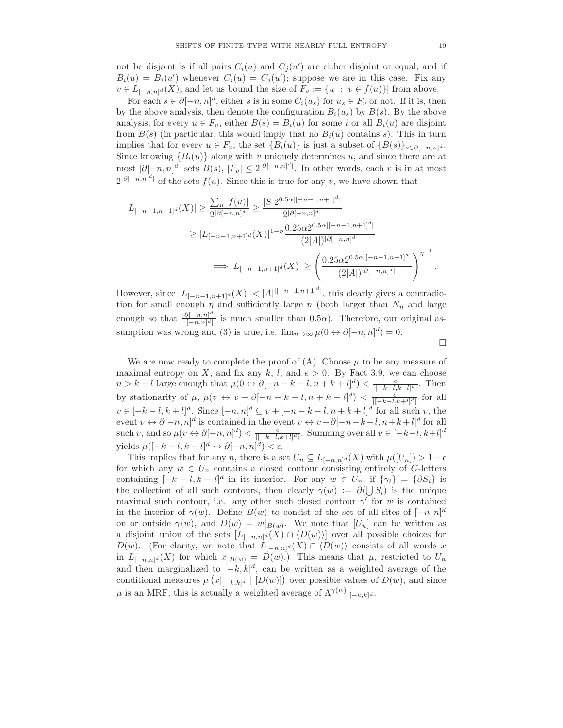not be disjoint is if all pairs $C_i(u)$ and $C_j(u')$ are either disjoint or equal, and if $B_i(u) = B_i(u')$ whenever $C_i(u) = C_j(u')$; suppose we are in this case. Fix any $v \in L_{[-n,n]^d}(X)$, and let us bound the size of $F_v := \{u \; : \; v \in f(u)\}|$ from above.

For each $s \in \partial[-n,n]^d$, either $s$ is in some $C_i(u_s)$ for $u_s \in F_v$ or not. If it is, then by the above analysis, then denote the configuration $B_i(u_s)$ by $B(s)$. By the above analysis, for every $u \in F_v$, either $B(s) = B_i(u)$ for some $i$ or all $B_i(u)$ are disjoint from $B(s)$ (in particular, this would imply that no $B_i(u)$ contains $s$). This in turn implies that for every $u \in F_v$, the set $\{B_i(u)\}$ is just a subset of $\{B(s)\}_{s\in\partial[-n,n]^d}$. Since knowing $\{B_i(u)\}$ along with $v$ uniquely determines $u$, and since there are at most $|\partial[-n,n]^d|$ sets $B(s)$, $|F_v| \leq 2^{|\partial[-n,n]^d|}$. In other words, each $v$ is in at most $2^{|\partial[-n,n]^d|}$ of the sets $f(u)$. Since this is true for any $v$, we have shown that

$$
\begin{aligned}
|L_{[-n-1,n+1]^d}(X)| &\geq \frac{\sum_u |f(u)|}{2^{|\partial[-n,n]^d|}} \geq \frac{|S| 2^{0.5\alpha|[-n-1,n+1]^d|}}{2^{|\partial[-n,n]^d|}} \\
&\geq |L_{[-n-1,n+1]^d}(X)|^{1-\eta} \frac{0.25\alpha 2^{0.5\alpha|[-n-1,n+1]^d|}}{(2|A|)^{|\partial[-n,n]^d|}} \\
&\qquad \Longrightarrow |L_{[-n-1,n+1]^d}(X)| \geq \left( \frac{0.25\alpha 2^{0.5\alpha|[-n-1,n+1]^d|}}{(2|A|)^{|\partial[-n,n]^d|}} \right)^{\eta^{-1}}.
\end{aligned}
$$

However, since $|L_{[-n-1,n+1]^d}(X)| < |A|^{|[-n-1,n+1]^d|}$, this clearly gives a contradiction for small enough $\eta$ and sufficiently large $n$ (both larger than $N_\eta$ and large enough so that $\frac{|\partial[-n,n]^d|}{|[-n,n]^d|}$ is much smaller than $0.5\alpha$). Therefore, our original assumption was wrong and (3) is true, i.e. $\lim_{n\to\infty} \mu(0 \leftrightarrow \partial[-n,n]^d) = 0$.

□

We are now ready to complete the proof of (A). Choose $\mu$ to be any measure of maximal entropy on $X$, and fix any $k$, $l$, and $\epsilon > 0$. By Fact 3.9, we can choose $n > k+l$ large enough that $\mu(0 \leftrightarrow \partial[-n-k-l, n+k+l]^d) < \frac{\epsilon}{|[-k-l,k+l]^d|}$. Then by stationarity of $\mu$, $\mu(v \leftrightarrow v + \partial[-n-k-l, n+k+l]^d) < \frac{\epsilon}{|[-k-l,k+l]^d|}$ for all $v \in [-k-l, k+l]^d$. Since $[-n,n]^d \subseteq v + [-n-k-l, n+k+l]^d$ for all such $v$, the event $v \leftrightarrow \partial[-n,n]^d$ is contained in the event $v \leftrightarrow v + \partial[-n-k-l, n+k+l]^d$ for all such $v$, and so $\mu(v \leftrightarrow \partial[-n,n]^d) < \frac{\epsilon}{|[-k-l,k+l]^d|}$. Summing over all $v \in [-k-l, k+l]^d$ yields $\mu([-k-l, k+l]^d \leftrightarrow \partial[-n,n]^d) < \epsilon$.

This implies that for any $n$, there is a set $U_n \subseteq L_{[-n,n]^d}(X)$ with $\mu([U_n]) > 1-\epsilon$ for which any $w \in U_n$ contains a closed contour consisting entirely of $G$-letters containing $[-k-l, k+l]^d$ in its interior. For any $w \in U_n$, if $\{\gamma_i\} = \{\partial S_i\}$ is the collection of all such contours, then clearly $\gamma(w) := \partial(\bigcup S_i)$ is the unique maximal such contour, i.e. any other such closed contour $\gamma'$ for $w$ is contained in the interior of $\gamma(w)$. Define $B(w)$ to consist of the set of all sites of $[-n,n]^d$ on or outside $\gamma(w)$, and $D(w) = w|_{B(w)}$. We note that $[U_n]$ can be written as a disjoint union of the sets $[L_{[-n,n]^d}(X) \cap \langle D(w) \rangle]$ over all possible choices for $D(w)$. (For clarity, we note that $L_{[-n,n]^d}(X) \cap \langle D(w) \rangle$ consists of all words $x$ in $L_{[-n,n]^d}(X)$ for which $x|_{B(w)} = D(w)$.) This means that $\mu$, restricted to $U_n$ and then marginalized to $[-k,k]^d$, can be written as a weighted average of the conditional measures $\mu\left(x|_{[-k,k]^d} \mid [D(w)]\right)$ over possible values of $D(w)$, and since $\mu$ is an MRF, this is actually a weighted average of $\Lambda^{\gamma(w)}|_{[-k,k]^d}$.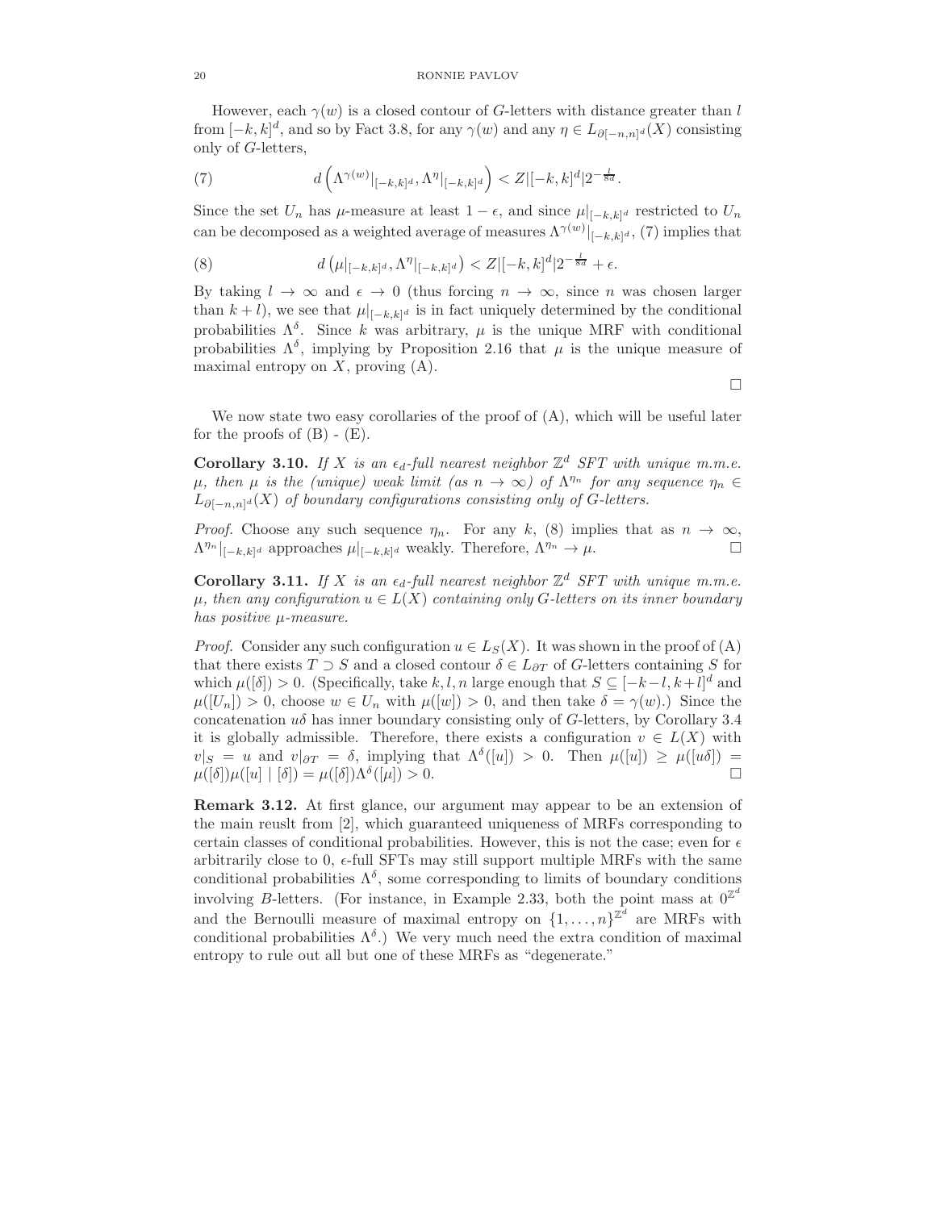However, each $\gamma(w)$ is a closed contour of $G$-letters with distance greater than $l$ from $[-k,k]^d$, and so by Fact 3.8, for any $\gamma(w)$ and any $\eta \in L_{\partial[-n,n]^d}(X)$ consisting only of $G$-letters,

$$d\left(\Lambda^{\gamma(w)}|_{[-k,k]^d}, \Lambda^{\eta}|_{[-k,k]^d}\right) < Z|[-k,k]^d|2^{-\frac{l}{8d}}. \tag{7}$$

Since the set $U_n$ has $\mu$-measure at least $1-\epsilon$, and since $\mu|_{[-k,k]^d}$ restricted to $U_n$ can be decomposed as a weighted average of measures $\Lambda^{\gamma(w)}|_{[-k,k]^d}$, (7) implies that

$$d\left(\mu|_{[-k,k]^d}, \Lambda^{\eta}|_{[-k,k]^d}\right) < Z|[-k,k]^d|2^{-\frac{l}{8d}} + \epsilon. \tag{8}$$

By taking $l \to \infty$ and $\epsilon \to 0$ (thus forcing $n \to \infty$, since $n$ was chosen larger than $k+l$), we see that $\mu|_{[-k,k]^d}$ is in fact uniquely determined by the conditional probabilities $\Lambda^\delta$. Since $k$ was arbitrary, $\mu$ is the unique MRF with conditional probabilities $\Lambda^\delta$, implying by Proposition 2.16 that $\mu$ is the unique measure of maximal entropy on $X$, proving (A).

□

We now state two easy corollaries of the proof of (A), which will be useful later for the proofs of (B) - (E).

**Corollary 3.10.** *If $X$ is an $\epsilon_d$-full nearest neighbor $\mathbb{Z}^d$ SFT with unique m.m.e. $\mu$, then $\mu$ is the (unique) weak limit (as $n \to \infty$) of $\Lambda^{\eta_n}$ for any sequence $\eta_n \in L_{\partial[-n,n]^d}(X)$ of boundary configurations consisting only of $G$-letters.*

*Proof.* Choose any such sequence $\eta_n$. For any $k$, (8) implies that as $n \to \infty$, $\Lambda^{\eta_n}|_{[-k,k]^d}$ approaches $\mu|_{[-k,k]^d}$ weakly. Therefore, $\Lambda^{\eta_n} \to \mu$. □

**Corollary 3.11.** *If $X$ is an $\epsilon_d$-full nearest neighbor $\mathbb{Z}^d$ SFT with unique m.m.e. $\mu$, then any configuration $u \in L(X)$ containing only $G$-letters on its inner boundary has positive $\mu$-measure.*

*Proof.* Consider any such configuration $u \in L_S(X)$. It was shown in the proof of (A) that there exists $T \supset S$ and a closed contour $\delta \in L_{\partial T}$ of $G$-letters containing $S$ for which $\mu([\delta]) > 0$. (Specifically, take $k, l, n$ large enough that $S \subseteq [-k-l, k+l]^d$ and $\mu([U_n]) > 0$, choose $w \in U_n$ with $\mu([w]) > 0$, and then take $\delta = \gamma(w)$.) Since the concatenation $u\delta$ has inner boundary consisting only of $G$-letters, by Corollary 3.4 it is globally admissible. Therefore, there exists a configuration $v \in L(X)$ with $v|_S = u$ and $v|_{\partial T} = \delta$, implying that $\Lambda^\delta([u]) > 0$. Then $\mu([u]) \geq \mu([u\delta]) = \mu([\delta])\mu([u] \mid [\delta]) = \mu([\delta])\Lambda^\delta([\mu]) > 0$. □

**Remark 3.12.** At first glance, our argument may appear to be an extension of the main reuslt from [2], which guaranteed uniqueness of MRFs corresponding to certain classes of conditional probabilities. However, this is not the case; even for $\epsilon$ arbitrarily close to 0, $\epsilon$-full SFTs may still support multiple MRFs with the same conditional probabilities $\Lambda^\delta$, some corresponding to limits of boundary conditions involving $B$-letters. (For instance, in Example 2.33, both the point mass at $0^{\mathbb{Z}^d}$ and the Bernoulli measure of maximal entropy on $\{1,\ldots,n\}^{\mathbb{Z}^d}$ are MRFs with conditional probabilities $\Lambda^\delta$.) We very much need the extra condition of maximal entropy to rule out all but one of these MRFs as "degenerate."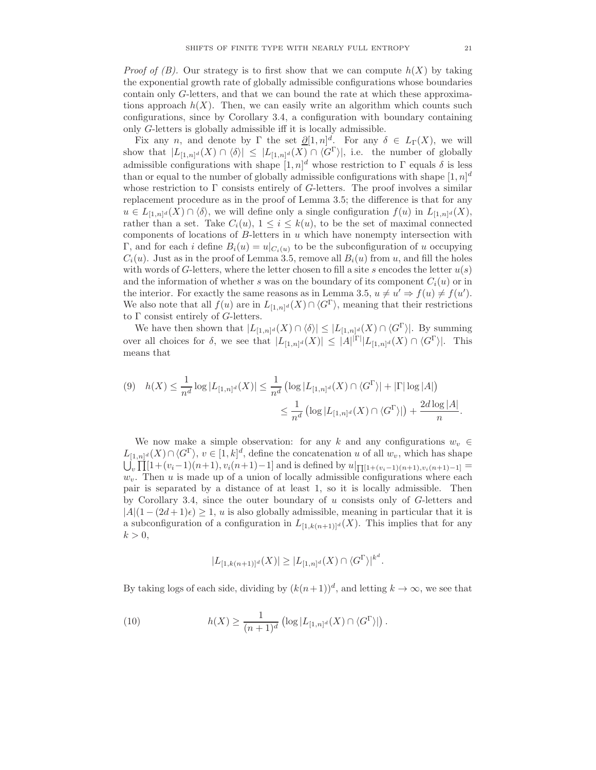*Proof of (B).* Our strategy is to first show that we can compute $h(X)$ by taking the exponential growth rate of globally admissible configurations whose boundaries contain only $G$-letters, and that we can bound the rate at which these approximations approach $h(X)$. Then, we can easily write an algorithm which counts such configurations, since by Corollary 3.4, a configuration with boundary containing only $G$-letters is globally admissible iff it is locally admissible.

Fix any $n$, and denote by $\Gamma$ the set $\underline{\partial}[1,n]^d$. For any $\delta \in L_\Gamma(X)$, we will show that $|L_{[1,n]^d}(X) \cap \langle\delta\rangle| \leq |L_{[1,n]^d}(X) \cap \langle G^\Gamma\rangle|$, i.e. the number of globally admissible configurations with shape $[1,n]^d$ whose restriction to $\Gamma$ equals $\delta$ is less than or equal to the number of globally admissible configurations with shape $[1,n]^d$ whose restriction to $\Gamma$ consists entirely of $G$-letters. The proof involves a similar replacement procedure as in the proof of Lemma 3.5; the difference is that for any $u \in L_{[1,n]^d}(X) \cap \langle\delta\rangle$, we will define only a single configuration $f(u)$ in $L_{[1,n]^d}(X)$, rather than a set. Take $C_i(u)$, $1 \leq i \leq k(u)$, to be the set of maximal connected components of locations of $B$-letters in $u$ which have nonempty intersection with $\Gamma$, and for each $i$ define $B_i(u) = u|_{C_i(u)}$ to be the subconfiguration of $u$ occupying $C_i(u)$. Just as in the proof of Lemma 3.5, remove all $B_i(u)$ from $u$, and fill the holes with words of $G$-letters, where the letter chosen to fill a site $s$ encodes the letter $u(s)$ and the information of whether $s$ was on the boundary of its component $C_i(u)$ or in the interior. For exactly the same reasons as in Lemma 3.5, $u \neq u' \Rightarrow f(u) \neq f(u')$. We also note that all $f(u)$ are in $L_{[1,n]^d}(X) \cap \langle G^\Gamma\rangle$, meaning that their restrictions to $\Gamma$ consist entirely of $G$-letters.

We have then shown that $|L_{[1,n]^d}(X) \cap \langle\delta\rangle| \leq |L_{[1,n]^d}(X) \cap \langle G^\Gamma\rangle|$. By summing over all choices for $\delta$, we see that $|L_{[1,n]^d}(X)| \leq |A|^{|\Gamma|}|L_{[1,n]^d}(X) \cap \langle G^\Gamma\rangle|$. This means that

$$
\begin{aligned}
(9) \quad h(X) \leq \frac{1}{n^d}\log|L_{[1,n]^d}(X)| &\leq \frac{1}{n^d}\left(\log|L_{[1,n]^d}(X) \cap \langle G^\Gamma\rangle| + |\Gamma|\log|A|\right) \\
&\leq \frac{1}{n^d}\left(\log|L_{[1,n]^d}(X) \cap \langle G^\Gamma\rangle|\right) + \frac{2d\log|A|}{n}.
\end{aligned}
$$

We now make a simple observation: for any $k$ and any configurations $w_v \in L_{[1,n]^d}(X) \cap \langle G^\Gamma\rangle$, $v \in [1,k]^d$, define the concatenation $u$ of all $w_v$, which has shape $\bigcup_v \prod[1+(v_i-1)(n+1), v_i(n+1)-1]$ and is defined by $u|_{\prod[1+(v_i-1)(n+1),v_i(n+1)-1]} = w_v$. Then $u$ is made up of a union of locally admissible configurations where each pair is separated by a distance of at least 1, so it is locally admissible. Then by Corollary 3.4, since the outer boundary of $u$ consists only of $G$-letters and $|A|(1-(2d+1)\epsilon) \geq 1$, $u$ is also globally admissible, meaning in particular that it is a subconfiguration of a configuration in $L_{[1,k(n+1)]^d}(X)$. This implies that for any $k > 0$,

$$
|L_{[1,k(n+1)]^d}(X)| \geq |L_{[1,n]^d}(X) \cap \langle G^\Gamma\rangle|^{k^d}.
$$

By taking logs of each side, dividing by $(k(n+1))^d$, and letting $k \to \infty$, we see that

$$
(10) \qquad h(X) \geq \frac{1}{(n+1)^d}\left(\log|L_{[1,n]^d}(X) \cap \langle G^\Gamma\rangle|\right).
$$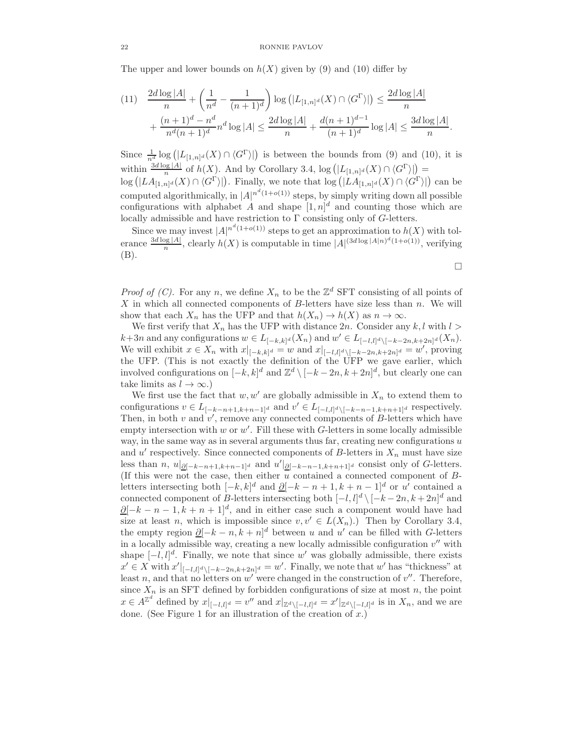The upper and lower bounds on $h(X)$ given by (9) and (10) differ by

$$
\begin{aligned}
(11)\quad & \frac{2d\log|A|}{n} + \left(\frac{1}{n^d} - \frac{1}{(n+1)^d}\right)\log\left(|L_{[1,n]^d}(X) \cap \langle G^\Gamma\rangle|\right) \leq \frac{2d\log|A|}{n} \\
& + \frac{(n+1)^d - n^d}{n^d(n+1)^d} n^d \log|A| \leq \frac{2d\log|A|}{n} + \frac{d(n+1)^{d-1}}{(n+1)^d}\log|A| \leq \frac{3d\log|A|}{n}.
\end{aligned}
$$

Since $\frac{1}{n^d}\log\left(|L_{[1,n]^d}(X) \cap \langle G^\Gamma\rangle|\right)$ is between the bounds from (9) and (10), it is within $\frac{3d\log|A|}{n}$ of $h(X)$. And by Corollary 3.4, $\log\left(|L_{[1,n]^d}(X) \cap \langle G^\Gamma\rangle|\right) = \log\left(|LA_{[1,n]^d}(X) \cap \langle G^\Gamma\rangle|\right)$. Finally, we note that $\log\left(|LA_{[1,n]^d}(X) \cap \langle G^\Gamma\rangle|\right)$ can be computed algorithmically, in $|A|^{n^d(1+o(1))}$ steps, by simply writing down all possible configurations with alphabet $A$ and shape $[1,n]^d$ and counting those which are locally admissible and have restriction to $\Gamma$ consisting only of $G$-letters.

Since we may invest $|A|^{n^d(1+o(1))}$ steps to get an approximation to $h(X)$ with tolerance $\frac{3d\log|A|}{n}$, clearly $h(X)$ is computable in time $|A|^{(3d\log|A|n)^d(1+o(1))}$, verifying (B).

□

*Proof of (C).* For any $n$, we define $X_n$ to be the $\mathbb{Z}^d$ SFT consisting of all points of $X$ in which all connected components of $B$-letters have size less than $n$. We will show that each $X_n$ has the UFP and that $h(X_n) \to h(X)$ as $n \to \infty$.

We first verify that $X_n$ has the UFP with distance $2n$. Consider any $k, l$ with $l > k+3n$ and any configurations $w \in L_{[-k,k]^d}(X_n)$ and $w' \in L_{[-l,l]^d \setminus [-k-2n,k+2n]^d}(X_n)$. We will exhibit $x \in X_n$ with $x|_{[-k,k]^d} = w$ and $x|_{[-l,l]^d \setminus [-k-2n,k+2n]^d} = w'$, proving the UFP. (This is not exactly the definition of the UFP we gave earlier, which involved configurations on $[-k,k]^d$ and $\mathbb{Z}^d \setminus [-k-2n,k+2n]^d$, but clearly one can take limits as $l \to \infty$.)

We first use the fact that $w, w'$ are globally admissible in $X_n$ to extend them to configurations $v \in L_{[-k-n+1,k+n-1]^d}$ and $v' \in L_{[-l,l]^d \setminus [-k-n-1,k+n+1]^d}$ respectively. Then, in both $v$ and $v'$, remove any connected components of $B$-letters which have empty intersection with $w$ or $w'$. Fill these with $G$-letters in some locally admissible way, in the same way as in several arguments thus far, creating new configurations $u$ and $u'$ respectively. Since connected components of $B$-letters in $X_n$ must have size less than $n$, $u|_{\underline{\partial}[-k-n+1,k+n-1]^d}$ and $u'|_{\underline{\partial}[-k-n-1,k+n+1]^d}$ consist only of $G$-letters. (If this were not the case, then either $u$ contained a connected component of $B$-letters intersecting both $[-k,k]^d$ and $\underline{\partial}[-k-n+1,k+n-1]^d$ or $u'$ contained a connected component of $B$-letters intersecting both $[-l,l]^d \setminus [-k-2n,k+2n]^d$ and $\underline{\partial}[-k-n-1,k+n+1]^d$, and in either case such a component would have had size at least $n$, which is impossible since $v, v' \in L(X_n)$.) Then by Corollary 3.4, the empty region $\underline{\partial}[-k-n,k+n]^d$ between $u$ and $u'$ can be filled with $G$-letters in a locally admissible way, creating a new locally admissible configuration $v''$ with shape $[-l,l]^d$. Finally, we note that since $w'$ was globally admissible, there exists $x' \in X$ with $x'|_{[-l,l]^d \setminus [-k-2n,k+2n]^d} = w'$. Finally, we note that $w'$ has "thickness" at least $n$, and that no letters on $w'$ were changed in the construction of $v''$. Therefore, since $X_n$ is an SFT defined by forbidden configurations of size at most $n$, the point $x \in A^{\mathbb{Z}^d}$ defined by $x|_{[-l,l]^d} = v''$ and $x|_{\mathbb{Z}^d \setminus [-l,l]^d} = x'|_{\mathbb{Z}^d \setminus [-l,l]^d}$ is in $X_n$, and we are done. (See Figure 1 for an illustration of the creation of $x$.)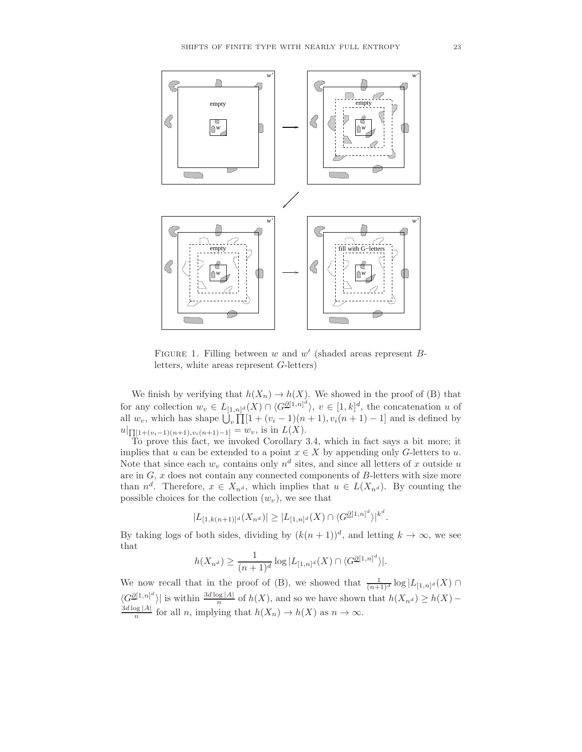FIGURE 1. Filling between $w$ and $w'$ (shaded areas represent $B$-letters, white areas represent $G$-letters)

We finish by verifying that $h(X_n) \to h(X)$. We showed in the proof of (B) that for any collection $w_v \in L_{[1,n]^d}(X) \cap \langle G^{\underline{\partial}[1,n]^d} \rangle$, $v \in [1,k]^d$, the concatenation $u$ of all $w_v$, which has shape $\bigcup_v \prod [1 + (v_i - 1)(n+1), v_i(n+1) - 1]$ and is defined by $u|_{\prod [1+(v_i-1)(n+1), v_i(n+1)-1]} = w_v$, is in $L(X)$.

To prove this fact, we invoked Corollary 3.4, which in fact says a bit more; it implies that $u$ can be extended to a point $x \in X$ by appending only $G$-letters to $u$. Note that since each $w_v$ contains only $n^d$ sites, and since all letters of $x$ outside $u$ are in $G$, $x$ does not contain any connected components of $B$-letters with size more than $n^d$. Therefore, $x \in X_{n^d}$, which implies that $u \in L(X_{n^d})$. By counting the possible choices for the collection $(w_v)$, we see that

$$|L_{[1,k(n+1)]^d}(X_{n^d})| \geq |L_{[1,n]^d}(X) \cap \langle G^{\underline{\partial}[1,n]^d} \rangle|^{k^d}.$$

By taking logs of both sides, dividing by $(k(n+1))^d$, and letting $k \to \infty$, we see that

$$h(X_{n^d}) \geq \frac{1}{(n+1)^d} \log |L_{[1,n]^d}(X) \cap \langle G^{\underline{\partial}[1,n]^d} \rangle|.$$

We now recall that in the proof of (B), we showed that $\frac{1}{(n+1)^d} \log |L_{[1,n]^d}(X) \cap \langle G^{\underline{\partial}[1,n]^d} \rangle|$ is within $\frac{3d \log |A|}{n}$ of $h(X)$, and so we have shown that $h(X_{n^d}) \geq h(X) - \frac{3d \log |A|}{n}$ for all $n$, implying that $h(X_n) \to h(X)$ as $n \to \infty$.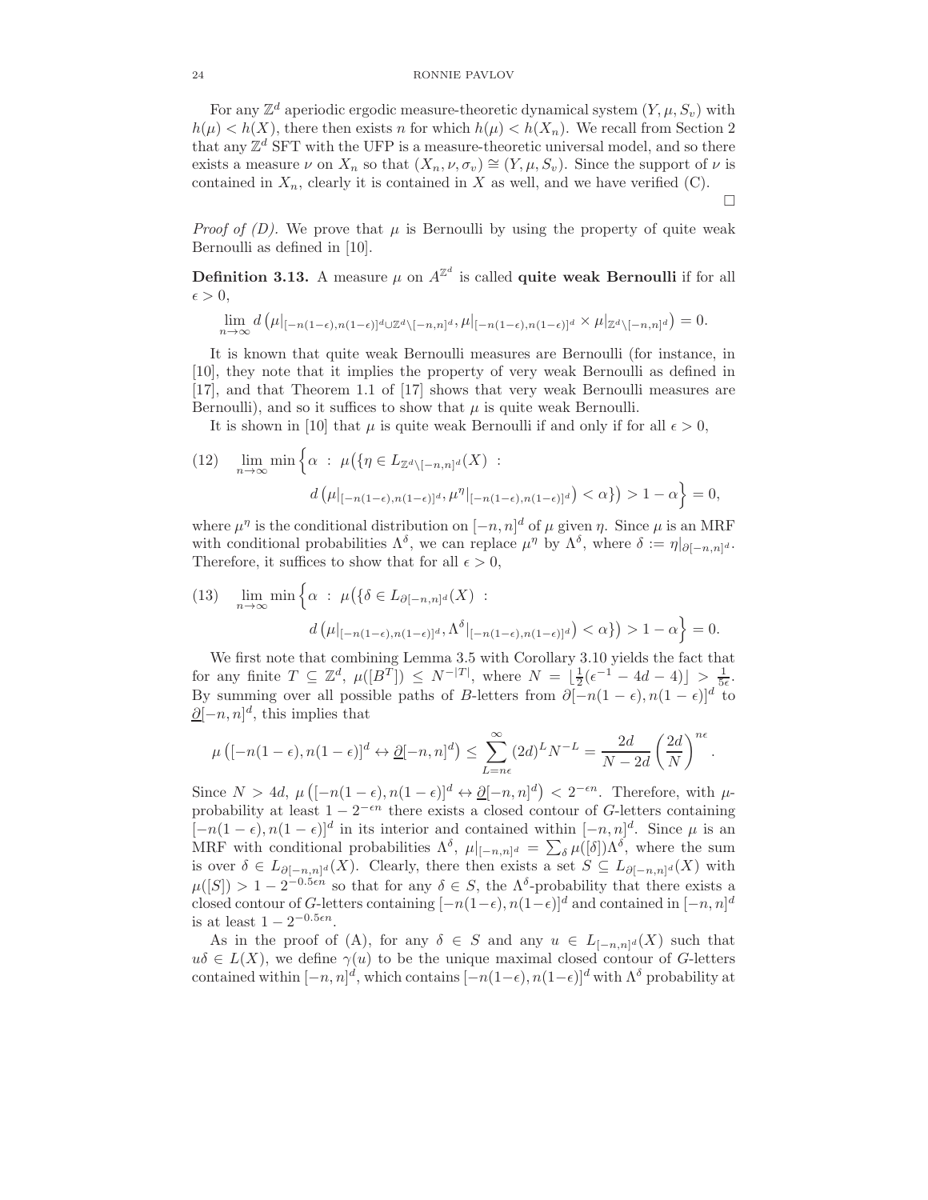For any $\mathbb{Z}^d$ aperiodic ergodic measure-theoretic dynamical system $(Y, \mu, S_v)$ with $h(\mu) < h(X)$, there then exists $n$ for which $h(\mu) < h(X_n)$. We recall from Section 2 that any $\mathbb{Z}^d$ SFT with the UFP is a measure-theoretic universal model, and so there exists a measure $\nu$ on $X_n$ so that $(X_n, \nu, \sigma_v) \cong (Y, \mu, S_v)$. Since the support of $\nu$ is contained in $X_n$, clearly it is contained in $X$ as well, and we have verified (C).

$\square$

*Proof of (D).* We prove that $\mu$ is Bernoulli by using the property of quite weak Bernoulli as defined in [10].

**Definition 3.13.** A measure $\mu$ on $A^{\mathbb{Z}^d}$ is called **quite weak Bernoulli** if for all $\epsilon > 0$,

$$\lim_{n\to\infty} d\left(\mu|_{[-n(1-\epsilon),n(1-\epsilon)]^d \cup \mathbb{Z}^d \setminus [-n,n]^d}, \mu|_{[-n(1-\epsilon),n(1-\epsilon)]^d} \times \mu|_{\mathbb{Z}^d \setminus [-n,n]^d}\right) = 0.$$

It is known that quite weak Bernoulli measures are Bernoulli (for instance, in [10], they note that it implies the property of very weak Bernoulli as defined in [17], and that Theorem 1.1 of [17] shows that very weak Bernoulli measures are Bernoulli), and so it suffices to show that $\mu$ is quite weak Bernoulli.

It is shown in [10] that $\mu$ is quite weak Bernoulli if and only if for all $\epsilon > 0$,

$$\lim_{n\to\infty} \min \Big\{ \alpha \ : \ \mu\big(\{\eta \in L_{\mathbb{Z}^d \setminus [-n,n]^d}(X) \ : \ d\left(\mu|_{[-n(1-\epsilon),n(1-\epsilon)]^d}, \mu^\eta|_{[-n(1-\epsilon),n(1-\epsilon)]^d}\right) < \alpha\}\big) > 1 - \alpha \Big\} = 0, \tag{12}$$

where $\mu^\eta$ is the conditional distribution on $[-n,n]^d$ of $\mu$ given $\eta$. Since $\mu$ is an MRF with conditional probabilities $\Lambda^\delta$, we can replace $\mu^\eta$ by $\Lambda^\delta$, where $\delta := \eta|_{\partial[-n,n]^d}$. Therefore, it suffices to show that for all $\epsilon > 0$,

$$\lim_{n\to\infty} \min \Big\{ \alpha \ : \ \mu\big(\{\delta \in L_{\partial[-n,n]^d}(X) \ : \ d\left(\mu|_{[-n(1-\epsilon),n(1-\epsilon)]^d}, \Lambda^\delta|_{[-n(1-\epsilon),n(1-\epsilon)]^d}\right) < \alpha\}\big) > 1 - \alpha \Big\} = 0. \tag{13}$$

We first note that combining Lemma 3.5 with Corollary 3.10 yields the fact that for any finite $T \subseteq \mathbb{Z}^d$, $\mu([B^T]) \leq N^{-|T|}$, where $N = \lfloor \frac{1}{2}(\epsilon^{-1} - 4d - 4) \rfloor > \frac{1}{5\epsilon}$. By summing over all possible paths of $B$-letters from $\partial[-n(1-\epsilon), n(1-\epsilon)]^d$ to $\underline{\partial}[-n,n]^d$, this implies that

$$\mu\left([-n(1-\epsilon), n(1-\epsilon)]^d \leftrightarrow \underline{\partial}[-n,n]^d\right) \leq \sum_{L=n\epsilon}^{\infty} (2d)^L N^{-L} = \frac{2d}{N - 2d} \left(\frac{2d}{N}\right)^{n\epsilon}.$$

Since $N > 4d$, $\mu\left([-n(1-\epsilon), n(1-\epsilon)]^d \leftrightarrow \underline{\partial}[-n,n]^d\right) < 2^{-\epsilon n}$. Therefore, with $\mu$-probability at least $1 - 2^{-\epsilon n}$ there exists a closed contour of $G$-letters containing $[-n(1-\epsilon), n(1-\epsilon)]^d$ in its interior and contained within $[-n,n]^d$. Since $\mu$ is an MRF with conditional probabilities $\Lambda^\delta$, $\mu|_{[-n,n]^d} = \sum_\delta \mu([\delta])\Lambda^\delta$, where the sum is over $\delta \in L_{\partial[-n,n]^d}(X)$. Clearly, there then exists a set $S \subseteq L_{\partial[-n,n]^d}(X)$ with $\mu([S]) > 1 - 2^{-0.5\epsilon n}$ so that for any $\delta \in S$, the $\Lambda^\delta$-probability that there exists a closed contour of $G$-letters containing $[-n(1-\epsilon), n(1-\epsilon)]^d$ and contained in $[-n,n]^d$ is at least $1 - 2^{-0.5\epsilon n}$.

As in the proof of (A), for any $\delta \in S$ and any $u \in L_{[-n,n]^d}(X)$ such that $u\delta \in L(X)$, we define $\gamma(u)$ to be the unique maximal closed contour of $G$-letters contained within $[-n,n]^d$, which contains $[-n(1-\epsilon), n(1-\epsilon)]^d$ with $\Lambda^\delta$ probability at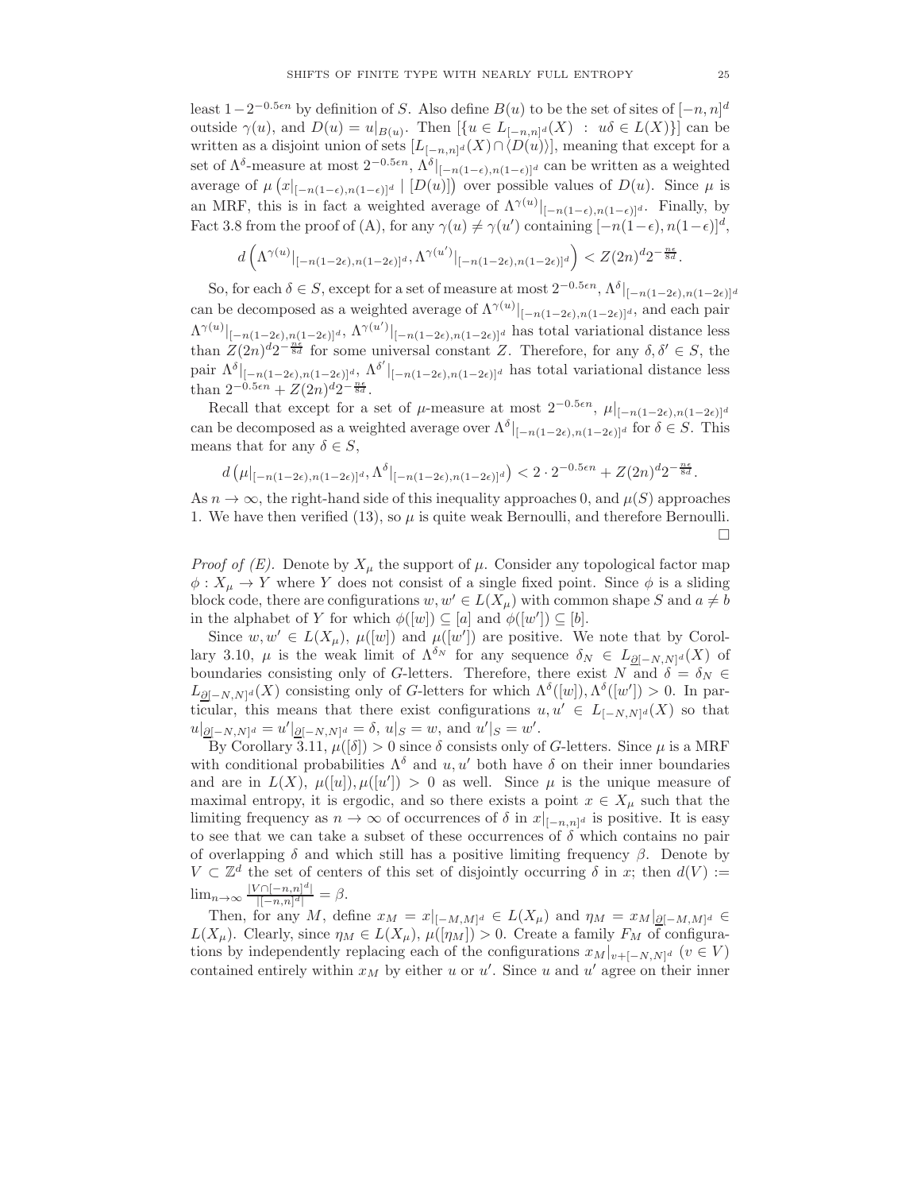least $1-2^{-0.5\epsilon n}$ by definition of $S$. Also define $B(u)$ to be the set of sites of $[-n,n]^d$ outside $\gamma(u)$, and $D(u) = u|_{B(u)}$. Then $[\{u \in L_{[-n,n]^d}(X) \ : \ u\delta \in L(X)\}]$ can be written as a disjoint union of sets $[L_{[-n,n]^d}(X) \cap \langle D(u) \rangle]$, meaning that except for a set of $\Lambda^\delta$-measure at most $2^{-0.5\epsilon n}$, $\Lambda^\delta|_{[-n(1-\epsilon),n(1-\epsilon)]^d}$ can be written as a weighted average of $\mu\left(x|_{[-n(1-\epsilon),n(1-\epsilon)]^d} \mid [D(u)]\right)$ over possible values of $D(u)$. Since $\mu$ is an MRF, this is in fact a weighted average of $\Lambda^{\gamma(u)}|_{[-n(1-\epsilon),n(1-\epsilon)]^d}$. Finally, by Fact 3.8 from the proof of (A), for any $\gamma(u) \neq \gamma(u')$ containing $[-n(1-\epsilon), n(1-\epsilon)]^d$,

$$d\left(\Lambda^{\gamma(u)}|_{[-n(1-2\epsilon),n(1-2\epsilon)]^d}, \Lambda^{\gamma(u')}|_{[-n(1-2\epsilon),n(1-2\epsilon)]^d}\right) < Z(2n)^d 2^{-\frac{n\epsilon}{8d}}.$$

So, for each $\delta \in S$, except for a set of measure at most $2^{-0.5\epsilon n}$, $\Lambda^\delta|_{[-n(1-2\epsilon),n(1-2\epsilon)]^d}$ can be decomposed as a weighted average of $\Lambda^{\gamma(u)}|_{[-n(1-2\epsilon),n(1-2\epsilon)]^d}$, and each pair $\Lambda^{\gamma(u)}|_{[-n(1-2\epsilon),n(1-2\epsilon)]^d}$, $\Lambda^{\gamma(u')}|_{[-n(1-2\epsilon),n(1-2\epsilon)]^d}$ has total variational distance less than $Z(2n)^d 2^{-\frac{n\epsilon}{8d}}$ for some universal constant $Z$. Therefore, for any $\delta, \delta' \in S$, the pair $\Lambda^\delta|_{[-n(1-2\epsilon),n(1-2\epsilon)]^d}$, $\Lambda^{\delta'}|_{[-n(1-2\epsilon),n(1-2\epsilon)]^d}$ has total variational distance less than $2^{-0.5\epsilon n} + Z(2n)^d 2^{-\frac{n\epsilon}{8d}}$.

Recall that except for a set of $\mu$-measure at most $2^{-0.5\epsilon n}$, $\mu|_{[-n(1-2\epsilon),n(1-2\epsilon)]^d}$ can be decomposed as a weighted average over $\Lambda^\delta|_{[-n(1-2\epsilon),n(1-2\epsilon)]^d}$ for $\delta \in S$. This means that for any $\delta \in S$,

$$d\left(\mu|_{[-n(1-2\epsilon),n(1-2\epsilon)]^d}, \Lambda^\delta|_{[-n(1-2\epsilon),n(1-2\epsilon)]^d}\right) < 2 \cdot 2^{-0.5\epsilon n} + Z(2n)^d 2^{-\frac{n\epsilon}{8d}}.$$

As $n \to \infty$, the right-hand side of this inequality approaches 0, and $\mu(S)$ approaches 1. We have then verified (13), so $\mu$ is quite weak Bernoulli, and therefore Bernoulli. $\square$

*Proof of (E).* Denote by $X_\mu$ the support of $\mu$. Consider any topological factor map $\phi : X_\mu \to Y$ where $Y$ does not consist of a single fixed point. Since $\phi$ is a sliding block code, there are configurations $w, w' \in L(X_\mu)$ with common shape $S$ and $a \neq b$ in the alphabet of $Y$ for which $\phi([w]) \subseteq [a]$ and $\phi([w']) \subseteq [b]$.

Since $w, w' \in L(X_\mu)$, $\mu([w])$ and $\mu([w'])$ are positive. We note that by Corollary 3.10, $\mu$ is the weak limit of $\Lambda^{\delta_N}$ for any sequence $\delta_N \in L_{\underline{\partial}[-N,N]^d}(X)$ of boundaries consisting only of $G$-letters. Therefore, there exist $N$ and $\delta = \delta_N \in L_{\underline{\partial}[-N,N]^d}(X)$ consisting only of $G$-letters for which $\Lambda^\delta([w]), \Lambda^\delta([w']) > 0$. In particular, this means that there exist configurations $u, u' \in L_{[-N,N]^d}(X)$ so that $u|_{\underline{\partial}[-N,N]^d} = u'|_{\underline{\partial}[-N,N]^d} = \delta$, $u|_S = w$, and $u'|_S = w'$.

By Corollary 3.11, $\mu([\delta]) > 0$ since $\delta$ consists only of $G$-letters. Since $\mu$ is a MRF with conditional probabilities $\Lambda^\delta$ and $u, u'$ both have $\delta$ on their inner boundaries and are in $L(X)$, $\mu([u]), \mu([u']) > 0$ as well. Since $\mu$ is the unique measure of maximal entropy, it is ergodic, and so there exists a point $x \in X_\mu$ such that the limiting frequency as $n \to \infty$ of occurrences of $\delta$ in $x|_{[-n,n]^d}$ is positive. It is easy to see that we can take a subset of these occurrences of $\delta$ which contains no pair of overlapping $\delta$ and which still has a positive limiting frequency $\beta$. Denote by $V \subset \mathbb{Z}^d$ the set of centers of this set of disjointly occurring $\delta$ in $x$; then $d(V) := \lim_{n\to\infty} \frac{|V \cap [-n,n]^d|}{|[-n,n]^d|} = \beta$.

Then, for any $M$, define $x_M = x|_{[-M,M]^d} \in L(X_\mu)$ and $\eta_M = x_M|_{\underline{\partial}[-M,M]^d} \in L(X_\mu)$. Clearly, since $\eta_M \in L(X_\mu)$, $\mu([\eta_M]) > 0$. Create a family $F_M$ of configurations by independently replacing each of the configurations $x_M|_{v+[-N,N]^d}$ $(v \in V)$ contained entirely within $x_M$ by either $u$ or $u'$. Since $u$ and $u'$ agree on their inner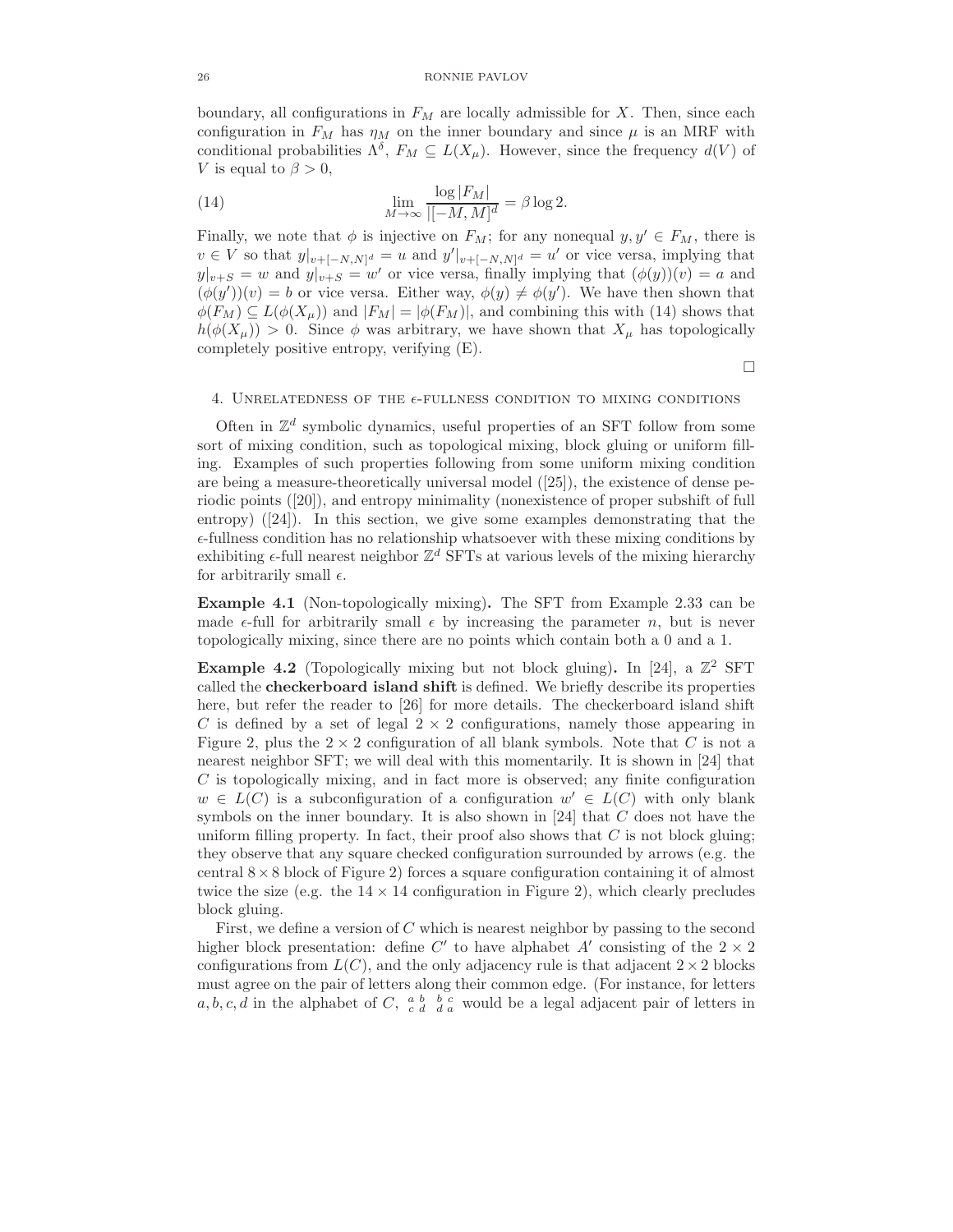boundary, all configurations in $F_M$ are locally admissible for $X$. Then, since each configuration in $F_M$ has $\eta_M$ on the inner boundary and since $\mu$ is an MRF with conditional probabilities $\Lambda^\delta$, $F_M \subseteq L(X_\mu)$. However, since the frequency $d(V)$ of $V$ is equal to $\beta > 0$,

$$\lim_{M\to\infty} \frac{\log |F_M|}{|[-M,M]^d|} = \beta \log 2. \tag{14}$$

Finally, we note that $\phi$ is injective on $F_M$; for any nonequal $y, y' \in F_M$, there is $v \in V$ so that $y|_{v+[-N,N]^d} = u$ and $y'|_{v+[-N,N]^d} = u'$ or vice versa, implying that $y|_{v+S} = w$ and $y|_{v+S} = w'$ or vice versa, finally implying that $(\phi(y))(v) = a$ and $(\phi(y'))(v) = b$ or vice versa. Either way, $\phi(y) \neq \phi(y')$. We have then shown that $\phi(F_M) \subseteq L(\phi(X_\mu))$ and $|F_M| = |\phi(F_M)|$, and combining this with (14) shows that $h(\phi(X_\mu)) > 0$. Since $\phi$ was arbitrary, we have shown that $X_\mu$ has topologically completely positive entropy, verifying (E).

□

## 4. Unrelatedness of the $\epsilon$-fullness condition to mixing conditions

Often in $\mathbb{Z}^d$ symbolic dynamics, useful properties of an SFT follow from some sort of mixing condition, such as topological mixing, block gluing or uniform filling. Examples of such properties following from some uniform mixing condition are being a measure-theoretically universal model ([25]), the existence of dense periodic points ([20]), and entropy minimality (nonexistence of proper subshift of full entropy) ([24]). In this section, we give some examples demonstrating that the $\epsilon$-fullness condition has no relationship whatsoever with these mixing conditions by exhibiting $\epsilon$-full nearest neighbor $\mathbb{Z}^d$ SFTs at various levels of the mixing hierarchy for arbitrarily small $\epsilon$.

**Example 4.1** (Non-topologically mixing)**.** The SFT from Example 2.33 can be made $\epsilon$-full for arbitrarily small $\epsilon$ by increasing the parameter $n$, but is never topologically mixing, since there are no points which contain both a 0 and a 1.

**Example 4.2** (Topologically mixing but not block gluing)**.** In [24], a $\mathbb{Z}^2$ SFT called the **checkerboard island shift** is defined. We briefly describe its properties here, but refer the reader to [26] for more details. The checkerboard island shift $C$ is defined by a set of legal $2 \times 2$ configurations, namely those appearing in Figure 2, plus the $2 \times 2$ configuration of all blank symbols. Note that $C$ is not a nearest neighbor SFT; we will deal with this momentarily. It is shown in [24] that $C$ is topologically mixing, and in fact more is observed; any finite configuration $w \in L(C)$ is a subconfiguration of a configuration $w' \in L(C)$ with only blank symbols on the inner boundary. It is also shown in [24] that $C$ does not have the uniform filling property. In fact, their proof also shows that $C$ is not block gluing; they observe that any square checked configuration surrounded by arrows (e.g. the central $8 \times 8$ block of Figure 2) forces a square configuration containing it of almost twice the size (e.g. the $14 \times 14$ configuration in Figure 2), which clearly precludes block gluing.

First, we define a version of $C$ which is nearest neighbor by passing to the second higher block presentation: define $C'$ to have alphabet $A'$ consisting of the $2 \times 2$ configurations from $L(C)$, and the only adjacency rule is that adjacent $2 \times 2$ blocks must agree on the pair of letters along their common edge. (For instance, for letters $a, b, c, d$ in the alphabet of $C$, $\begin{smallmatrix} a & b \\ c & d \end{smallmatrix}\ \begin{smallmatrix} b & c \\ d & a \end{smallmatrix}$ would be a legal adjacent pair of letters in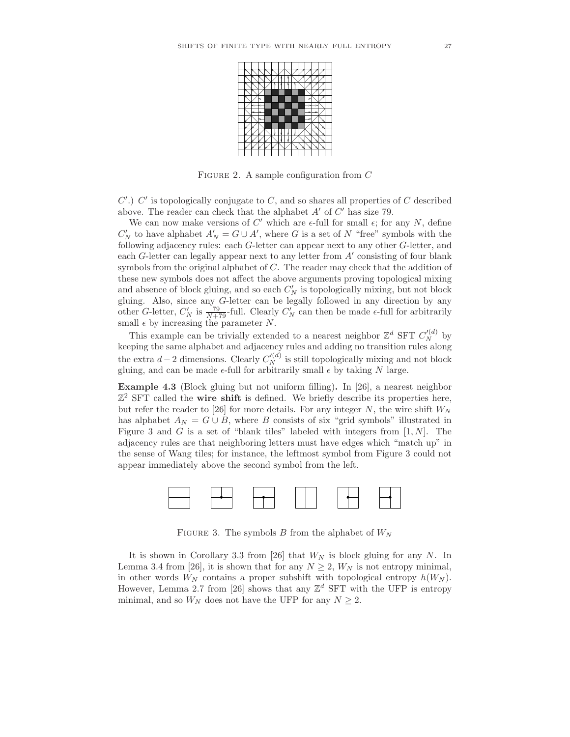FIGURE 2. A sample configuration from $C$

$C'$.) $C'$ is topologically conjugate to $C$, and so shares all properties of $C$ described above. The reader can check that the alphabet $A'$ of $C'$ has size 79.

We can now make versions of $C'$ which are $\epsilon$-full for small $\epsilon$; for any $N$, define $C'_N$ to have alphabet $A'_N = G \cup A'$, where $G$ is a set of $N$ "free" symbols with the following adjacency rules: each $G$-letter can appear next to any other $G$-letter, and each $G$-letter can legally appear next to any letter from $A'$ consisting of four blank symbols from the original alphabet of $C$. The reader may check that the addition of these new symbols does not affect the above arguments proving topological mixing and absence of block gluing, and so each $C'_N$ is topologically mixing, but not block gluing. Also, since any $G$-letter can be legally followed in any direction by any other $G$-letter, $C'_N$ is $\frac{79}{N+79}$-full. Clearly $C'_N$ can then be made $\epsilon$-full for arbitrarily small $\epsilon$ by increasing the parameter $N$.

This example can be trivially extended to a nearest neighbor $\mathbb{Z}^d$ SFT $C'^{(d)}_N$ by keeping the same alphabet and adjacency rules and adding no transition rules along the extra $d-2$ dimensions. Clearly $C'^{(d)}_N$ is still topologically mixing and not block gluing, and can be made $\epsilon$-full for arbitrarily small $\epsilon$ by taking $N$ large.

**Example 4.3** (Block gluing but not uniform filling)**.** In [26], a nearest neighbor $\mathbb{Z}^2$ SFT called the **wire shift** is defined. We briefly describe its properties here, but refer the reader to [26] for more details. For any integer $N$, the wire shift $W_N$ has alphabet $A_N = G \cup B$, where $B$ consists of six "grid symbols" illustrated in Figure 3 and $G$ is a set of "blank tiles" labeled with integers from $[1, N]$. The adjacency rules are that neighboring letters must have edges which "match up" in the sense of Wang tiles; for instance, the leftmost symbol from Figure 3 could not appear immediately above the second symbol from the left.

FIGURE 3. The symbols $B$ from the alphabet of $W_N$

It is shown in Corollary 3.3 from [26] that $W_N$ is block gluing for any $N$. In Lemma 3.4 from [26], it is shown that for any $N \geq 2$, $W_N$ is not entropy minimal, in other words $W_N$ contains a proper subshift with topological entropy $h(W_N)$. However, Lemma 2.7 from [26] shows that any $\mathbb{Z}^d$ SFT with the UFP is entropy minimal, and so $W_N$ does not have the UFP for any $N \geq 2$.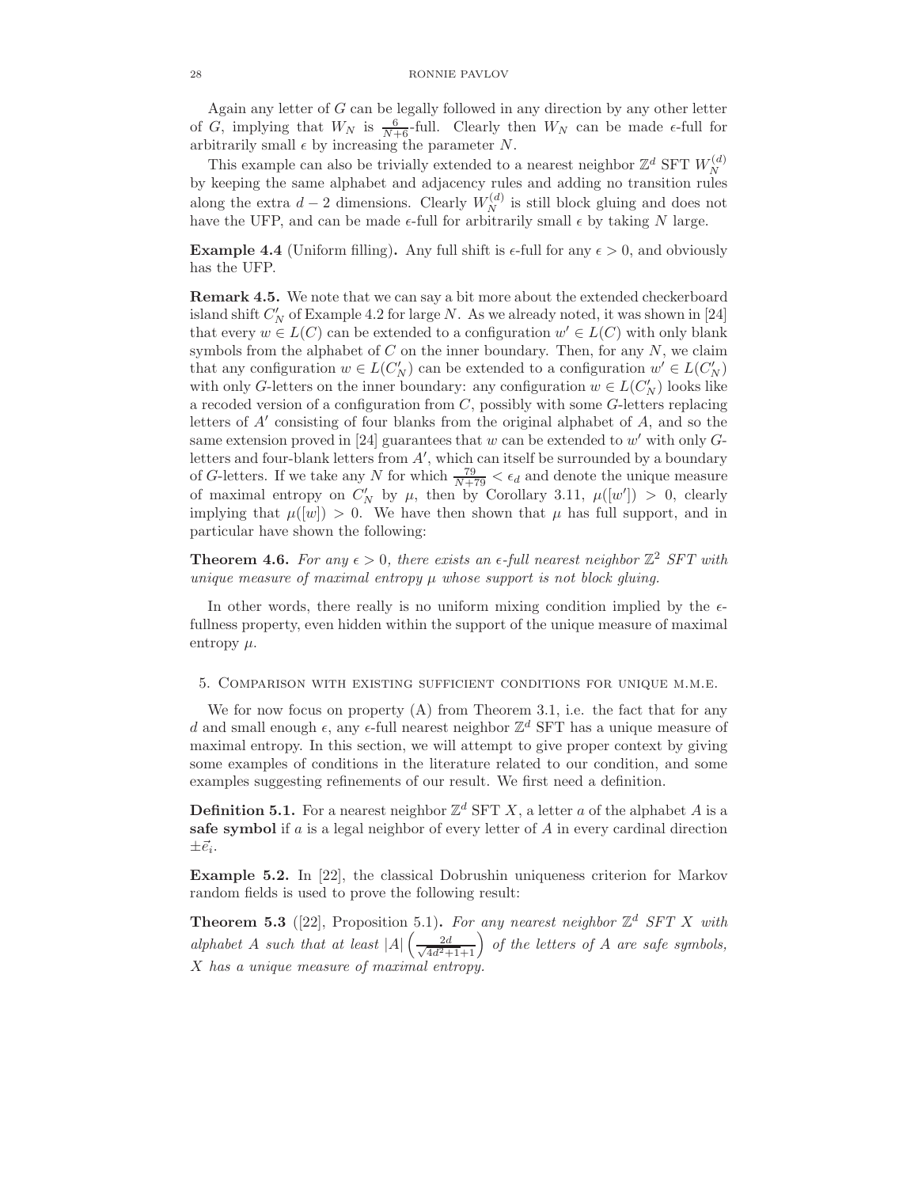Again any letter of $G$ can be legally followed in any direction by any other letter of $G$, implying that $W_N$ is $\frac{6}{N+6}$-full. Clearly then $W_N$ can be made $\epsilon$-full for arbitrarily small $\epsilon$ by increasing the parameter $N$.

This example can also be trivially extended to a nearest neighbor $\mathbb{Z}^d$ SFT $W_N^{(d)}$ by keeping the same alphabet and adjacency rules and adding no transition rules along the extra $d-2$ dimensions. Clearly $W_N^{(d)}$ is still block gluing and does not have the UFP, and can be made $\epsilon$-full for arbitrarily small $\epsilon$ by taking $N$ large.

**Example 4.4** (Uniform filling)**.** Any full shift is $\epsilon$-full for any $\epsilon > 0$, and obviously has the UFP.

**Remark 4.5.** We note that we can say a bit more about the extended checkerboard island shift $C'_N$ of Example 4.2 for large $N$. As we already noted, it was shown in [24] that every $w \in L(C)$ can be extended to a configuration $w' \in L(C)$ with only blank symbols from the alphabet of $C$ on the inner boundary. Then, for any $N$, we claim that any configuration $w \in L(C'_N)$ can be extended to a configuration $w' \in L(C'_N)$ with only $G$-letters on the inner boundary: any configuration $w \in L(C'_N)$ looks like a recoded version of a configuration from $C$, possibly with some $G$-letters replacing letters of $A'$ consisting of four blanks from the original alphabet of $A$, and so the same extension proved in [24] guarantees that $w$ can be extended to $w'$ with only $G$-letters and four-blank letters from $A'$, which can itself be surrounded by a boundary of $G$-letters. If we take any $N$ for which $\frac{79}{N+79} < \epsilon_d$ and denote the unique measure of maximal entropy on $C'_N$ by $\mu$, then by Corollary 3.11, $\mu([w']) > 0$, clearly implying that $\mu([w]) > 0$. We have then shown that $\mu$ has full support, and in particular have shown the following:

**Theorem 4.6.** *For any $\epsilon > 0$, there exists an $\epsilon$-full nearest neighbor $\mathbb{Z}^2$ SFT with unique measure of maximal entropy $\mu$ whose support is not block gluing.*

In other words, there really is no uniform mixing condition implied by the $\epsilon$-fullness property, even hidden within the support of the unique measure of maximal entropy $\mu$.

## 5. Comparison with existing sufficient conditions for unique m.m.e.

We for now focus on property (A) from Theorem 3.1, i.e. the fact that for any $d$ and small enough $\epsilon$, any $\epsilon$-full nearest neighbor $\mathbb{Z}^d$ SFT has a unique measure of maximal entropy. In this section, we will attempt to give proper context by giving some examples of conditions in the literature related to our condition, and some examples suggesting refinements of our result. We first need a definition.

**Definition 5.1.** For a nearest neighbor $\mathbb{Z}^d$ SFT $X$, a letter $a$ of the alphabet $A$ is a **safe symbol** if $a$ is a legal neighbor of every letter of $A$ in every cardinal direction $\pm\vec{e}_i$.

**Example 5.2.** In [22], the classical Dobrushin uniqueness criterion for Markov random fields is used to prove the following result:

**Theorem 5.3** ([22], Proposition 5.1)**.** *For any nearest neighbor $\mathbb{Z}^d$ SFT $X$ with alphabet $A$ such that at least $|A|\left(\frac{2d}{\sqrt{4d^2+1}+1}\right)$ of the letters of $A$ are safe symbols, $X$ has a unique measure of maximal entropy.*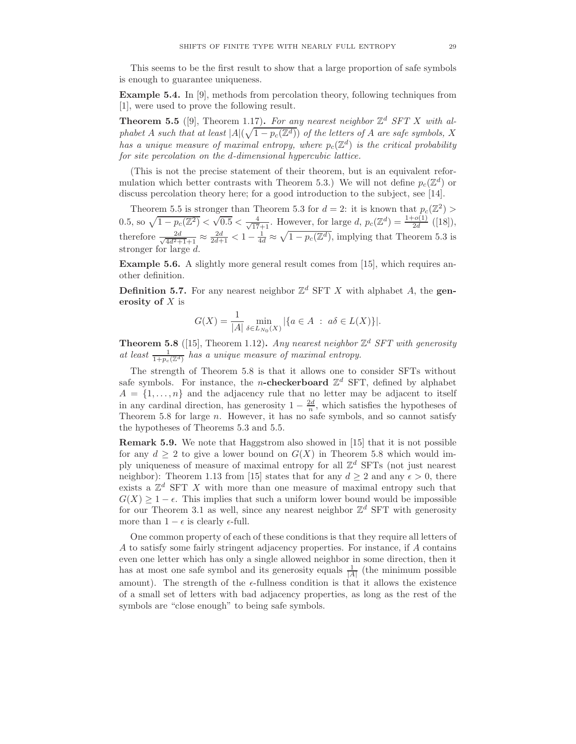This seems to be the first result to show that a large proportion of safe symbols is enough to guarantee uniqueness.

**Example 5.4.** In [9], methods from percolation theory, following techniques from [1], were used to prove the following result.

**Theorem 5.5** ([9], Theorem 1.17)**.** *For any nearest neighbor $\mathbb{Z}^d$ SFT $X$ with alphabet $A$ such that at least $|A|(\sqrt{1 - p_c(\mathbb{Z}^d)})$ of the letters of $A$ are safe symbols, $X$ has a unique measure of maximal entropy, where $p_c(\mathbb{Z}^d)$ is the critical probability for site percolation on the $d$-dimensional hypercubic lattice.*

(This is not the precise statement of their theorem, but is an equivalent reformulation which better contrasts with Theorem 5.3.) We will not define $p_c(\mathbb{Z}^d)$ or discuss percolation theory here; for a good introduction to the subject, see [14].

Theorem 5.5 is stronger than Theorem 5.3 for $d = 2$: it is known that $p_c(\mathbb{Z}^2) > 0.5$, so $\sqrt{1 - p_c(\mathbb{Z}^2)} < \sqrt{0.5} < \frac{4}{\sqrt{17}+1}$. However, for large $d$, $p_c(\mathbb{Z}^d) = \frac{1+o(1)}{2d}$ ([18]), therefore $\frac{2d}{\sqrt{4d^2+1}+1} \approx \frac{2d}{2d+1} < 1 - \frac{1}{4d} \approx \sqrt{1 - p_c(\mathbb{Z}^d)}$, implying that Theorem 5.3 is stronger for large $d$.

**Example 5.6.** A slightly more general result comes from [15], which requires another definition.

**Definition 5.7.** For any nearest neighbor $\mathbb{Z}^d$ SFT $X$ with alphabet $A$, the **generosity of** $X$ is

$$G(X) = \frac{1}{|A|} \min_{\delta \in L_{N_0}(X)} |\{a \in A \ : \ a\delta \in L(X)\}|.$$

**Theorem 5.8** ([15], Theorem 1.12)**.** *Any nearest neighbor $\mathbb{Z}^d$ SFT with generosity at least $\frac{1}{1+p_c(\mathbb{Z}^d)}$ has a unique measure of maximal entropy.*

The strength of Theorem 5.8 is that it allows one to consider SFTs without safe symbols. For instance, the $n$**-checkerboard** $\mathbb{Z}^d$ SFT, defined by alphabet $A = \{1, \ldots, n\}$ and the adjacency rule that no letter may be adjacent to itself in any cardinal direction, has generosity $1 - \frac{2d}{n}$, which satisfies the hypotheses of Theorem 5.8 for large $n$. However, it has no safe symbols, and so cannot satisfy the hypotheses of Theorems 5.3 and 5.5.

**Remark 5.9.** We note that Haggstrom also showed in [15] that it is not possible for any $d \geq 2$ to give a lower bound on $G(X)$ in Theorem 5.8 which would imply uniqueness of measure of maximal entropy for all $\mathbb{Z}^d$ SFTs (not just nearest neighbor): Theorem 1.13 from [15] states that for any $d \geq 2$ and any $\epsilon > 0$, there exists a $\mathbb{Z}^d$ SFT $X$ with more than one measure of maximal entropy such that $G(X) \geq 1 - \epsilon$. This implies that such a uniform lower bound would be impossible for our Theorem 3.1 as well, since any nearest neighbor $\mathbb{Z}^d$ SFT with generosity more than $1 - \epsilon$ is clearly $\epsilon$-full.

One common property of each of these conditions is that they require all letters of $A$ to satisfy some fairly stringent adjacency properties. For instance, if $A$ contains even one letter which has only a single allowed neighbor in some direction, then it has at most one safe symbol and its generosity equals $\frac{1}{|A|}$ (the minimum possible amount). The strength of the $\epsilon$-fullness condition is that it allows the existence of a small set of letters with bad adjacency properties, as long as the rest of the symbols are "close enough" to being safe symbols.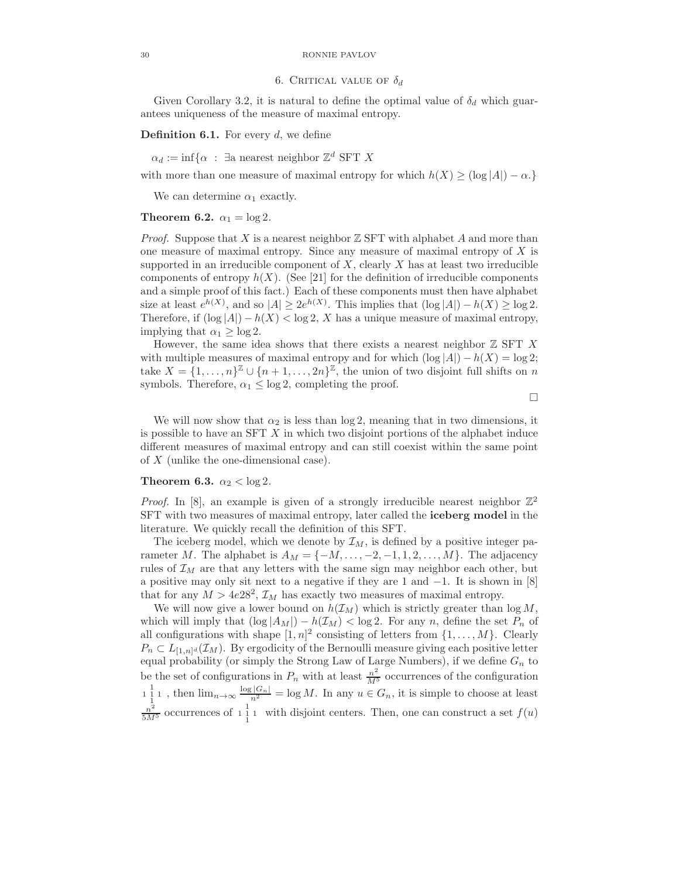## 6. Critical value of $\delta_d$

Given Corollary 3.2, it is natural to define the optimal value of $\delta_d$ which guarantees uniqueness of the measure of maximal entropy.

**Definition 6.1.** For every $d$, we define

$\alpha_d := \inf\{\alpha \ : \ \exists$a nearest neighbor $\mathbb{Z}^d$ SFT $X$

with more than one measure of maximal entropy for which $h(X) \geq (\log |A|) - \alpha.\}$

We can determine $\alpha_1$ exactly.

**Theorem 6.2.** $\alpha_1 = \log 2$.

*Proof.* Suppose that $X$ is a nearest neighbor $\mathbb{Z}$ SFT with alphabet $A$ and more than one measure of maximal entropy. Since any measure of maximal entropy of $X$ is supported in an irreducible component of $X$, clearly $X$ has at least two irreducible components of entropy $h(X)$. (See [21] for the definition of irreducible components and a simple proof of this fact.) Each of these components must then have alphabet size at least $e^{h(X)}$, and so $|A| \geq 2e^{h(X)}$. This implies that $(\log |A|) - h(X) \geq \log 2$. Therefore, if $(\log |A|) - h(X) < \log 2$, $X$ has a unique measure of maximal entropy, implying that $\alpha_1 \geq \log 2$.

However, the same idea shows that there exists a nearest neighbor $\mathbb{Z}$ SFT $X$ with multiple measures of maximal entropy and for which $(\log |A|) - h(X) = \log 2$; take $X = \{1, \ldots, n\}^{\mathbb{Z}} \cup \{n+1, \ldots, 2n\}^{\mathbb{Z}}$, the union of two disjoint full shifts on $n$ symbols. Therefore, $\alpha_1 \leq \log 2$, completing the proof.

□

We will now show that $\alpha_2$ is less than $\log 2$, meaning that in two dimensions, it is possible to have an SFT $X$ in which two disjoint portions of the alphabet induce different measures of maximal entropy and can still coexist within the same point of $X$ (unlike the one-dimensional case).

**Theorem 6.3.** $\alpha_2 < \log 2$.

*Proof.* In [8], an example is given of a strongly irreducible nearest neighbor $\mathbb{Z}^2$ SFT with two measures of maximal entropy, later called the **iceberg model** in the literature. We quickly recall the definition of this SFT.

The iceberg model, which we denote by $\mathcal{I}_M$, is defined by a positive integer parameter $M$. The alphabet is $A_M = \{-M, \ldots, -2, -1, 1, 2, \ldots, M\}$. The adjacency rules of $\mathcal{I}_M$ are that any letters with the same sign may neighbor each other, but a positive may only sit next to a negative if they are 1 and $-1$. It is shown in [8] that for any $M > 4e28^2$, $\mathcal{I}_M$ has exactly two measures of maximal entropy.

We will now give a lower bound on $h(\mathcal{I}_M)$ which is strictly greater than $\log M$, which will imply that $(\log |A_M|) - h(\mathcal{I}_M) < \log 2$. For any $n$, define the set $P_n$ of all configurations with shape $[1, n]^2$ consisting of letters from $\{1, \ldots, M\}$. Clearly $P_n \subset L_{[1,n]^d}(\mathcal{I}_M)$. By ergodicity of the Bernoulli measure giving each positive letter equal probability (or simply the Strong Law of Large Numbers), if we define $G_n$ to be the set of configurations in $P_n$ with at least $\frac{n^2}{M^5}$ occurrences of the configuration $\begin{smallmatrix} & 1 & \\ 1 & 1 & 1 \\ & 1 & \end{smallmatrix}$ , then $\lim_{n \to \infty} \frac{\log |G_n|}{n^2} = \log M$. In any $u \in G_n$, it is simple to choose at least $\frac{n^2}{5M^5}$ occurrences of $\begin{smallmatrix} & 1 & \\ 1 & 1 & 1 \\ & 1 & \end{smallmatrix}$ with disjoint centers. Then, one can construct a set $f(u)$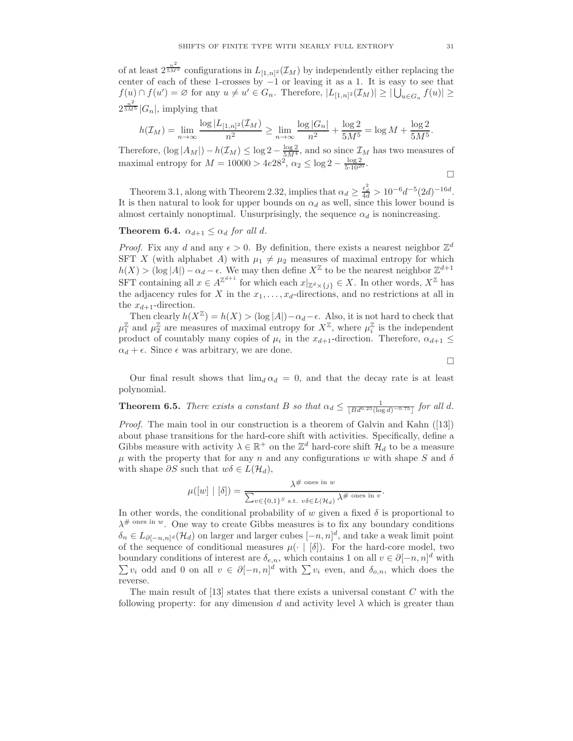of at least $2^{\frac{n^2}{5M^5}}$ configurations in $L_{[1,n]^2}(\mathcal{I}_M)$ by independently either replacing the center of each of these 1-crosses by $-1$ or leaving it as a 1. It is easy to see that $f(u) \cap f(u') = \varnothing$ for any $u \neq u' \in G_n$. Therefore, $|L_{[1,n]^2}(\mathcal{I}_M)| \geq |\bigcup_{u \in G_n} f(u)| \geq 2^{\frac{n^2}{5M^5}}|G_n|$, implying that

$$h(\mathcal{I}_M) = \lim_{n\to\infty} \frac{\log |L_{[1,n]^2}(\mathcal{I}_M)|}{n^2} \geq \lim_{n\to\infty} \frac{\log |G_n|}{n^2} + \frac{\log 2}{5M^5} = \log M + \frac{\log 2}{5M^5}.$$

Therefore, $(\log |A_M|) - h(\mathcal{I}_M) \leq \log 2 - \frac{\log 2}{5M^4}$, and so since $\mathcal{I}_M$ has two measures of maximal entropy for $M = 10000 > 4e28^2$, $\alpha_2 \leq \log 2 - \frac{\log 2}{5 \cdot 10^{20}}$.

∎

Theorem 3.1, along with Theorem 2.32, implies that $\alpha_d \geq \frac{\epsilon_d^2}{4d} > 10^{-6}d^{-5}(2d)^{-16d}$. It is then natural to look for upper bounds on $\alpha_d$ as well, since this lower bound is almost certainly nonoptimal. Unsurprisingly, the sequence $\alpha_d$ is nonincreasing.

**Theorem 6.4.** *$\alpha_{d+1} \leq \alpha_d$ for all $d$.*

*Proof.* Fix any $d$ and any $\epsilon > 0$. By definition, there exists a nearest neighbor $\mathbb{Z}^d$ SFT $X$ (with alphabet $A$) with $\mu_1 \neq \mu_2$ measures of maximal entropy for which $h(X) > (\log |A|) - \alpha_d - \epsilon$. We may then define $X^{\mathbb{Z}}$ to be the nearest neighbor $\mathbb{Z}^{d+1}$ SFT containing all $x \in A^{\mathbb{Z}^{d+1}}$ for which each $x|_{\mathbb{Z}^d \times \{j\}} \in X$. In other words, $X^{\mathbb{Z}}$ has the adjacency rules for $X$ in the $x_1, \ldots, x_d$-directions, and no restrictions at all in the $x_{d+1}$-direction.

Then clearly $h(X^{\mathbb{Z}}) = h(X) > (\log |A|) - \alpha_d - \epsilon$. Also, it is not hard to check that $\mu_1^{\mathbb{Z}}$ and $\mu_2^{\mathbb{Z}}$ are measures of maximal entropy for $X^{\mathbb{Z}}$, where $\mu_i^{\mathbb{Z}}$ is the independent product of countably many copies of $\mu_i$ in the $x_{d+1}$-direction. Therefore, $\alpha_{d+1} \leq \alpha_d + \epsilon$. Since $\epsilon$ was arbitrary, we are done.

∎

Our final result shows that $\lim_d \alpha_d = 0$, and that the decay rate is at least polynomial.

**Theorem 6.5.** *There exists a constant $B$ so that $\alpha_d \leq \frac{1}{\lfloor B d^{0.25} (\log d)^{-0.75} \rfloor}$ for all $d$.*

*Proof.* The main tool in our construction is a theorem of Galvin and Kahn ([13]) about phase transitions for the hard-core shift with activities. Specifically, define a Gibbs measure with activity $\lambda \in \mathbb{R}^+$ on the $\mathbb{Z}^d$ hard-core shift $\mathcal{H}_d$ to be a measure $\mu$ with the property that for any $n$ and any configurations $w$ with shape $S$ and $\delta$ with shape $\partial S$ such that $w\delta \in L(\mathcal{H}_d)$,

$$\mu([w] \mid [\delta]) = \frac{\lambda^{\#\text{ ones in } w}}{\sum_{v \in \{0,1\}^S \text{ s.t. } v\delta \in L(\mathcal{H}_d)} \lambda^{\#\text{ ones in } v}}.$$

In other words, the conditional probability of $w$ given a fixed $\delta$ is proportional to $\lambda^{\#\text{ ones in } w}$. One way to create Gibbs measures is to fix any boundary conditions $\delta_n \in L_{\partial[-n,n]^d}(\mathcal{H}_d)$ on larger and larger cubes $[-n,n]^d$, and take a weak limit point of the sequence of conditional measures $\mu(\cdot \mid [\delta])$. For the hard-core model, two boundary conditions of interest are $\delta_{e,n}$, which contains 1 on all $v \in \partial[-n,n]^d$ with $\sum v_i$ odd and 0 on all $v \in \partial[-n,n]^d$ with $\sum v_i$ even, and $\delta_{o,n}$, which does the reverse.

The main result of [13] states that there exists a universal constant $C$ with the following property: for any dimension $d$ and activity level $\lambda$ which is greater than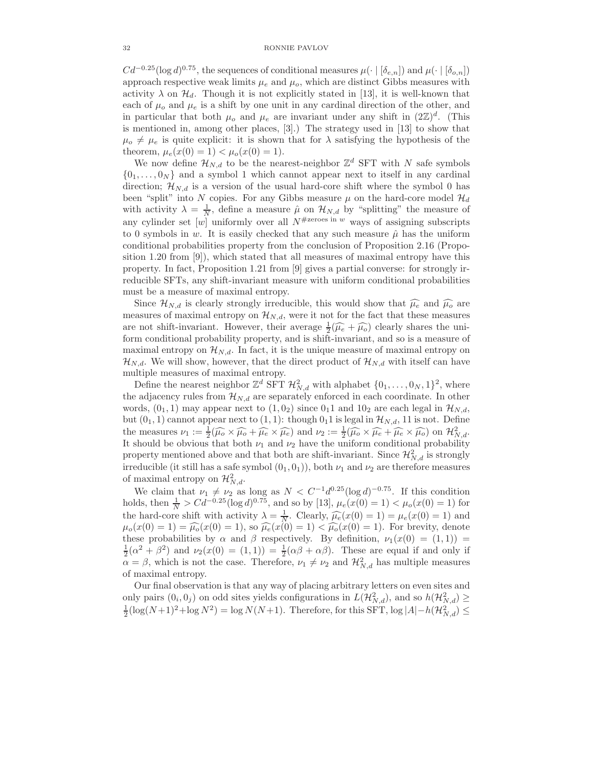$Cd^{-0.25}(\log d)^{0.75}$, the sequences of conditional measures $\mu(\cdot \mid [\delta_{e,n}])$ and $\mu(\cdot \mid [\delta_{o,n}])$ approach respective weak limits $\mu_e$ and $\mu_o$, which are distinct Gibbs measures with activity $\lambda$ on $\mathcal{H}_d$. Though it is not explicitly stated in [13], it is well-known that each of $\mu_o$ and $\mu_e$ is a shift by one unit in any cardinal direction of the other, and in particular that both $\mu_o$ and $\mu_e$ are invariant under any shift in $(2\mathbb{Z})^d$. (This is mentioned in, among other places, [3].) The strategy used in [13] to show that $\mu_o \neq \mu_e$ is quite explicit: it is shown that for $\lambda$ satisfying the hypothesis of the theorem, $\mu_e(x(0) = 1) < \mu_o(x(0) = 1)$.

We now define $\mathcal{H}_{N,d}$ to be the nearest-neighbor $\mathbb{Z}^d$ SFT with $N$ safe symbols $\{0_1, \ldots, 0_N\}$ and a symbol 1 which cannot appear next to itself in any cardinal direction; $\mathcal{H}_{N,d}$ is a version of the usual hard-core shift where the symbol 0 has been "split" into $N$ copies. For any Gibbs measure $\mu$ on the hard-core model $\mathcal{H}_d$ with activity $\lambda = \frac{1}{N}$, define a measure $\hat{\mu}$ on $\mathcal{H}_{N,d}$ by "splitting" the measure of any cylinder set $[w]$ uniformly over all $N^{\#\text{zeroes in } w}$ ways of assigning subscripts to 0 symbols in $w$. It is easily checked that any such measure $\hat{\mu}$ has the uniform conditional probabilities property from the conclusion of Proposition 2.16 (Proposition 1.20 from [9]), which stated that all measures of maximal entropy have this property. In fact, Proposition 1.21 from [9] gives a partial converse: for strongly irreducible SFTs, any shift-invariant measure with uniform conditional probabilities must be a measure of maximal entropy.

Since $\mathcal{H}_{N,d}$ is clearly strongly irreducible, this would show that $\widehat{\mu_e}$ and $\widehat{\mu_o}$ are measures of maximal entropy on $\mathcal{H}_{N,d}$, were it not for the fact that these measures are not shift-invariant. However, their average $\frac{1}{2}(\widehat{\mu_e} + \widehat{\mu_o})$ clearly shares the uniform conditional probability property, and is shift-invariant, and so is a measure of maximal entropy on $\mathcal{H}_{N,d}$. In fact, it is the unique measure of maximal entropy on $\mathcal{H}_{N,d}$. We will show, however, that the direct product of $\mathcal{H}_{N,d}$ with itself can have multiple measures of maximal entropy.

Define the nearest neighbor $\mathbb{Z}^d$ SFT $\mathcal{H}^2_{N,d}$ with alphabet $\{0_1, \ldots, 0_N, 1\}^2$, where the adjacency rules from $\mathcal{H}_{N,d}$ are separately enforced in each coordinate. In other words, $(0_1, 1)$ may appear next to $(1, 0_2)$ since $0_1 1$ and $1 0_2$ are each legal in $\mathcal{H}_{N,d}$, but $(0_1, 1)$ cannot appear next to $(1, 1)$: though $0_1 1$ is legal in $\mathcal{H}_{N,d}$, $11$ is not. Define the measures $\nu_1 := \frac{1}{2}(\widehat{\mu_o} \times \widehat{\mu_o} + \widehat{\mu_e} \times \widehat{\mu_e})$ and $\nu_2 := \frac{1}{2}(\widehat{\mu_o} \times \widehat{\mu_e} + \widehat{\mu_e} \times \widehat{\mu_o})$ on $\mathcal{H}^2_{N,d}$. It should be obvious that both $\nu_1$ and $\nu_2$ have the uniform conditional probability property mentioned above and that both are shift-invariant. Since $\mathcal{H}^2_{N,d}$ is strongly irreducible (it still has a safe symbol $(0_1, 0_1)$), both $\nu_1$ and $\nu_2$ are therefore measures of maximal entropy on $\mathcal{H}^2_{N,d}$.

We claim that $\nu_1 \neq \nu_2$ as long as $N < C^{-1}d^{0.25}(\log d)^{-0.75}$. If this condition holds, then $\frac{1}{N} > Cd^{-0.25}(\log d)^{0.75}$, and so by [13], $\mu_e(x(0) = 1) < \mu_o(x(0) = 1)$ for the hard-core shift with activity $\lambda = \frac{1}{N}$. Clearly, $\widehat{\mu_e}(x(0) = 1) = \mu_e(x(0) = 1)$ and $\mu_o(x(0) = 1) = \widehat{\mu_o}(x(0) = 1)$, so $\widehat{\mu_e}(x(0) = 1) < \widehat{\mu_o}(x(0) = 1)$. For brevity, denote these probabilities by $\alpha$ and $\beta$ respectively. By definition, $\nu_1(x(0) = (1, 1)) = \frac{1}{2}(\alpha^2 + \beta^2)$ and $\nu_2(x(0) = (1, 1)) = \frac{1}{2}(\alpha\beta + \alpha\beta)$. These are equal if and only if $\alpha = \beta$, which is not the case. Therefore, $\nu_1 \neq \nu_2$ and $\mathcal{H}^2_{N,d}$ has multiple measures of maximal entropy.

Our final observation is that any way of placing arbitrary letters on even sites and only pairs $(0_i, 0_j)$ on odd sites yields configurations in $L(\mathcal{H}^2_{N,d})$, and so $h(\mathcal{H}^2_{N,d}) \geq \frac{1}{2}(\log(N+1)^2 + \log N^2) = \log N(N+1)$. Therefore, for this SFT, $\log |A| - h(\mathcal{H}^2_{N,d}) \leq$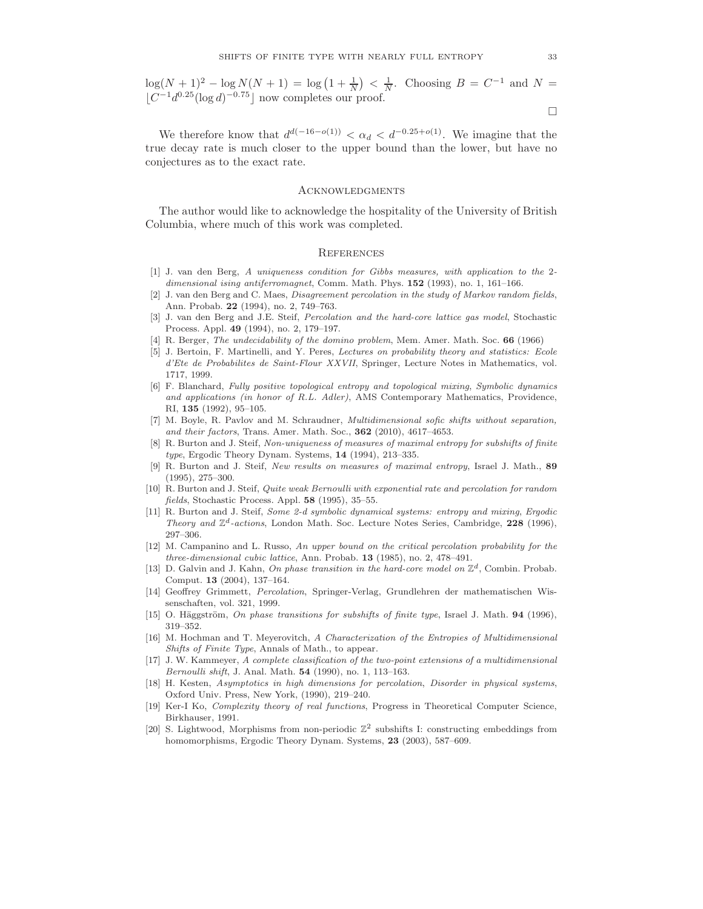$\log(N+1)^2 - \log N(N+1) = \log\left(1 + \frac{1}{N}\right) < \frac{1}{N}$. Choosing $B = C^{-1}$ and $N = \lfloor C^{-1} d^{0.25} (\log d)^{-0.75} \rfloor$ now completes our proof.

□

We therefore know that $d^{d(-16-o(1))} < \alpha_d < d^{-0.25+o(1)}$. We imagine that the true decay rate is much closer to the upper bound than the lower, but have no conjectures as to the exact rate.

## Acknowledgments

The author would like to acknowledge the hospitality of the University of British Columbia, where much of this work was completed.

## References

[1] J. van den Berg, *A uniqueness condition for Gibbs measures, with application to the 2-dimensional ising antiferromagnet*, Comm. Math. Phys. **152** (1993), no. 1, 161–166.

[2] J. van den Berg and C. Maes, *Disagreement percolation in the study of Markov random fields*, Ann. Probab. **22** (1994), no. 2, 749–763.

[3] J. van den Berg and J.E. Steif, *Percolation and the hard-core lattice gas model*, Stochastic Process. Appl. **49** (1994), no. 2, 179–197.

[4] R. Berger, *The undecidability of the domino problem*, Mem. Amer. Math. Soc. **66** (1966)

[5] J. Bertoin, F. Martinelli, and Y. Peres, *Lectures on probability theory and statistics: Ecole d'Ete de Probabilites de Saint-Flour XXVII*, Springer, Lecture Notes in Mathematics, vol. 1717, 1999.

[6] F. Blanchard, *Fully positive topological entropy and topological mixing*, *Symbolic dynamics and applications (in honor of R.L. Adler)*, AMS Contemporary Mathematics, Providence, RI, **135** (1992), 95–105.

[7] M. Boyle, R. Pavlov and M. Schraudner, *Multidimensional sofic shifts without separation, and their factors*, Trans. Amer. Math. Soc., **362** (2010), 4617–4653.

[8] R. Burton and J. Steif, *Non-uniqueness of measures of maximal entropy for subshifts of finite type*, Ergodic Theory Dynam. Systems, **14** (1994), 213–335.

[9] R. Burton and J. Steif, *New results on measures of maximal entropy*, Israel J. Math., **89** (1995), 275–300.

[10] R. Burton and J. Steif, *Quite weak Bernoulli with exponential rate and percolation for random fields*, Stochastic Process. Appl. **58** (1995), 35–55.

[11] R. Burton and J. Steif, *Some 2-d symbolic dynamical systems: entropy and mixing*, *Ergodic Theory and $\mathbb{Z}^d$-actions*, London Math. Soc. Lecture Notes Series, Cambridge, **228** (1996), 297–306.

[12] M. Campanino and L. Russo, *An upper bound on the critical percolation probability for the three-dimensional cubic lattice*, Ann. Probab. **13** (1985), no. 2, 478–491.

[13] D. Galvin and J. Kahn, *On phase transition in the hard-core model on $\mathbb{Z}^d$*, Combin. Probab. Comput. **13** (2004), 137–164.

[14] Geoffrey Grimmett, *Percolation*, Springer-Verlag, Grundlehren der mathematischen Wissenschaften, vol. 321, 1999.

[15] O. Häggström, *On phase transitions for subshifts of finite type*, Israel J. Math. **94** (1996), 319–352.

[16] M. Hochman and T. Meyerovitch, *A Characterization of the Entropies of Multidimensional Shifts of Finite Type*, Annals of Math., to appear.

[17] J. W. Kammeyer, *A complete classification of the two-point extensions of a multidimensional Bernoulli shift*, J. Anal. Math. **54** (1990), no. 1, 113–163.

[18] H. Kesten, *Asymptotics in high dimensions for percolation*, *Disorder in physical systems*, Oxford Univ. Press, New York, (1990), 219–240.

[19] Ker-I Ko, *Complexity theory of real functions*, Progress in Theoretical Computer Science, Birkhauser, 1991.

[20] S. Lightwood, Morphisms from non-periodic $\mathbb{Z}^2$ subshifts I: constructing embeddings from homomorphisms, Ergodic Theory Dynam. Systems, **23** (2003), 587–609.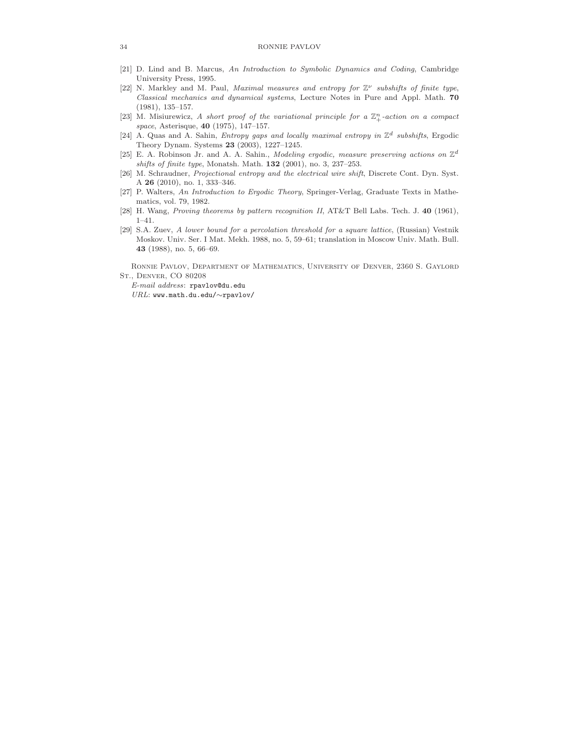[21] D. Lind and B. Marcus, *An Introduction to Symbolic Dynamics and Coding*, Cambridge University Press, 1995.

[22] N. Markley and M. Paul, *Maximal measures and entropy for $\mathbb{Z}^\nu$ subshifts of finite type*, *Classical mechanics and dynamical systems*, Lecture Notes in Pure and Appl. Math. **70** (1981), 135–157.

[23] M. Misiurewicz, *A short proof of the variational principle for a $\mathbb{Z}_+^n$-action on a compact space*, Asterisque, **40** (1975), 147–157.

[24] A. Quas and A. Sahin, *Entropy gaps and locally maximal entropy in $\mathbb{Z}^d$ subshifts*, Ergodic Theory Dynam. Systems **23** (2003), 1227–1245.

[25] E. A. Robinson Jr. and A. A. Sahin., *Modeling ergodic, measure preserving actions on $\mathbb{Z}^d$ shifts of finite type*, Monatsh. Math. **132** (2001), no. 3, 237–253.

[26] M. Schraudner, *Projectional entropy and the electrical wire shift*, Discrete Cont. Dyn. Syst. A **26** (2010), no. 1, 333–346.

[27] P. Walters, *An Introduction to Ergodic Theory*, Springer-Verlag, Graduate Texts in Mathematics, vol. 79, 1982.

[28] H. Wang, *Proving theorems by pattern recognition II*, AT&T Bell Labs. Tech. J. **40** (1961), 1–41.

[29] S.A. Zuev, *A lower bound for a percolation threshold for a square lattice*, (Russian) Vestnik Moskov. Univ. Ser. I Mat. Mekh. 1988, no. 5, 59–61; translation in Moscow Univ. Math. Bull. **43** (1988), no. 5, 66–69.

Ronnie Pavlov, Department of Mathematics, University of Denver, 2360 S. Gaylord St., Denver, CO 80208

*E-mail address*: rpavlov@du.edu

*URL*: www.math.du.edu/∼rpavlov/